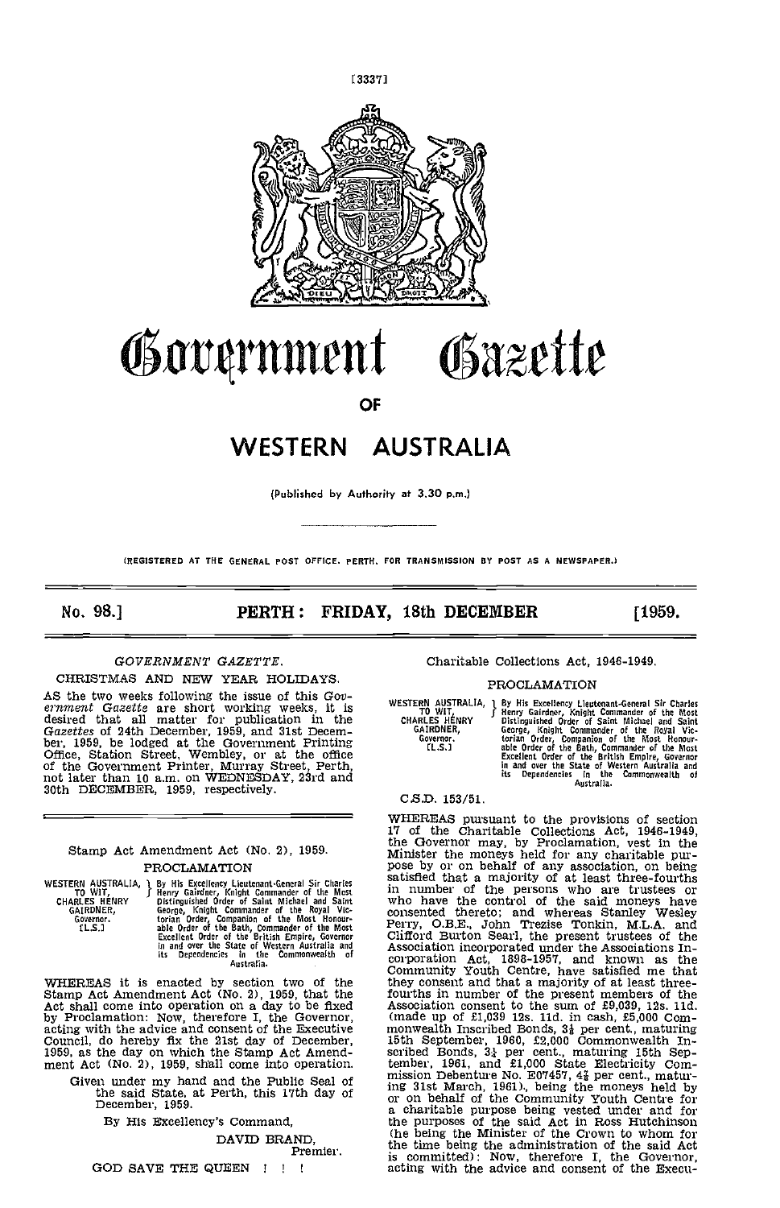[3337]

# Government Gazette

## OF

# WESTERN AUSTRALIA

(Published by Authority at 3.30 p.m.)

(REGISTERED AT THE GENERAL POST OFFICE, PERTH, FOR TRANSMISSION BY POST AS A NEWSPAPER.)

**No. 98.] PERTH: FRIDAY, 18th DECEMBER [1959.**

---

*GOVERNMENT GAZETTE.*

CHRISTMAS AND NEW YEAR HOLIDAYS.

AS the two weeks following the issue of this *Government Gazette* are short working weeks, it is desired that all matter for publication in the *Gazettes* of 24th December, 1959, and 31st December, 1959, be lodged at the Government Printing Office, Station Street, Wembley, or at the office of the Government Printer, Murray Street, Perth, not later than 10 a.m. on WEDNESDAY, 23rd and 30th DECEMBER, 1959, respectively.

---

Stamp Act Amendment Act (No. 2), 1959.

PROCLAMATION

WESTERN AUSTRALIA, TO WIT, CHARLES HENRY GAIRDNER, Governor. [L.S.] } By His Excellency Lieutenant-General Sir Charles Henry Gairdner, Knight Commander of the Most Distinguished Order of Saint Michael and Saint George, Knight Commander of the Royal Victorian Order, Companion of the Most Honourable Order of the Bath, Commander of the Most Excellent Order of the British Empire, Governor in and over the State of Western Australia and its Dependencies in the Commonwealth of Australia.

WHEREAS it is enacted by section two of the Stamp Act Amendment Act (No. 2), 1959, that the Act shall come into operation on a day to be fixed by Proclamation: Now, therefore I, the Governor, acting with the advice and consent of the Executive Council, do hereby fix the 21st day of December, 1959, as the day on which the Stamp Act Amendment Act (No. 2), 1959, shall come into operation.

Given under my hand and the Public Seal of the said State, at Perth, this 17th day of December, 1959.

By His Excellency's Command,

DAVID BRAND,
Premier.

GOD SAVE THE QUEEN ! ! !

---

Charitable Collections Act, 1946-1949.

PROCLAMATION

WESTERN AUSTRALIA, TO WIT, CHARLES HENRY GAIRDNER, Governor. [L.S.] } By His Excellency Lieutenant-General Sir Charles Henry Gairdner, Knight Commander of the Most Distinguished Order of Saint Michael and Saint George, Knight Commander of the Royal Victorian Order, Companion of the Most Honourable Order of the Bath, Commander of the Most Excellent Order of the British Empire, Governor in and over the State of Western Australia and its Dependencies in the Commonwealth of Australia.

C.S.D. 153/51.

WHEREAS pursuant to the provisions of section 17 of the Charitable Collections Act, 1946-1949, the Governor may, by Proclamation, vest in the Minister the moneys held for any charitable purpose by or on behalf of any association, on being satisfied that a majority of at least three-fourths in number of the persons who are trustees or who have the control of the said moneys have consented thereto; and whereas Stanley Wesley Perry, O.B.E., John Trezise Tonkin, M.L.A. and Clifford Burton Searl, the present trustees of the Association incorporated under the Associations Incorporation Act, 1898-1957, and known as the Community Youth Centre, have satisfied me that they consent and that a majority of at least three-fourths in number of the present members of the Association consent to the sum of £9,039, 12s. 11d. (made up of £1,039 12s. 11d. in cash, £5,000 Commonwealth Inscribed Bonds, 3½ per cent., maturing 15th September, 1960, £2,000 Commonwealth Inscribed Bonds, 3½ per cent., maturing 15th September, 1961, and £1,000 State Electricity Commission Debenture No. E07457, 4¾ per cent., maturing 31st March, 1961), being the moneys held by or on behalf of the Community Youth Centre for a charitable purpose being vested under and for the purposes of the said Act in Ross Hutchinson (he being the Minister of the Crown to whom for the time being the administration of the said Act is committed): Now, therefore I, the Governor, acting with the advice and consent of the Execu-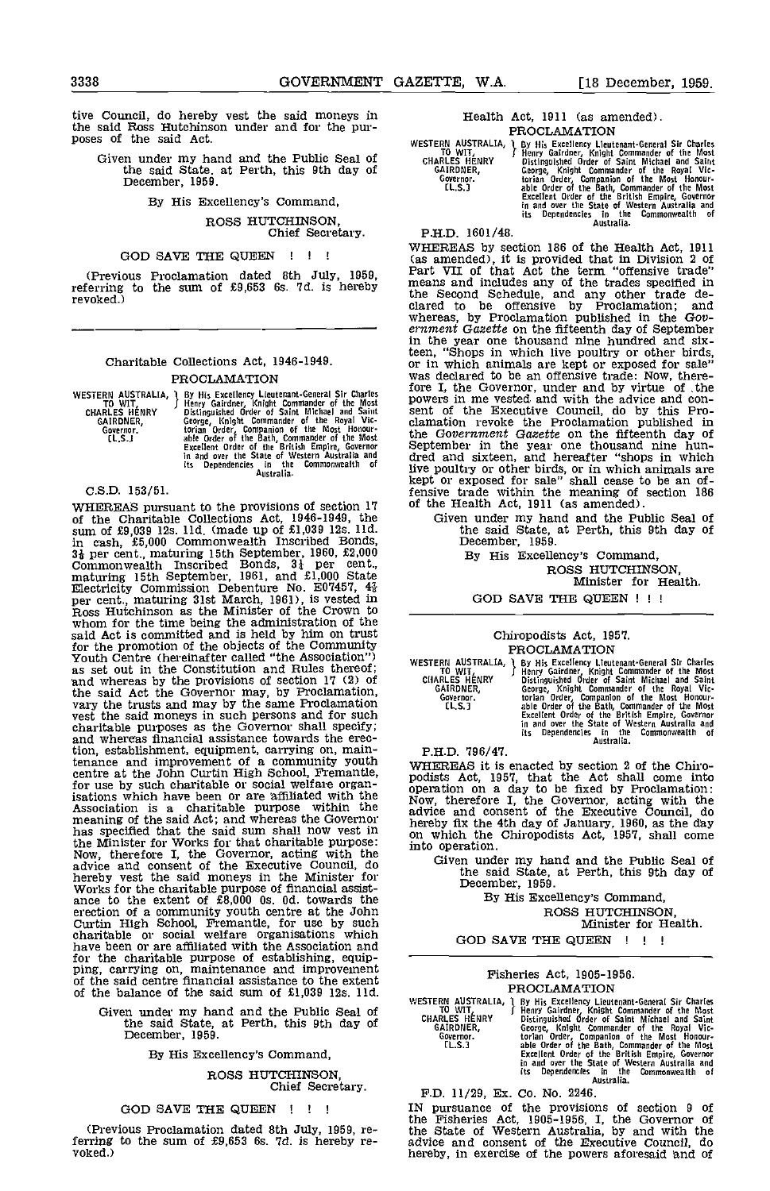tive Council, do hereby vest the said moneys in the said Ross Hutchinson under and for the purposes of the said Act.

Given under my hand and the Public Seal of the said State, at Perth, this 9th day of December, 1959.

By His Excellency's Command,

ROSS HUTCHINSON,
Chief Secretary.

GOD SAVE THE QUEEN ! ! !

(Previous Proclamation dated 8th July, 1959, referring to the sum of £9,653 6s. 7d. is hereby revoked.)

---

Charitable Collections Act, 1946-1949.

## PROCLAMATION

WESTERN AUSTRALIA, TO WIT, CHARLES HENRY GAIRDNER, Governor. [L.S.] } By His Excellency Lieutenant-General Sir Charles Henry Gairdner, Knight Commander of the Most Distinguished Order of Saint Michael and Saint George, Knight Commander of the Royal Victorian Order, Companion of the Most Honourable Order of the Bath, Commander of the Most Excellent Order of the British Empire, Governor in and over the State of Western Australia and its Dependencies in the Commonwealth of Australia.

C.S.D. 153/51.

WHEREAS pursuant to the provisions of section 17 of the Charitable Collections Act, 1946-1949, the sum of £9,039 12s. 11d. (made up of £1,039 12s. 11d. in cash, £5,000 Commonwealth Inscribed Bonds, 3½ per cent., maturing 15th September, 1960, £2,000 Commonwealth Inscribed Bonds, 3½ per cent., maturing 15th September, 1961, and £1,000 State Electricity Commission Debenture No. E07457, 4⅞ per cent., maturing 31st March, 1961), is vested in Ross Hutchinson as the Minister of the Crown to whom for the time being the administration of the said Act is committed and is held by him on trust for the promotion of the objects of the Community Youth Centre (hereinafter called "the Association") as set out in the Constitution and Rules thereof; and whereas by the provisions of section 17 (2) of the said Act the Governor may, by Proclamation, vary the trusts and may by the same Proclamation vest the said moneys in such persons and for such charitable purposes as the Governor shall specify; and whereas financial assistance towards the erection, establishment, equipment, carrying on, maintenance and improvement of a community youth centre at the John Curtin High School, Fremantle, for use by such charitable or social welfare organisations which have been or are affiliated with the Association is a charitable purpose within the meaning of the said Act; and whereas the Governor has specified that the said sum shall now vest in the Minister for Works for that charitable purpose: Now, therefore I, the Governor, acting with the advice and consent of the Executive Council, do hereby vest the said moneys in the Minister for Works for the charitable purpose of financial assistance to the extent of £8,000 0s. 0d. towards the erection of a community youth centre at the John Curtin High School, Fremantle, for use by such charitable or social welfare organisations which have been or are affiliated with the Association and for the charitable purpose of establishing, equipping, carrying on, maintenance and improvement of the said centre financial assistance to the extent of the balance of the said sum of £1,039 12s. 11d.

Given under my hand and the Public Seal of the said State, at Perth, this 9th day of December, 1959.

By His Excellency's Command,

ROSS HUTCHINSON,
Chief Secretary.

GOD SAVE THE QUEEN ! ! !

(Previous Proclamation dated 8th July, 1959, referring to the sum of £9,653 6s. 7d. is hereby revoked.)

---

Health Act, 1911 (as amended).

## PROCLAMATION

WESTERN AUSTRALIA, TO WIT, CHARLES GAIRDNER, Governor. [L.S.] } By His Excellency Lieutenant-General Sir Charles Henry Gairdner, Knight Commander of the Most Distinguished Order of Saint Michael and Saint George, Knight Commander of the Royal Victorian Order, Companion of the Most Honourable Order of the Bath, Commander of the Most Excellent Order of the British Empire, Governor in and over the State of Western Australia and its Dependencies in the Commonwealth of Australia.

P.H.D. 1601/48.

WHEREAS by section 186 of the Health Act, 1911 (as amended), it is provided that in Division 2 of Part VII of that Act the term "offensive trade" means and includes any of the trades specified in the Second Schedule, and any other trade declared to be offensive by Proclamation; and whereas, by Proclamation published in the *Government Gazette* on the fifteenth day of September in the year one thousand nine hundred and sixteen, "Shops in which live poultry or other birds, or in which animals are kept or exposed for sale" was declared to be an offensive trade: Now, therefore I, the Governor, under and by virtue of the powers in me vested and with the advice and consent of the Executive Council, do by this Proclamation revoke the Proclamation published in the *Government Gazette* on the fifteenth day of September in the year one thousand nine hundred and sixteen, and hereafter "shops in which live poultry or other birds, or in which animals are kept or exposed for sale" shall cease to be an offensive trade within the meaning of section 186 of the Health Act, 1911 (as amended).

Given under my hand and the Public Seal of the said State, at Perth, this 9th day of December, 1959.

By His Excellency's Command,

ROSS HUTCHINSON,
Minister for Health.

GOD SAVE THE QUEEN ! ! !

---

Chiropodists Act, 1957.

## PROCLAMATION

WESTERN AUSTRALIA, TO WIT, CHARLES HENRY GAIRDNER, Governor. [L.S.] } By His Excellency Lieutenant-General Sir Charles Henry Gairdner, Knight Commander of the Most Distinguished Order of Saint Michael and Saint George, Knight Commander of the Royal Victorian Order, Companion of the Most Honourable Order of the Bath, Commander of the Most Excellent Order of the British Empire, Governor in and over the State of Western Australia and its Dependencies in the Commonwealth of Australia.

P.H.D. 796/47.

WHEREAS it is enacted by section 2 of the Chiropodists Act, 1957, that the Act shall come into operation on a day to be fixed by Proclamation: Now, therefore I, the Governor, acting with the advice and consent of the Executive Council, do hereby fix the 4th day of January, 1960, as the day on which the Chiropodists Act, 1957, shall come into operation.

Given under my hand and the Public Seal of the said State, at Perth, this 9th day of December, 1959.

By His Excellency's Command,

ROSS HUTCHINSON,
Minister for Health.

GOD SAVE THE QUEEN ! ! !

---

Fisheries Act, 1905-1956.

## PROCLAMATION

WESTERN AUSTRALIA, TO WIT, CHARLES HENRY GAIRDNER, Governor. [L.S.] } By His Excellency Lieutenant-General Sir Charles Henry Gairdner, Knight Commander of the Most Distinguished Order of Saint Michael and Saint George, Knight Commander of the Royal Victorian Order, Companion of the Most Honourable Order of the Bath, Commander of the Most Excellent Order of the British Empire, Governor in and over the State of Western Australia and its Dependencies in the Commonwealth of Australia.

F.D. 11/29, Ex. Co. No. 2246.

IN pursuance of the provisions of section 9 of the Fisheries Act, 1905-1956, I, the Governor of the State of Western Australia, by and with the advice and consent of the Executive Council, do hereby, in exercise of the powers aforesaid and of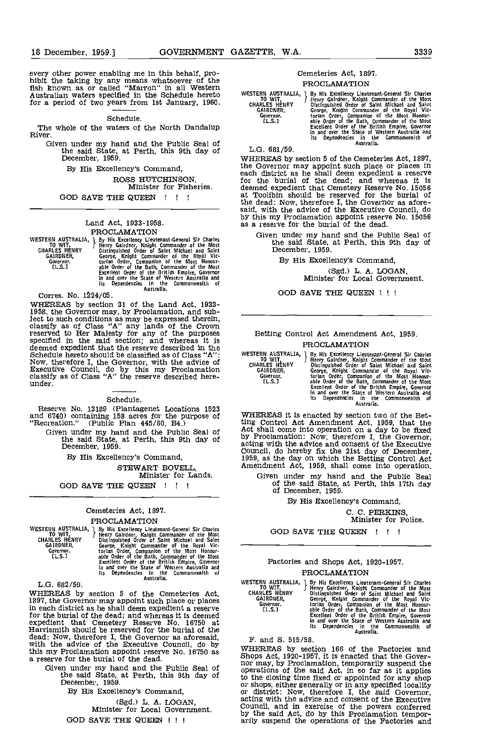every other power enabling me in this behalf, prohibit the taking by any means whatsoever of the fish known as or called "Marron" in all Western Australian waters specified in the Schedule hereto for a period of two years from 1st January, 1960.

Schedule.

The whole of the waters of the North Dandalup River.

Given under my hand and the Public Seal of the said State, at Perth, this 9th day of December, 1959.

By His Excellency's Command,

ROSS HUTCHINSON,
Minister for Fisheries.

GOD SAVE THE QUEEN ! ! !

---

Land Act, 1933-1958.

PROCLAMATION

WESTERN AUSTRALIA, TO WIT, CHARLES HENRY GAIRDNER, Governor. [L.S.] } By His Excellency Lieutenant-General Sir Charles Henry Gairdner, Knight Commander of the Most Distinguished Order of Saint Michael and Saint George, Knight Commander of the Royal Victorian Order, Companion of the Most Honourable Order of the Bath, Commander of the Most Excellent Order of the British Empire, Governor in and over the State of Western Australia and its Dependencies in the Commonwealth of Australia.

Corres. No. 1224/05.

WHEREAS by section 31 of the Land Act, 1933-1958, the Governor may, by Proclamation, and subject to such conditions as may be expressed therein, classify as of Class "A" any lands of the Crown reserved to Her Majesty for any of the purposes specified in the said section; and whereas it is deemed expedient that the reserve described in the Schedule hereto should be classified as of Class "A": Now, therefore I, the Governor, with the advice of Executive Council, do by this my Proclamation classify as of Class "A" the reserve described hereunder.

Schedule.

Reserve No. 13189 (Plantagenet Locations 1523 and 6740) containing 158 acres for the purpose of "Recreation." (Public Plan 445/80, B4.)

Given under my hand and the Public Seal of the said State, at Perth, this 9th day of December, 1959.

By His Excellency's Command,

STEWART BOVELL,
Minister for Lands.

GOD SAVE THE QUEEN ! ! !

---

Cemeteries Act, 1897.

PROCLAMATION

WESTERN AUSTRALIA, TO WIT, CHARLES HENRY GAIRDNER, Governor. [L.S.] } By His Excellency Lieutenant-General Sir Charles Henry Gairdner, Knight Commander of the Most Distinguished Order of Saint Michael and Saint George, Knight Commander of the Royal Victorian Order, Companion of the Most Honourable Order of the Bath, Commander of the Most Excellent Order of the British Empire, Governor in and over the State of Western Australia and its Dependencies in the Commonwealth of Australia.

L.G. 682/59.

WHEREAS by section 5 of the Cemeteries Act, 1897, the Governor may appoint such place or places in each district as he shall deem expedient a reserve for the burial of the dead; and whereas it is deemed expedient that Cemetery Reserve No. 16750 at Harrismith should be reserved for the burial of the dead: Now, therefore I, the Governor as aforesaid, with the advice of the Executive Council, do by this my Proclamation appoint reserve No. 16750 as a reserve for the burial of the dead.

Given under my hand and the Public Seal of the said State, at Perth, this 9th day of December, 1959.

By His Excellency's Command,

(Sgd.) L. A. LOGAN,
Minister for Local Government.

GOD SAVE THE QUEEN ! ! !

---

Cemeteries Act, 1897.

PROCLAMATION

WESTERN AUSTRALIA, TO WIT, CHARLES HENRY GAIRDNER, Governor. [L.S.] } By His Excellency Lieutenant-General Sir Charles Henry Gairdner, Knight Commander of the Most Distinguished Order of Saint Michael and Saint George, Knight Commander of the Royal Victorian Order, Companion of the Most Honourable Order of the Bath, Commander of the Most Excellent Order of the British Empire, Governor in and over the State of Western Australia and its Dependencies in the Commonwealth of Australia.

L.G. 681/59.

WHEREAS by section 5 of the Cemeteries Act, 1897, the Governor may appoint such place or places in each district as he shall deem expedient a reserve for the burial of the dead; and whereas it is deemed expedient that Cemetery Reserve No. 15056 at Toolibin should be reserved for the burial of the dead: Now, therefore I, the Governor as aforesaid, with the advice of the Executive Council, do by this my Proclamation appoint reserve No. 15056 as a reserve for the burial of the dead.

Given under my hand and the Public Seal of the said State, at Perth, this 9th day of December, 1959.

By His Excellency's Command,

(Sgd.) L. A. LOGAN,
Minister for Local Government.

GOD SAVE THE QUEEN ! ! !

---

Betting Control Act Amendment Act, 1959.

PROCLAMATION

WESTERN AUSTRALIA, TO WIT, CHARLES HENRY GAIRDNER, Governor. [L.S.] } By His Excellency Lieutenant-General Sir Charles Henry Gairdner, Knight Commander of the Most Distinguished Order of Saint Michael and Saint George, Knight Commander of the Royal Victorian Order, Companion of the Most Honourable Order of the Bath, Commander of the Most Excellent Order of the British Empire, Governor in and over the State of Western Australia and its Dependencies in the Commonwealth of Australia.

WHEREAS it is enacted by section two of the Betting Control Act Amendment Act, 1959, that the Act shall come into operation on a day to be fixed by Proclamation: Now, therefore I, the Governor, acting with the advice and consent of the Executive Council, do hereby fix the 21st day of December, 1959, as the day on which the Betting Control Act Amendment Act, 1959, shall come into operation.

Given under my hand and the Public Seal of the said State, at Perth, this 17th day of December, 1959.

By His Excellency's Command,

C. C. PERKINS,
Minister for Police.

GOD SAVE THE QUEEN ! ! !

---

Factories and Shops Act, 1920-1957.

PROCLAMATION

WESTERN AUSTRALIA, TO WIT, CHARLES HENRY GAIRDNER, Governor. [L.S.] } By His Excellency Lieutenant-General Sir Charles Henry Gairdner, Knight Commander of the Most Distinguished Order of Saint Michael and Saint George, Knight Commander of the Royal Victorian Order, Companion of the Most Honourable Order of the Bath, Commander of the Most Excellent Order of the British Empire, Governor in and over the State of Western Australia and its Dependencies in the Commonwealth of Australia.

F. and S. 515/58.

WHEREAS by section 166 of the Factories and Shops Act, 1920-1957, it is enacted that the Governor may, by Proclamation, temporarily suspend the operations of the said Act, in so far as it applies to the closing time fixed or appointed for any shop or shops, either generally or in any specified locality or district: Now, therefore I, the said Governor, acting with the advice and consent of the Executive Council, and in exercise of the powers conferred by the said Act, do by this Proclamation temporarily suspend the operations of the Factories and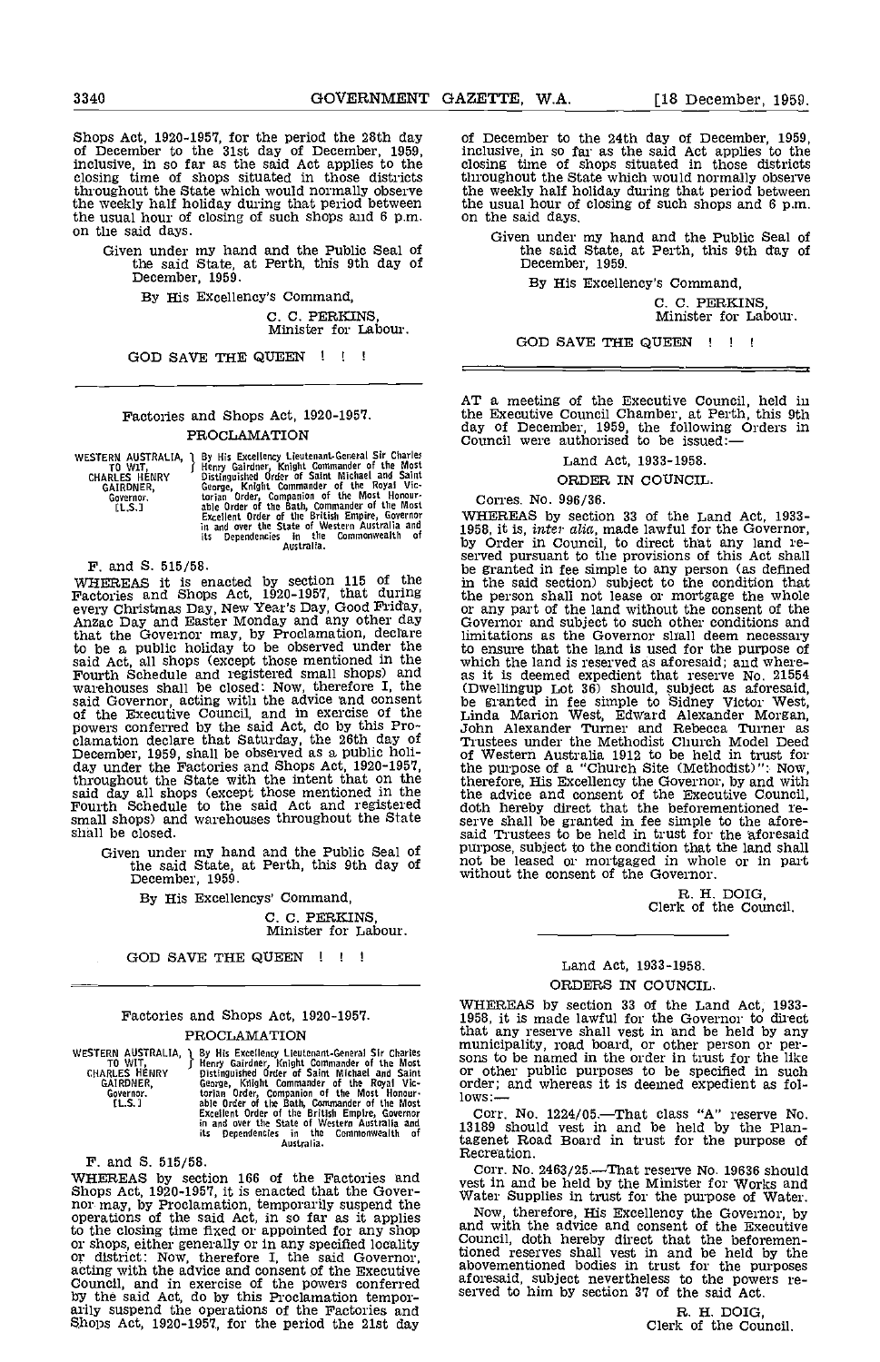Shops Act, 1920-1957, for the period the 28th day of December to the 31st day of December, 1959, inclusive, in so far as the said Act applies to the closing time of shops situated in those districts throughout the State which would normally observe the weekly half holiday during that period between the usual hour of closing of such shops and 6 p.m. on the said days.

Given under my hand and the Public Seal of the said State, at Perth, this 9th day of December, 1959.

By His Excellency's Command,

C. C. PERKINS,
Minister for Labour.

GOD SAVE THE QUEEN ! ! !

---

## Factories and Shops Act, 1920-1957.

### PROCLAMATION

WESTERN AUSTRALIA, TO WIT, CHARLES HENRY GAIRDNER, Governor. [L.S.] } By His Excellency Lieutenant-General Sir Charles Henry Gairdner, Knight Commander of the Most Distinguished Order of Saint Michael and Saint George, Knight Commander of the Royal Victorian Order, Companion of the Most Honourable Order of the Bath, Commander of the Most Excellent Order of the British Empire, Governor in and over the State of Western Australia and its Dependencies in the Commonwealth of Australia.

F. and S. 515/58.

WHEREAS it is enacted by section 115 of the Factories and Shops Act, 1920-1957, that during every Christmas Day, New Year's Day, Good Friday, Anzac Day and Easter Monday and any other day that the Governor may, by Proclamation, declare to be a public holiday to be observed under the said Act, all shops (except those mentioned in the Fourth Schedule and registered small shops) and warehouses shall be closed: Now, therefore I, the said Governor, acting with the advice and consent of the Executive Council, and in exercise of the powers conferred by the said Act, do by this Proclamation declare that Saturday, the 26th day of December, 1959, shall be observed as a public holiday under the Factories and Shops Act, 1920-1957, throughout the State with the intent that on the said day all shops (except those mentioned in the Fourth Schedule to the said Act and registered small shops) and warehouses throughout the State shall be closed.

Given under my hand and the Public Seal of the said State, at Perth, this 9th day of December, 1959.

By His Excellencys' Command,

C. C. PERKINS,
Minister for Labour.

GOD SAVE THE QUEEN ! ! !

---

## Factories and Shops Act, 1920-1957.

### PROCLAMATION

WESTERN AUSTRALIA, TO WIT, CHARLES HENRY GAIRDNER, Governor. [L.S.] } By His Excellency Lieutenant-General Sir Charles Henry Gairdner, Knight Commander of the Most Distinguished Order of Saint Michael and Saint George, Knight Commander of the Royal Victorian Order, Companion of the Most Honourable Order of the Bath, Commander of the Most Excellent Order of the British Empire, Governor in and over the State of Western Australia and its Dependencies in the Commonwealth of Australia.

F. and S. 515/58.

WHEREAS by section 166 of the Factories and Shops Act, 1920-1957, it is enacted that the Governor may, by Proclamation, temporarily suspend the operations of the said Act, in so far as it applies to the closing time fixed or appointed for any shop or shops, either generally or in any specified locality or district: Now, therefore I, the said Governor, acting with the advice and consent of the Executive Council, and in exercise of the powers conferred by the said Act, do by this Proclamation temporarily suspend the operations of the Factories and Shops Act, 1920-1957, for the period the 21st day of December to the 24th day of December, 1959, inclusive, in so far as the said Act applies to the closing time of shops situated in those districts throughout the State which would normally observe the weekly half holiday during that period between the usual hour of closing of such shops and 6 p.m. on the said days.

Given under my hand and the Public Seal of the said State, at Perth, this 9th day of December, 1959.

By His Excellency's Command,

C. C. PERKINS,
Minister for Labour.

GOD SAVE THE QUEEN ! ! !

---

AT a meeting of the Executive Council, held in the Executive Council Chamber, at Perth, this 9th day of December, 1959, the following Orders in Council were authorised to be issued:—

## Land Act, 1933-1958.

### ORDER IN COUNCIL.

Corres. No. 996/36.

WHEREAS by section 33 of the Land Act, 1933-1958, it is, *inter alia*, made lawful for the Governor, by Order in Council, to direct that any land reserved pursuant to the provisions of this Act shall be granted in fee simple to any person (as defined in the said section) subject to the condition that the person shall not lease or mortgage the whole or any part of the land without the consent of the Governor and subject to such other conditions and limitations as the Governor shall deem necessary to ensure that the land is used for the purpose of which the land is reserved as aforesaid; and whereas it is deemed expedient that reserve No. 21554 (Dwellingup Lot 36) should, subject as aforesaid, be granted in fee simple to Sidney Victor West, Linda Marion West, Edward Alexander Morgan, John Alexander Turner and Rebecca Turner as Trustees under the Methodist Church Model Deed of Western Australia 1912 to be held in trust for the purpose of a "Church Site (Methodist)": Now, therefore, His Excellency the Governor, by and with the advice and consent of the Executive Council, doth hereby direct that the beforementioned reserve shall be granted in fee simple to the aforesaid Trustees to be held in trust for the aforesaid purpose, subject to the condition that the land shall not be leased or mortgaged in whole or in part without the consent of the Governor.

R. H. DOIG,
Clerk of the Council.

---

## Land Act, 1933-1958.

### ORDERS IN COUNCIL.

WHEREAS by section 33 of the Land Act, 1933-1958, it is made lawful for the Governor to direct that any reserve shall vest in and be held by any municipality, road board, or other person or persons to be named in the order in trust for the like or other public purposes to be specified in such order; and whereas it is deemed expedient as follows:—

Corr. No. 1224/05.—That class "A" reserve No. 13189 should vest in and be held by the Plantagenet Road Board in trust for the purpose of Recreation.

Corr. No. 2463/25.—That reserve No. 19636 should vest in and be held by the Minister for Works and Water Supplies in trust for the purpose of Water.

Now, therefore, His Excellency the Governor, by and with the advice and consent of the Executive Council, doth hereby direct that the beforementioned reserves shall vest in and be held by the abovementioned bodies in trust for the purposes aforesaid, subject nevertheless to the powers reserved to him by section 37 of the said Act.

R. H. DOIG,
Clerk of the Council.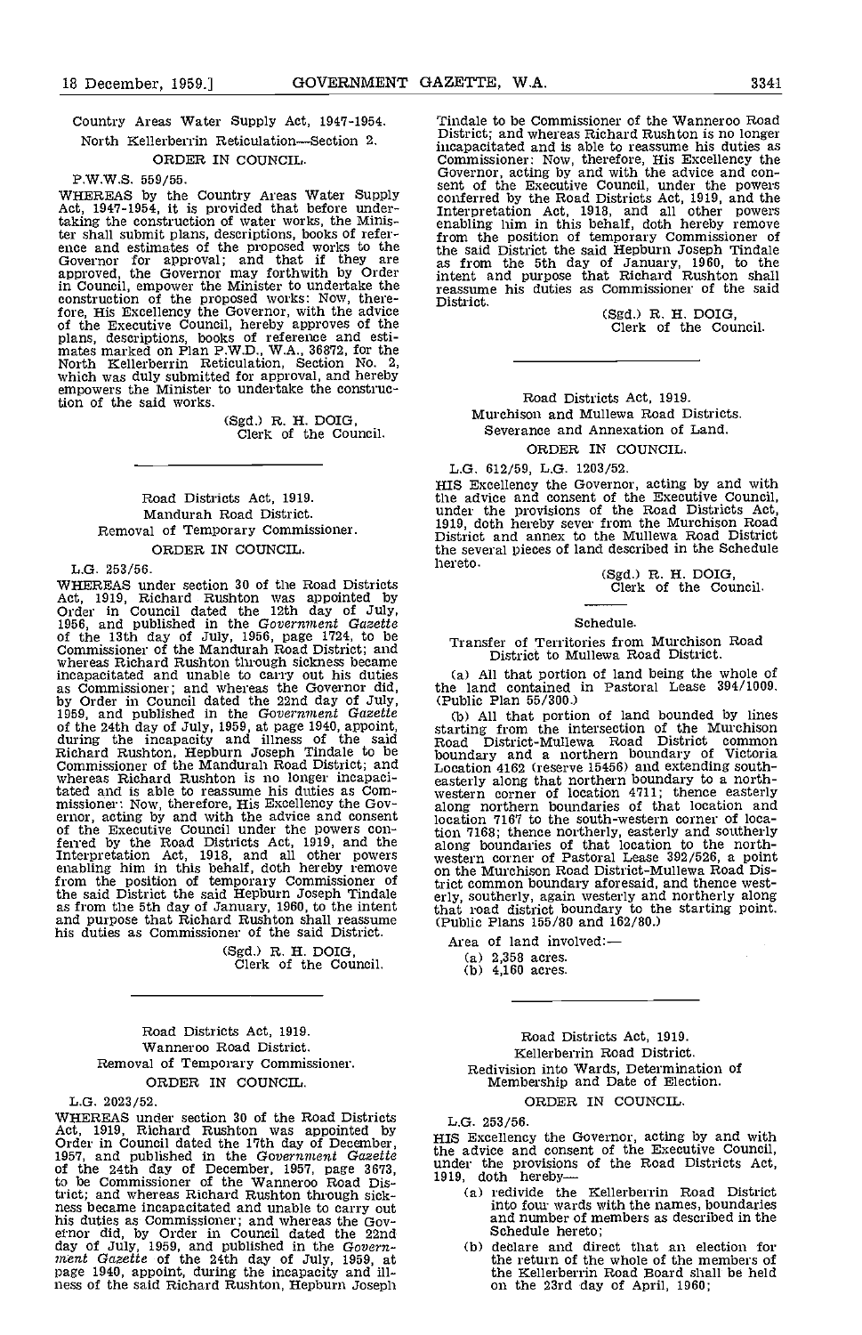Country Areas Water Supply Act, 1947-1954.

North Kellerberrin Reticulation—Section 2.

ORDER IN COUNCIL.

P.W.W.S. 559/55.

WHEREAS by the Country Areas Water Supply Act, 1947-1954, it is provided that before undertaking the construction of water works, the Minister shall submit plans, descriptions, books of reference and estimates of the proposed works to the Governor for approval; and that if they are approved, the Governor may forthwith by Order in Council, empower the Minister to undertake the construction of the proposed works: Now, therefore, His Excellency the Governor, with the advice of the Executive Council, hereby approves of the plans, descriptions, books of reference and estimates marked on Plan P.W.D., W.A., 36872, for the North Kellerberrin Reticulation, Section No. 2, which was duly submitted for approval, and hereby empowers the Minister to undertake the construction of the said works.

(Sgd.) R. H. DOIG,
Clerk of the Council.

---

Road Districts Act, 1919.

Mandurah Road District.

Removal of Temporary Commissioner.

ORDER IN COUNCIL.

L.G. 253/56.

WHEREAS under section 30 of the Road Districts Act, 1919, Richard Rushton was appointed by Order in Council dated the 12th day of July, 1956, and published in the *Government Gazette* of the 13th day of July, 1956, page 1724, to be Commissioner of the Mandurah Road District; and whereas Richard Rushton through sickness became incapacitated and unable to carry out his duties as Commissioner; and whereas the Governor did, by Order in Council dated the 22nd day of July, 1959, and published in the *Government Gazette* of the 24th day of July, 1959, at page 1940, appoint, during the incapacity and illness of the said Richard Rushton, Hepburn Joseph Tindale to be Commissioner of the Mandurah Road District; and whereas Richard Rushton is no longer incapacitated and is able to reassume his duties as Commissioner: Now, therefore, His Excellency the Governor, acting by and with the advice and consent of the Executive Council under the powers conferred by the Road Districts Act, 1919, and the Interpretation Act, 1918, and all other powers enabling him in this behalf, doth hereby remove from the position of temporary Commissioner of the said District the said Hepburn Joseph Tindale as from the 5th day of January, 1960, to the intent and purpose that Richard Rushton shall reassume his duties as Commissioner of the said District.

(Sgd.) R. H. DOIG,
Clerk of the Council.

---

Road Districts Act, 1919.

Wanneroo Road District.

Removal of Temporary Commissioner.

ORDER IN COUNCIL.

L.G. 2023/52.

WHEREAS under section 30 of the Road Districts Act, 1919, Richard Rushton was appointed by Order in Council dated the 17th day of December, 1957, and published in the *Government Gazette* of the 24th day of December, 1957, page 3673, to be Commissioner of the Wanneroo Road District; and whereas Richard Rushton through sickness became incapacitated and unable to carry out his duties as Commissioner; and whereas the Governor did, by Order in Council dated the 22nd day of July, 1959, and published in the *Government Gazette* of the 24th day of July, 1959, at page 1940, appoint, during the incapacity and illness of the said Richard Rushton, Hepburn Joseph Tindale to be Commissioner of the Wanneroo Road District; and whereas Richard Rushton is no longer incapacitated and is able to reassume his duties as Commissioner: Now, therefore, His Excellency the Governor, acting by and with the advice and consent of the Executive Council, under the powers conferred by the Road Districts Act, 1919, and the Interpretation Act, 1918, and all other powers enabling him in this behalf, doth hereby remove from the position of temporary Commissioner of the said District the said Hepburn Joseph Tindale as from the 5th day of January, 1960, to the intent and purpose that Richard Rushton shall reassume his duties as Commissioner of the said District.

(Sgd.) R. H. DOIG,
Clerk of the Council.

---

Road Districts Act, 1919.

Murchison and Mullewa Road Districts.

Severance and Annexation of Land.

ORDER IN COUNCIL.

L.G. 612/59, L.G. 1203/52.

HIS Excellency the Governor, acting by and with the advice and consent of the Executive Council, under the provisions of the Road Districts Act, 1919, doth hereby sever from the Murchison Road District and annex to the Mullewa Road District the several pieces of land described in the Schedule hereto.

(Sgd.) R. H. DOIG,
Clerk of the Council.

Schedule.

Transfer of Territories from Murchison Road District to Mullewa Road District.

(a) All that portion of land being the whole of the land contained in Pastoral Lease 394/1009. (Public Plan 55/300.)

(b) All that portion of land bounded by lines starting from the intersection of the Murchison Road District-Mullewa Road District common boundary and a northern boundary of Victoria Location 4162 (reserve 15456) and extending southeasterly along that northern boundary to a northwestern corner of location 4711; thence easterly along northern boundaries of that location and location 7167 to the south-western corner of location 7168; thence northerly, easterly and southerly along boundaries of that location to the northwestern corner of Pastoral Lease 392/526, a point on the Murchison Road District-Mullewa Road District common boundary aforesaid, and thence westerly, southerly, again westerly and northerly along that road district boundary to the starting point. (Public Plans 155/80 and 162/80.)

Area of land involved:—

(a) 2,358 acres.
(b) 4,160 acres.

---

Road Districts Act, 1919.

Kellerberrin Road District.

Redivision into Wards, Determination of Membership and Date of Election.

ORDER IN COUNCIL.

L.G. 253/56.

HIS Excellency the Governor, acting by and with the advice and consent of the Executive Council, under the provisions of the Road Districts Act, 1919, doth hereby—

(a) redivide the Kellerberrin Road District into four wards with the names, boundaries and number of members as described in the Schedule hereto;

(b) declare and direct that an election for the return of the whole of the members of the Kellerberrin Road Board shall be held on the 23rd day of April, 1960;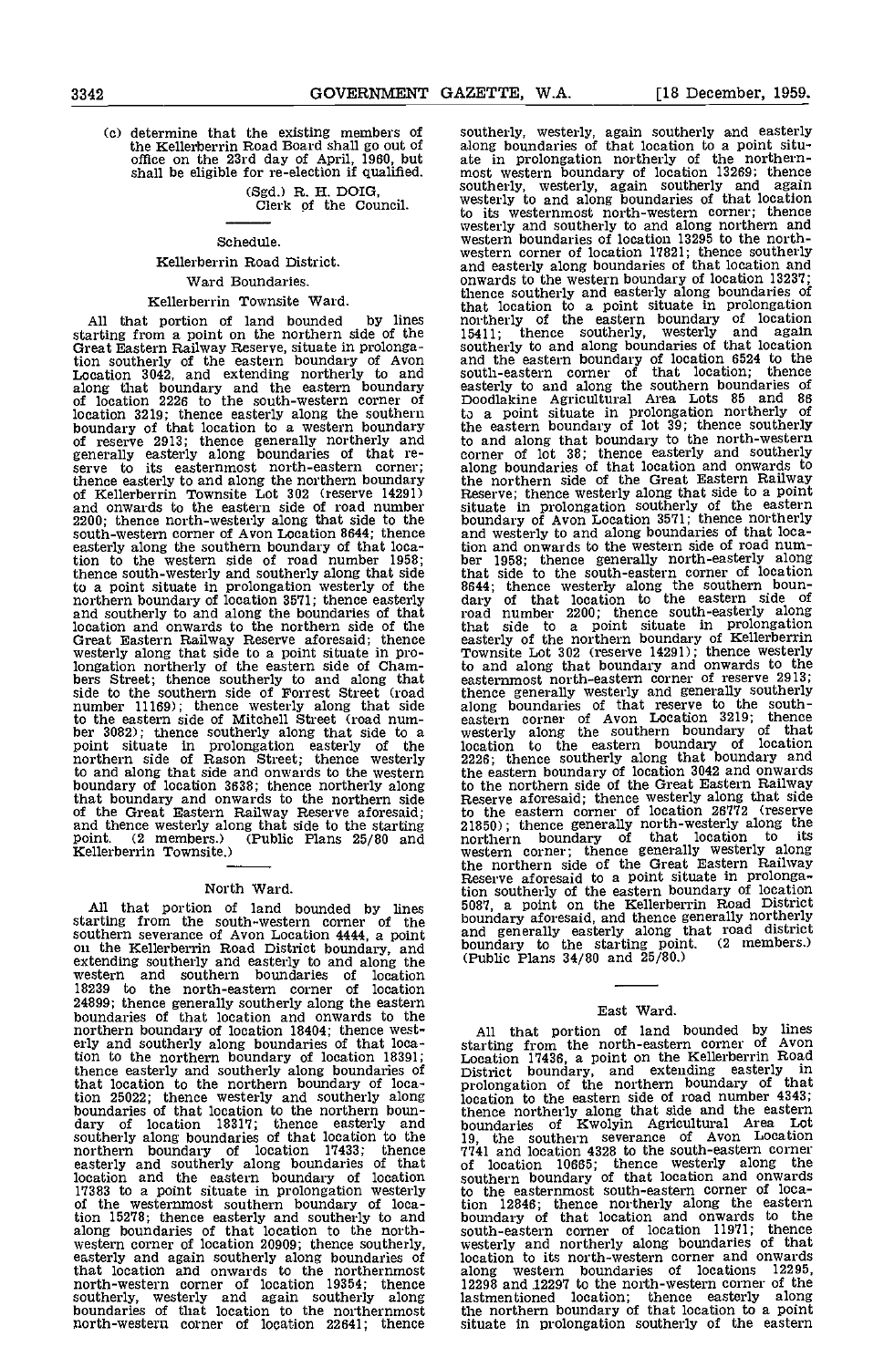(c) determine that the existing members of the Kellerberrin Road Board shall go out of office on the 23rd day of April, 1960, but shall be eligible for re-election if qualified.

(Sgd.) R. H. DOIG,
Clerk of the Council.

## Schedule.

### Kellerberrin Road District.

### Ward Boundaries.

#### Kellerberrin Townsite Ward.

All that portion of land bounded by lines starting from a point on the northern side of the Great Eastern Railway Reserve, situate in prolongation southerly of the eastern boundary of Avon Location 3042, and extending northerly to and along that boundary and the eastern boundary of location 2226 to the south-western corner of location 3219; thence easterly along the southern boundary of that location to a western boundary of reserve 2913; thence generally northerly and generally easterly along boundaries of that reserve to its easternmost north-eastern corner; thence easterly to and along the northern boundary of Kellerberrin Townsite Lot 302 (reserve 14291) and onwards to the eastern side of road number 2200; thence north-westerly along that side to the south-western corner of Avon Location 8644; thence easterly along the southern boundary of that location to the western side of road number 1958; thence south-westerly and southerly along that side to a point situate in prolongation westerly of the northern boundary of location 3571; thence easterly and southerly to and along the boundaries of that location and onwards to the northern side of the Great Eastern Railway Reserve aforesaid; thence westerly along that side to a point situate in prolongation northerly of the eastern side of Chambers Street; thence southerly to and along that side to the southern side of Forrest Street (road number 11169); thence westerly along that side to the eastern side of Mitchell Street (road number 3082); thence southerly along that side to a point situate in prolongation easterly of the northern side of Rason Street; thence westerly to and along that side and onwards to the western boundary of location 3638; thence northerly along that boundary and onwards to the northern side of the Great Eastern Railway Reserve aforesaid; and thence westerly along that side to the starting point. (2 members.) (Public Plans 25/80 and Kellerberrin Townsite.)

#### North Ward.

All that portion of land bounded by lines starting from the south-western corner of the southern severance of Avon Location 4444, a point on the Kellerberrin Road District boundary, and extending southerly and easterly to and along the western and southern boundaries of location 18239 to the north-eastern corner of location 24899; thence generally southerly along the eastern boundaries of that location and onwards to the northern boundary of location 18404; thence westerly and southerly along boundaries of that location to the northern boundary of location 18391; thence easterly and southerly along boundaries of that location to the northern boundary of location 25022; thence westerly and southerly along boundaries of that location to the northern boundary of location 18317; thence easterly and southerly along boundaries of that location to the northern boundary of location 17433; thence easterly and southerly along boundaries of that location and the eastern boundary of location 17383 to a point situate in prolongation westerly of the westernmost southern boundary of location 15278; thence easterly and southerly to and along boundaries of that location to the north-western corner of location 20909; thence southerly, easterly and again southerly along boundaries of that location and onwards to the northernmost north-western corner of location 19354; thence southerly, westerly and again southerly along boundaries of that location to the northernmost north-western corner of location 22641; thence southerly, westerly, again southerly and easterly along boundaries of that location to a point situate in prolongation northerly of the northernmost western boundary of location 13269; thence southerly, westerly, again southerly and again westerly to and along boundaries of that location to its westernmost north-western corner; thence westerly and southerly to and along northern and western boundaries of location 13295 to the north-western corner of location 17821; thence southerly and easterly along boundaries of that location and onwards to the western boundary of location 13237; thence southerly and easterly along boundaries of that location to a point situate in prolongation northerly of the eastern boundary of location 15411; thence southerly, westerly and again southerly to and along boundaries of that location and the eastern boundary of location 6524 to the south-eastern corner of that location; thence easterly to and along the southern boundaries of Doodlakine Agricultural Area Lots 85 and 86 to a point situate in prolongation northerly of the eastern boundary of lot 39; thence southerly to and along that boundary to the north-western corner of lot 38; thence easterly and southerly along boundaries of that location and onwards to the northern side of the Great Eastern Railway Reserve; thence westerly along that side to a point situate in prolongation southerly of the eastern boundary of Avon Location 3571; thence northerly and westerly to and along boundaries of that location and onwards to the western side of road number 1958; thence generally north-easterly along that side to the south-eastern corner of location 8644; thence westerly along the southern boundary of that location to the eastern side of road number 2200; thence south-easterly along that side to a point situate in prolongation easterly of the northern boundary of Kellerberrin Townsite Lot 302 (reserve 14291); thence westerly to and along that boundary and onwards to the easternmost north-eastern corner of reserve 2913; thence generally westerly and generally southerly along boundaries of that reserve to the south-eastern corner of Avon Location 3219; thence westerly along the southern boundary of that location to the eastern boundary of location 2226; thence southerly along that boundary and the eastern boundary of location 3042 and onwards to the northern side of the Great Eastern Railway Reserve aforesaid; thence westerly along that side to the eastern corner of location 26772 (reserve 21850); thence generally north-westerly along the northern boundary of that location to its western corner; thence generally westerly along the northern side of the Great Eastern Railway Reserve aforesaid to a point situate in prolongation southerly of the eastern boundary of location 5087, a point on the Kellerberrin Road District boundary aforesaid, and thence generally northerly and generally easterly along that road district boundary to the starting point. (2 members.) (Public Plans 34/80 and 25/80.)

#### East Ward.

All that portion of land bounded by lines starting from the north-eastern corner of Avon Location 17436, a point on the Kellerberrin Road District boundary, and extending easterly in prolongation of the northern boundary of that location to the eastern side of road number 4343; thence northerly along that side and the eastern boundaries of Kwolyin Agricultural Area Lot 19, the southern severance of Avon Location 7741 and location 4328 to the south-eastern corner of location 10665; thence westerly along the southern boundary of that location and onwards to the easternmost south-eastern corner of location 12846; thence northerly along the eastern boundary of that location and onwards to the south-eastern corner of location 11971; thence westerly and northerly along boundaries of that location to its north-western corner and onwards along western boundaries of locations 12295, 12298 and 12297 to the north-western corner of the lastmentioned location; thence easterly along the northern boundary of that location to a point situate in prolongation southerly of the eastern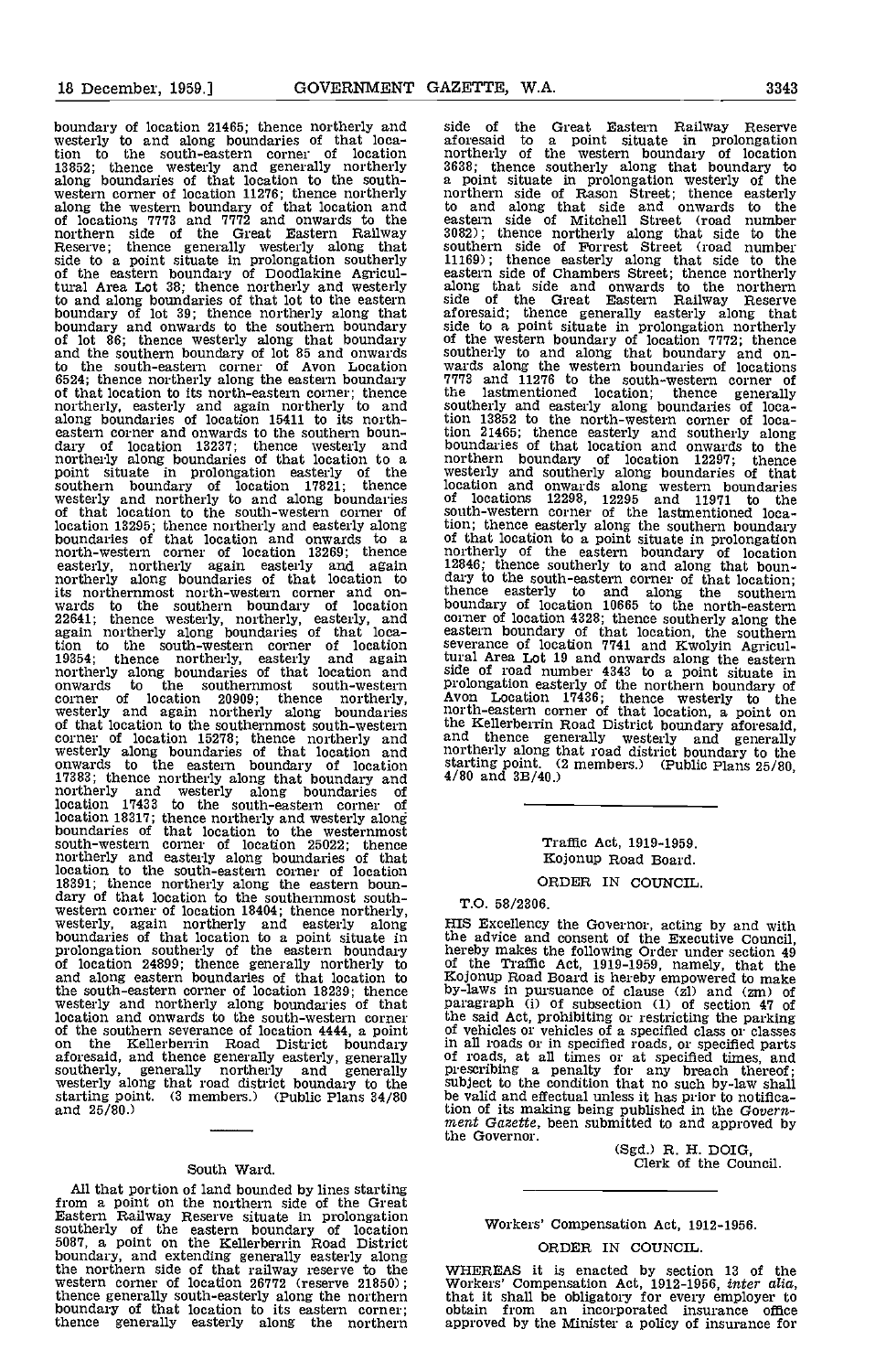boundary of location 21465; thence northerly and westerly to and along boundaries of that location to the south-eastern corner of location 13852; thence westerly and generally northerly along boundaries of that location to the south-western corner of location 11276; thence northerly along the western boundary of that location and of locations 7773 and 7772 and onwards to the northern side of the Great Eastern Railway Reserve; thence generally westerly along that side to a point situate in prolongation southerly of the eastern boundary of Doodlakine Agricultural Area Lot 38; thence northerly and westerly to and along boundaries of that lot to the eastern boundary of lot 39; thence northerly along that boundary and onwards to the southern boundary of lot 86; thence westerly along that boundary and the southern boundary of lot 85 and onwards to the south-eastern corner of Avon Location 6524; thence northerly along the eastern boundary of that location to its north-eastern corner; thence northerly, easterly and again northerly to and along boundaries of location 15411 to its north-eastern corner and onwards to the southern boundary of location 13237; thence westerly and northerly along boundaries of that location to a point situate in prolongation easterly of the southern boundary of location 17821; thence westerly and northerly to and along boundaries of that location to the south-western corner of location 13295; thence northerly and easterly along boundaries of that location and onwards to a north-western corner of location 13269; thence easterly, northerly again easterly and again northerly along boundaries of that location to its northernmost north-western corner and onwards to the southern boundary of location 22641; thence westerly, northerly, easterly, and again northerly along boundaries of that location to the south-western corner of location 19354; thence northerly, easterly and again northerly along boundaries of that location and onwards to the southernmost south-western corner of location 20909; thence northerly, westerly and again northerly along boundaries of that location to the southernmost south-western corner of location 15278; thence northerly and westerly along boundaries of that location and onwards to the eastern boundary of location 17383; thence northerly along that boundary and northerly and westerly along boundaries of location 17433 to the south-eastern corner of location 18317; thence northerly and westerly along boundaries of that location to the westernmost south-western corner of location 25022; thence northerly and easterly along boundaries of that location to the south-eastern corner of location 18391; thence northerly along the eastern boundary of that location to the southernmost south-western corner of location 18404; thence northerly, westerly, again northerly and easterly along boundaries of that location to a point situate in prolongation southerly of the eastern boundary of location 24899; thence generally northerly to and along eastern boundaries of that location to the south-eastern corner of location 18239; thence westerly and northerly along boundaries of that location and onwards to the south-western corner of the southern severance of location 4444, a point on the Kellerberrin Road District boundary aforesaid, and thence generally easterly, generally southerly, generally northerly and generally westerly along that road district boundary to the starting point. (3 members.) (Public Plans 34/80 and 25/80.)

---

### South Ward.

All that portion of land bounded by lines starting from a point on the northern side of the Great Eastern Railway Reserve situate in prolongation southerly of the eastern boundary of location 5087, a point on the Kellerberrin Road District boundary, and extending generally easterly along the northern side of that railway reserve to the western corner of location 26772 (reserve 21850); thence generally south-easterly along the northern boundary of that location to its eastern corner; thence generally easterly along the northern side of the Great Eastern Railway Reserve aforesaid to a point situate in prolongation northerly of the western boundary of location 3638; thence southerly along that boundary to a point situate in prolongation westerly of the northern side of Rason Street; thence easterly to and along that side and onwards to the eastern side of Mitchell Street (road number 3082); thence northerly along that side to the southern side of Forrest Street (road number 11169); thence easterly along that side to the eastern side of Chambers Street; thence northerly along that side and onwards to the northern side of the Great Eastern Railway Reserve aforesaid; thence generally easterly along that side to a point situate in prolongation northerly of the western boundary of location 7772; thence southerly to and along that boundary and onwards along the western boundaries of locations 7773 and 11276 to the south-western corner of the lastmentioned location; thence generally southerly and easterly along boundaries of location 13852 to the north-western corner of location 21465; thence easterly and southerly along boundaries of that location and onwards to the northern boundary of location 12297; thence westerly and southerly along boundaries of that location and onwards along western boundaries of locations 12298, 12295 and 11971 to the south-western corner of the lastmentioned location; thence easterly along the southern boundary of that location to a point situate in prolongation northerly of the eastern boundary of location 12846; thence southerly to and along that boundary to the south-eastern corner of that location; thence easterly to and along the southern boundary of location 10665 to the north-eastern corner of location 4328; thence southerly along the eastern boundary of that location, the southern severance of location 7741 and Kwolyin Agricultural Area Lot 19 and onwards along the eastern side of road number 4343 to a point situate in prolongation easterly of the northern boundary of Avon Location 17436; thence westerly to the north-eastern corner of that location, a point on the Kellerberrin Road District boundary aforesaid, and thence generally westerly and generally northerly along that road district boundary to the starting point. (2 members.) (Public Plans 25/80, 4/80 and 3B/40.)

---

Traffic Act, 1919-1959.

Kojonup Road Board.

ORDER IN COUNCIL.

T.O. 58/2306.

HIS Excellency the Governor, acting by and with the advice and consent of the Executive Council, hereby makes the following Order under section 49 of the Traffic Act, 1919-1959, namely, that the Kojonup Road Board is hereby empowered to make by-laws in pursuance of clause (zl) and (zm) of paragraph (i) of subsection (1) of section 47 of the said Act, prohibiting or restricting the parking of vehicles or vehicles of a specified class or classes in all roads or in specified roads, or specified parts of roads, at all times or at specified times, and prescribing a penalty for any breach thereof; subject to the condition that no such by-law shall be valid and effectual unless it has prior to notification of its making being published in the *Government Gazette*, been submitted to and approved by the Governor.

(Sgd.) R. H. DOIG,
Clerk of the Council.

---

Workers' Compensation Act, 1912-1956.

ORDER IN COUNCIL.

WHEREAS it is enacted by section 13 of the Workers' Compensation Act, 1912-1956, *inter alia*, that it shall be obligatory for every employer to obtain from an incorporated insurance office approved by the Minister a policy of insurance for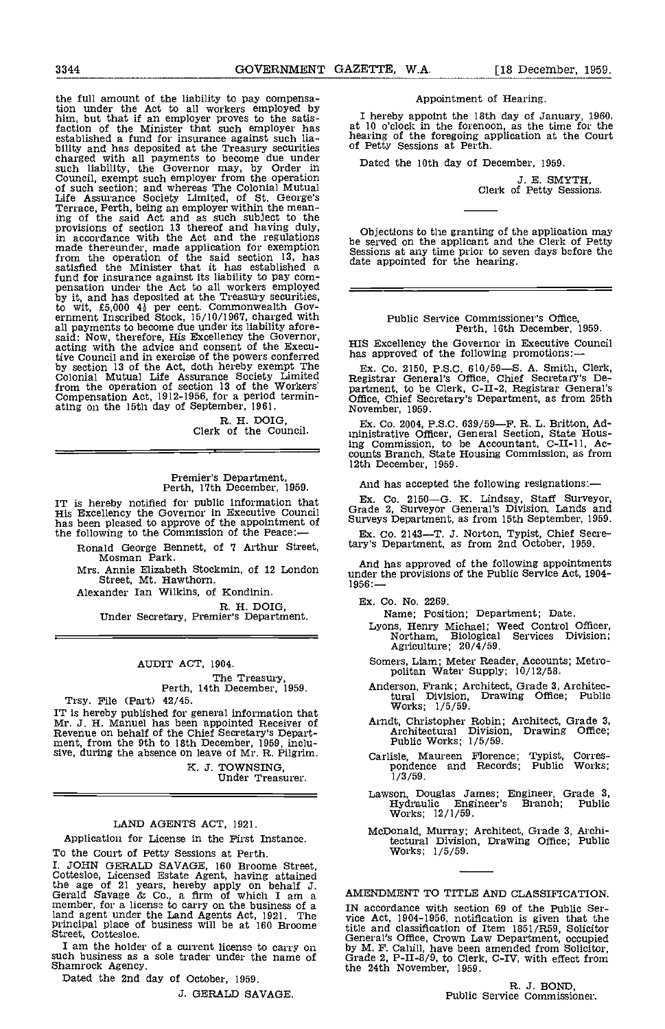the full amount of the liability to pay compensation under the Act to all workers employed by him, but that if an employer proves to the satisfaction of the Minister that such employer has established a fund for insurance against such liability and has deposited at the Treasury securities charged with all payments to become due under such liability, the Governor may, by Order in Council, exempt such employer from the operation of such section; and whereas The Colonial Mutual Life Assurance Society Limited, of St. George's Terrace, Perth, being an employer within the meaning of the said Act and as such subject to the provisions of section 13 thereof and having duly, in accordance with the Act and the regulations made thereunder, made application for exemption from the operation of the said section 13, has satisfied the Minister that it has established a fund for insurance against its liability to pay compensation under the Act to all workers employed by it, and has deposited at the Treasury securities, to wit, £5,000 4½ per cent. Commonwealth Government Inscribed Stock, 15/10/1967, charged with all payments to become due under its liability aforesaid: Now, therefore, His Excellency the Governor, acting with the advice and consent of the Executive Council and in exercise of the powers conferred by section 13 of the Act, doth hereby exempt The Colonial Mutual Life Assurance Society Limited from the operation of section 13 of the Workers' Compensation Act, 1912-1956, for a period terminating on the 15th day of September, 1961.

R. H. DOIG,
Clerk of the Council.

---

Premier's Department,
Perth, 17th December, 1959.

IT is hereby notified for public information that His Excellency the Governor in Executive Council has been pleased to approve of the appointment of the following to the Commission of the Peace:—

Ronald George Bennett, of 7 Arthur Street, Mosman Park.

Mrs. Annie Elizabeth Stockmin, of 12 London Street, Mt. Hawthorn.

Alexander Ian Wilkins, of Kondinin.

R. H. DOIG,
Under Secretary, Premier's Department.

---

## AUDIT ACT, 1904.

The Treasury,
Perth, 14th December, 1959.

Trsy. File (Part) 42/45.

IT is hereby published for general information that Mr. J. H. Manuel has been appointed Receiver of Revenue on behalf of the Chief Secretary's Department, from the 9th to 18th December, 1959, inclusive, during the absence on leave of Mr. R. Pilgrim.

K. J. TOWNSING,
Under Treasurer.

---

## LAND AGENTS ACT, 1921.

Application for License in the First Instance.

To the Court of Petty Sessions at Perth.

I, JOHN GERALD SAVAGE, 160 Broome Street, Cottesloe, Licensed Estate Agent, having attained the age of 21 years, hereby apply on behalf J. Gerald Savage & Co., a firm of which I am a member, for a license to carry on the business of a land agent under the Land Agents Act, 1921. The principal place of business will be at 160 Broome Street, Cottesloe.

I am the holder of a current license to carry on such business as a sole trader under the name of Shamrock Agency.

Dated the 2nd day of October, 1959.

J. GERALD SAVAGE.

Appointment of Hearing.

I hereby appoint the 18th day of January, 1960, at 10 o'clock in the forenoon, as the time for the hearing of the foregoing application at the Court of Petty Sessions at Perth.

Dated the 10th day of December, 1959.

J. E. SMYTH,
Clerk of Petty Sessions.

---

Objections to the granting of the application may be served on the applicant and the Clerk of Petty Sessions at any time prior to seven days before the date appointed for the hearing.

---

Public Service Commissioner's Office,
Perth, 16th December, 1959.

HIS Excellency the Governor in Executive Council has approved of the following promotions:—

Ex. Co. 2150, P.S.C. 610/59—S. A. Smith, Clerk, Registrar General's Office, Chief Secretary's Department, to be Clerk, C-II-2, Registrar General's Office, Chief Secretary's Department, as from 25th November, 1959.

Ex. Co. 2004, P.S.C. 639/59—F. R. L. Britton, Administrative Officer, General Section, State Housing Commission, to be Accountant, C-II-11, Accounts Branch, State Housing Commission, as from 12th December, 1959.

And has accepted the following resignations:—

Ex. Co. 2150—G. K. Lindsay, Staff Surveyor, Grade 2, Surveyor General's Division, Lands and Surveys Department, as from 15th September, 1959.

Ex. Co. 2143—T. J. Norton, Typist, Chief Secretary's Department, as from 2nd October, 1959.

And has approved of the following appointments under the provisions of the Public Service Act, 1904-1956:—

Ex. Co. No. 2269.

Name; Position; Department; Date.

Lyons, Henry Michael; Weed Control Officer, Northam, Biological Services Division; Agriculture; 20/4/59.

Somers, Liam; Meter Reader, Accounts; Metropolitan Water Supply; 10/12/58.

Anderson, Frank; Architect, Grade 3, Architectural Division, Drawing Office; Public Works; 1/5/59.

Arndt, Christopher Robin; Architect, Grade 3, Architectural Division, Drawing Office; Public Works; 1/5/59.

Carlisle, Maureen Florence; Typist, Correspondence and Records; Public Works; 1/3/59.

Lawson, Douglas James; Engineer, Grade 3, Hydraulic Engineer's Branch; Public Works; 12/1/59.

McDonald, Murray; Architect, Grade 3, Architectural Division, Drawing Office; Public Works; 1/5/59.

---

## AMENDMENT TO TITLE AND CLASSIFICATION.

IN accordance with section 69 of the Public Service Act, 1904-1956, notification is given that the title and classification of Item 1851/R59, Solicitor General's Office, Crown Law Department, occupied by M. F. Cahill, have been amended from Solicitor, Grade 2, P-II-8/9, to Clerk, C-IV, with effect from the 24th November, 1959.

R. J. BOND,
Public Service Commissioner.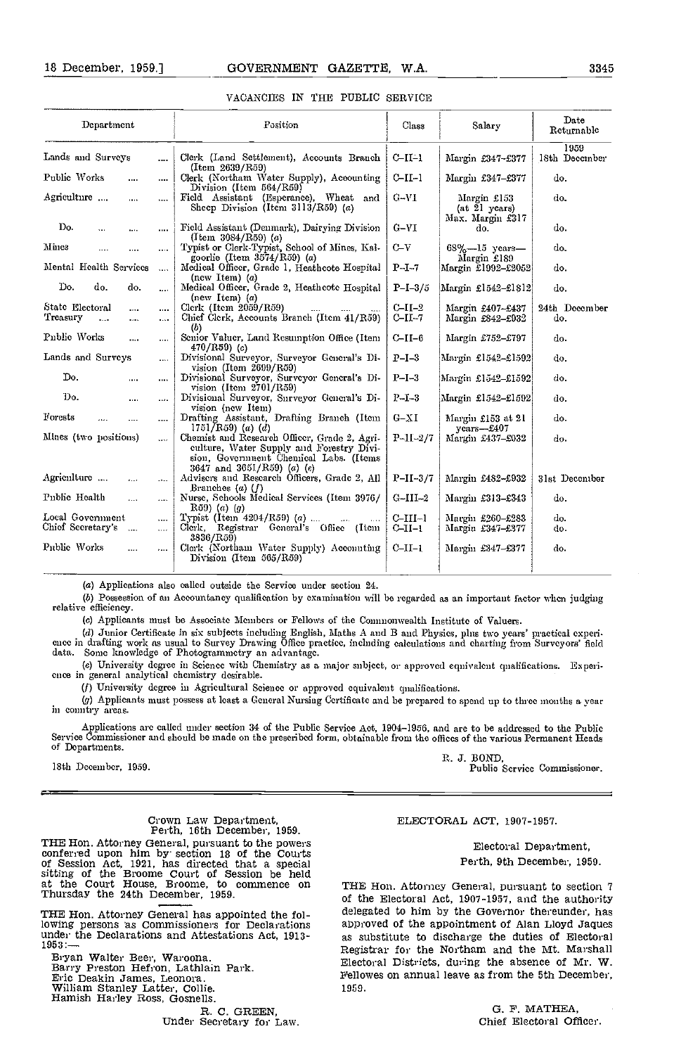## VACANCIES IN THE PUBLIC SERVICE

| Department | Position | Class | Salary | Date Returnable |
|---|---|---|---|---|
| | | | | 1959 |
| Lands and Surveys | Clerk (Land Settlement), Accounts Branch (Item 2639/R59) | C-II-1 | Margin £347-£377 | 18th December |
| Public Works | Clerk (Northam Water Supply), Accounting Division (Item 564/R59) | C-II-1 | Margin £347-£377 | do. |
| Agriculture | Field Assistant (Esperance), Wheat and Sheep Division (Item 3113/R59) (a) | G-VI | Margin £153 (at 21 years) Max. Margin £317 | do. |
| Do. | Field Assistant (Denmark), Dairying Division (Item 3084/R59) (a) | G-VI | do. | do. |
| Mines | Typist or Clerk-Typist, School of Mines, Kalgoorlie (Item 3574/R59) (a) | C-V | 68%—15 years—Margin £189 | do. |
| Mental Health Services | Medical Officer, Grade 1, Heathcote Hospital (new Item) (a) | P-I-7 | Margin £1992-£2052 | do. |
| Do. do. do. | Medical Officer, Grade 2, Heathcote Hospital (new Item) (a) | P-I-3/5 | Margin £1542-£1812 | do. |
| State Electoral | Clerk (Item 2059/R59) | C-II-2 | Margin £407-£437 | 24th December |
| Treasury | Chief Clerk, Accounts Branch (Item 41/R59) (b) | C-II-7 | Margin £842-£932 | do. |
| Public Works | Senior Valuer, Land Resumption Office (Item 470/R59) (c) | C-II-6 | Margin £752-£797 | do. |
| Lands and Surveys | Divisional Surveyor, Surveyor General's Division (Item 2699/R59) | P-I-3 | Margin £1542-£1592 | do. |
| Do. | Divisional Surveyor, Surveyor General's Division (Item 2701/R59) | P-I-3 | Margin £1542-£1592 | do. |
| Do. | Divisional Surveyor, Surveyor General's Division (new Item) | P-I-3 | Margin £1542-£1592 | do. |
| Forests | Drafting Assistant, Drafting Branch (Item 1751/R59) (a) (d) | G-XI | Margin £153 at 21 years—£407 | do. |
| Mines (two positions) | Chemist and Research Officer, Grade 2, Agriculture, Water Supply and Forestry Division, Government Chemical Labs. (Items 3647 and 3651/R59) (a) (e) | P-II-2/7 | Margin £437-£932 | do. |
| Agriculture | Advisers and Research Officers, Grade 2, All Branches (a) (f) | P-II-3/7 | Margin £482-£932 | 31st December |
| Public Health | Nurse, Schools Medical Services (Item 3976/R59) (a) (g) | G-III-2 | Margin £313-£343 | do. |
| Local Government | Typist (Item 4204/R59) (a) | C-III-1 | Margin £260-£288 | do. |
| Chief Secretary's | Clerk, Registrar General's Office (Item 3836/R59) | C-II-1 | Margin £347-£377 | do. |
| Public Works | Clerk (Northam Water Supply) Accounting Division (Item 565/R59) | C-II-1 | Margin £347-£377 | do. |

(a) Applications also called outside the Service under section 24.

(b) Possession of an Accountancy qualification by examination will be regarded as an important factor when judging relative efficiency.

(c) Applicants must be Associate Members or Fellows of the Commonwealth Institute of Valuers.

(d) Junior Certificate in six subjects including English, Maths A and B and Physics, plus two years' practical experience in drafting work as usual to Survey Drawing Office practice, including calculations and charting from Surveyors' field data. Some knowledge of Photogrammetry an advantage.

(e) University degree in Science with Chemistry as a major subject, or approved equivalent qualifications. Experience in general analytical chemistry desirable.

(f) University degree in Agricultural Science or approved equivalent qualifications.

(g) Applicants must possess at least a General Nursing Certificate and be prepared to spend up to three months a year in country areas.

Applications are called under section 34 of the Public Service Act, 1904-1956, and are to be addressed to the Public Service Commissioner and should be made on the prescribed form, obtainable from the offices of the various Permanent Heads of Departments.

R. J. BOND,
Public Service Commissioner.

18th December, 1959.

---

Crown Law Department,
Perth, 16th December, 1959.

THE Hon. Attorney General, pursuant to the powers conferred upon him by section 18 of the Courts of Session Act, 1921, has directed that a special sitting of the Broome Court of Session be held at the Court House, Broome, to commence on Thursday the 24th December, 1959.

THE Hon. Attorney General has appointed the following persons as Commissioners for Declarations under the Declarations and Attestations Act, 1913-1953:—

Bryan Walter Beer, Waroona.
Barry Preston Hefron, Lathlain Park.
Eric Deakin James, Leonora.
William Stanley Latter, Collie.
Hamish Harley Ross, Gosnells.

R. C. GREEN,
Under Secretary for Law.

## ELECTORAL ACT, 1907-1957.

Electoral Department,
Perth, 9th December, 1959.

THE Hon. Attorney General, pursuant to section 7 of the Electoral Act, 1907-1957, and the authority delegated to him by the Governor thereunder, has approved of the appointment of Alan Lloyd Jaques as substitute to discharge the duties of Electoral Registrar for the Northam and the Mt. Marshall Electoral Districts, during the absence of Mr. W. Fellowes on annual leave as from the 5th December, 1959.

G. F. MATHEA,
Chief Electoral Officer.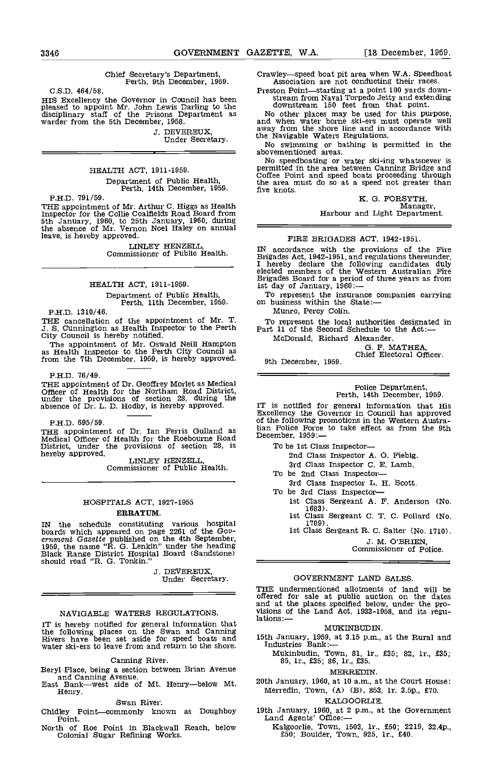Chief Secretary's Department,
Perth, 9th December, 1959.

C.S.D. 464/58.

HIS Excellency the Governor in Council has been pleased to appoint Mr. John Lewis Darling to the disciplinary staff of the Prisons Department as warder from the 5th December, 1958.

J. DEVEREUX,
Under Secretary.

---

HEALTH ACT, 1911-1959.

Department of Public Health,
Perth, 14th December, 1959.

P.H.D. 791/59.

THE appointment of Mr. Arthur C. Higgs as Health Inspector for the Collie Coalfields Road Board from 5th January, 1960, to 25th January, 1960, during the absence of Mr. Vernon Noel Haley on annual leave, is hereby approved.

LINLEY HENZELL,
Commissioner of Public Health.

---

HEALTH ACT, 1911-1959.

Department of Public Health,
Perth, 11th December, 1959.

P.H.D. 1310/46.

THE cancellation of the appointment of Mr. T. J. S. Cunnington as Health Inspector to the Perth City Council is hereby notified.

The appointment of Mr. Oswald Neill Hampton as Health Inspector to the Perth City Council as from the 7th December, 1959, is hereby approved.

P.H.D. 76/49.

THE appointment of Dr. Geoffrey Morlet as Medical Officer of Health for the Northam Road District, under the provisions of section 28, during the absence of Dr. L. D. Hodby, is hereby approved.

P.H.D. 695/59.

THE appointment of Dr. Ian Ferris Gulland as Medical Officer of Health for the Roebourne Road District, under the provisions of section 28, is hereby approved.

LINLEY HENZELL,
Commissioner of Public Health.

---

HOSPITALS ACT, 1927-1955

**ERRATUM.**

IN the schedule constituting various hospital boards which appeared on page 2261 of the *Government Gazette* published on the 4th September, 1959, the name "R. G. Lenkin" under the heading Black Range District Hospital Board (Sandstone) should read "R. G. Tonkin."

J. DEVEREUX,
Under Secretary.

---

NAVIGABLE WATERS REGULATIONS.

IT is hereby notified for general information that the following places on the Swan and Canning Rivers have been set aside for speed boats and water ski-ers to leave from and return to the shore.

Canning River.

Beryl Place, being a section between Brian Avenue and Canning Avenue.

East Bank—west side of Mt. Henry—below Mt. Henry.

Swan River.

Chidley Point—commonly known as Doughboy Point.

North of Roe Point in Blackwall Reach, below Colonial Sugar Refining Works.

Crawley—speed boat pit area when W.A. Speedboat Association are not conducting their races.

Preston Point—starting at a point 100 yards downstream from Naval Torpedo Jetty and extending downstream 150 feet from that point.

No other places may be used for this purpose, and when water borne ski-ers must operate well away from the shore line and in accordance with the Navigable Waters Regulations.

No swimming or bathing is permitted in the abovementioned areas.

No speedboating or water ski-ing whatsoever is permitted in the area between Canning Bridge and Coffee Point and speed boats proceeding through the area must do so at a speed not greater than five knots.

K. G. FORSYTH,
Manager,
Harbour and Light Department.

---

FIRE BRIGADES ACT, 1942-1951.

IN accordance with the provisions of the Fire Brigades Act, 1942-1951, and regulations thereunder, I hereby declare the following candidates duly elected members of the Western Australian Fire Brigades Board for a period of three years as from 1st day of January, 1960:—

To represent the insurance companies carrying on business within the State:—

Munro, Percy Colin.

To represent the local authorities designated in Part 11 of the Second Schedule to the Act:—

McDonald, Richard Alexander.

G. F. MATHEA,
Chief Electoral Officer.

9th December, 1959.

---

Police Department,
Perth, 14th December, 1959.

IT is notified for general information that His Excellency the Governor in Council has approved of the following promotions in the Western Australian Police Force to take effect as from the 9th December, 1959:—

To be 1st Class Inspector—
- 2nd Class Inspector A. O. Fiebig.
- 3rd Class Inspector C. E. Lamb.

To be 2nd Class Inspector—
- 3rd Class Inspector L. H. Scott.

To be 3rd Class Inspector—
- 1st Class Sergeant A. F. Anderson (No. 1683).
- 1st Class Sergeant C. T. C. Pollard (No. 1709).
- 1st Class Sergeant R. C. Salter (No. 1710).

J. M. O'BRIEN,
Commissioner of Police.

---

GOVERNMENT LAND SALES.

THE undermentioned allotments of land will be offered for sale at public auction on the dates and at the places specified below, under the provisions of the Land Act, 1933-1958, and its regulations:—

MUKINBUDIN.

15th January, 1959, at 3.15 p.m., at the Rural and Industries Bank:—

Mukinbudin, Town, 81, 1r., £35; 82, 1r., £35; 85, 1r., £35; 86, 1r., £35.

MERREDIN.

20th January, 1960, at 10 a.m., at the Court House:

Merredin, Town, (A) (B), 853, 1r. 3.5p., £70.

KALGOORLIE.

19th January, 1960, at 2 p.m., at the Government Land Agents' Office:—

Kalgoorlie, Town, 1503, 1r., £50; 2219, 32.4p., £50; Boulder, Town, 925, 1r., £40.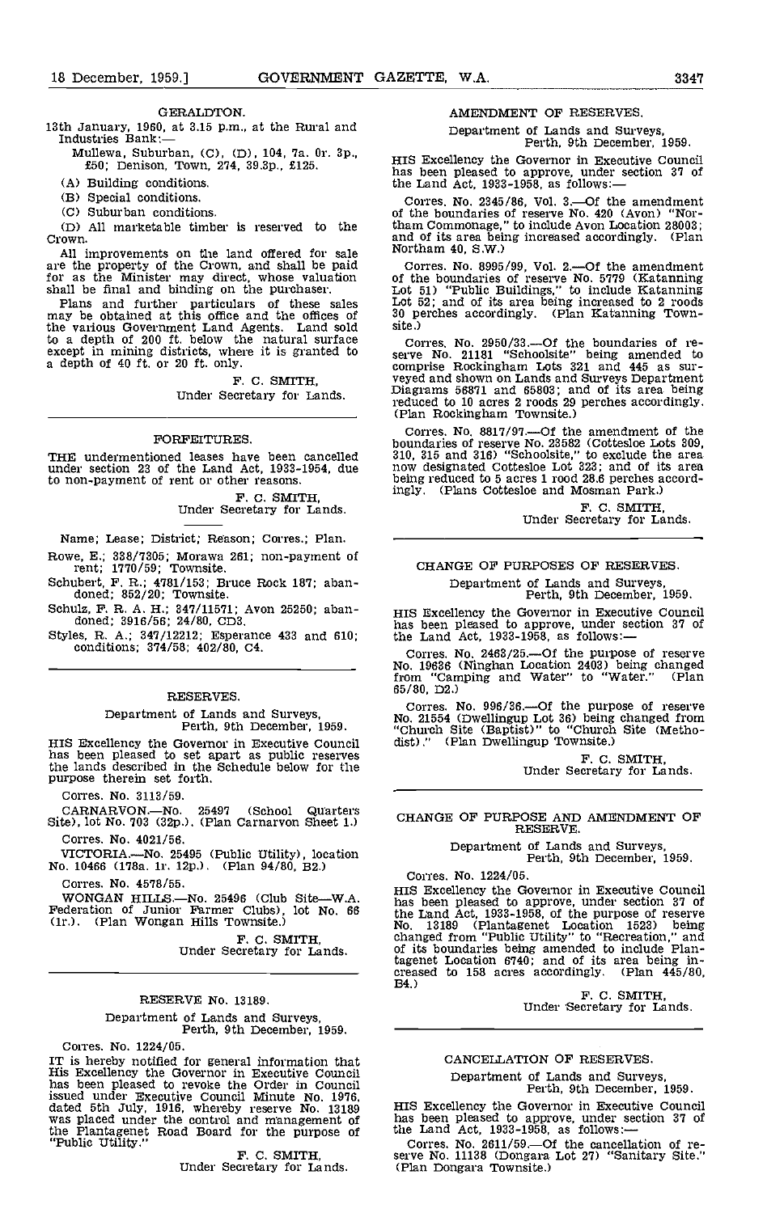GERALDTON.

13th January, 1960, at 3.15 p.m., at the Rural and Industries Bank:—

Mullewa, Suburban, (C), (D), 104, 7a. 0r. 3p., £50; Denison, Town, 274, 39.3p., £125.

(A) Building conditions.

(B) Special conditions.

(C) Suburban conditions.

(D) All marketable timber is reserved to the Crown.

All improvements on the land offered for sale are the property of the Crown, and shall be paid for as the Minister may direct, whose valuation shall be final and binding on the purchaser.

Plans and further particulars of these sales may be obtained at this office and the offices of the various Government Land Agents. Land sold to a depth of 200 ft. below the natural surface except in mining districts, where it is granted to a depth of 40 ft. or 20 ft. only.

F. C. SMITH,
Under Secretary for Lands.

---

## FORFEITURES.

THE undermentioned leases have been cancelled under section 23 of the Land Act, 1933-1954, due to non-payment of rent or other reasons.

F. C. SMITH,
Under Secretary for Lands.

Name; Lease; District; Reason; Corres.; Plan.

Rowe, E.; 338/7305; Morawa 261; non-payment of rent; 1770/59; Townsite.

Schubert, F. R.; 4781/153; Bruce Rock 187; abandoned; 852/20; Townsite.

Schulz, F. R. A. H.; 347/11571; Avon 25250; abandoned; 3916/56; 24/80, CD3.

Styles, R. A.; 347/12212; Esperance 433 and 610; conditions; 374/58; 402/80, C4.

---

## RESERVES.

Department of Lands and Surveys,
Perth, 9th December, 1959.

HIS Excellency the Governor in Executive Council has been pleased to set apart as public reserves the lands described in the Schedule below for the purpose therein set forth.

Corres. No. 3113/59.

CARNARVON.—No. 25497 (School Quarters Site), lot No. 703 (32p.). (Plan Carnarvon Sheet 1.)

Corres. No. 4021/56.

VICTORIA.—No. 25495 (Public Utility), location No. 10466 (178a. 1r. 12p.). (Plan 94/80, B2.)

Corres. No. 4578/55.

WONGAN HILLS.—No. 25496 (Club Site—W.A. Federation of Junior Farmer Clubs), lot No. 66 (1r.). (Plan Wongan Hills Townsite.)

F. C. SMITH,
Under Secretary for Lands.

---

## RESERVE No. 13189.

Department of Lands and Surveys,
Perth, 9th December, 1959.

Corres. No. 1224/05.

IT is hereby notified for general information that His Excellency the Governor in Executive Council has been pleased to revoke the Order in Council issued under Executive Council Minute No. 1976, dated 5th July, 1916, whereby reserve No. 13189 was placed under the control and management of the Plantagenet Road Board for the purpose of "Public Utility."

F. C. SMITH,
Under Secretary for Lands.

---

## AMENDMENT OF RESERVES.

Department of Lands and Surveys,
Perth, 9th December, 1959.

HIS Excellency the Governor in Executive Council has been pleased to approve, under section 37 of the Land Act, 1933-1958, as follows:—

Corres. No. 2345/86, Vol. 3.—Of the amendment of the boundaries of reserve No. 420 (Avon) "Northam Commonage," to include Avon Location 28003; and of its area being increased accordingly. (Plan Northam 40, S.W.)

Corres. No. 8995/99, Vol. 2.—Of the amendment of the boundaries of reserve No. 5779 (Katanning Lot 51) "Public Buildings," to include Katanning Lot 52; and of its area being increased to 2 roods 30 perches accordingly. (Plan Katanning Townsite.)

Corres. No. 2950/33.—Of the boundaries of reserve No. 21181 "Schoolsite" being amended to comprise Rockingham Lots 321 and 445 as surveyed and shown on Lands and Surveys Department Diagrams 56871 and 65803; and of its area being reduced to 10 acres 2 roods 29 perches accordingly. (Plan Rockingham Townsite.)

Corres. No. 8817/97.—Of the amendment of the boundaries of reserve No. 23582 (Cottesloe Lots 309, 310, 315 and 316) "Schoolsite," to exclude the area now designated Cottesloe Lot 323; and of its area being reduced to 5 acres 1 rood 28.6 perches accordingly. (Plans Cottesloe and Mosman Park.)

F. C. SMITH,
Under Secretary for Lands.

---

## CHANGE OF PURPOSES OF RESERVES.

Department of Lands and Surveys,
Perth, 9th December, 1959.

HIS Excellency the Governor in Executive Council has been pleased to approve, under section 37 of the Land Act, 1933-1958, as follows:—

Corres. No. 2468/25.—Of the purpose of reserve No. 19636 (Ninghan Location 2403) being changed from "Camping and Water" to "Water." (Plan 65/80, D2.)

Corres. No. 996/36.—Of the purpose of reserve No. 21554 (Dwellingup Lot 36) being changed from "Church Site (Baptist)" to "Church Site (Methodist)." (Plan Dwellingup Townsite.)

F. C. SMITH,
Under Secretary for Lands.

---

## CHANGE OF PURPOSE AND AMENDMENT OF RESERVE.

Department of Lands and Surveys,
Perth, 9th December, 1959.

Corres. No. 1224/05.

HIS Excellency the Governor in Executive Council has been pleased to approve, under section 37 of the Land Act, 1933-1958, of the purpose of reserve No. 13189 (Plantagenet Location 1523) being changed from "Public Utility" to "Recreation," and of its boundaries being amended to include Plantagenet Location 6740; and of its area being increased to 158 acres accordingly. (Plan 445/80, B4.)

F. C. SMITH,
Under Secretary for Lands.

---

## CANCELLATION OF RESERVES.

Department of Lands and Surveys,
Perth, 9th December, 1959.

HIS Excellency the Governor in Executive Council has been pleased to approve, under section 37 of the Land Act, 1933-1958, as follows:—

Corres. No. 2611/59.—Of the cancellation of reserve No. 11138 (Dongara Lot 27) "Sanitary Site." (Plan Dongara Townsite.)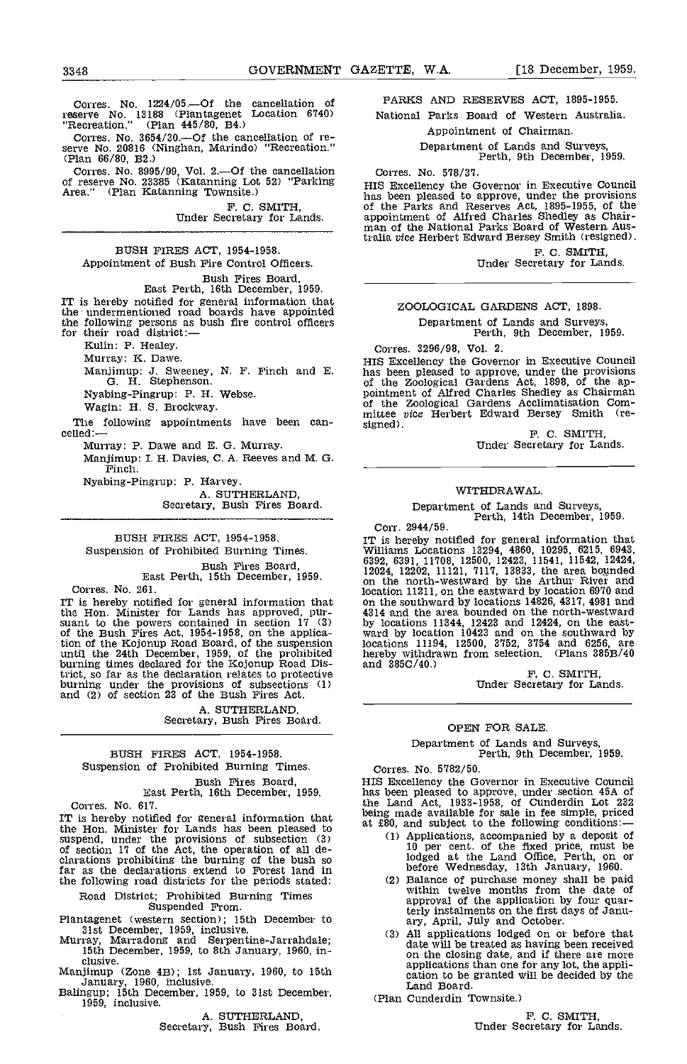Corres. No. 1224/05.—Of the cancellation of reserve No. 13188 (Plantagenet Location 6740) "Recreation." (Plan 445/80, B4.)

Corres. No. 3654/30.—Of the cancellation of reserve No. 20816 (Ninghan, Marindo) "Recreation." (Plan 66/80, B2.)

Corres. No. 8995/99, Vol. 2.—Of the cancellation of reserve No. 23385 (Katanning Lot 52) "Parking Area." (Plan Katanning Townsite.)

F. C. SMITH,
Under Secretary for Lands.

---

## BUSH FIRES ACT, 1954-1958.

### Appointment of Bush Fire Control Officers.

Bush Fires Board,
East Perth, 16th December, 1959.

IT is hereby notified for general information that the undermentioned road boards have appointed the following persons as bush fire control officers for their road district:—

Kulin: P. Healey.

Murray: K. Dawe.

Manjimup: J. Sweeney, N. F. Finch and E. G. H. Stephenson.

Nyabing-Pingrup: P. H. Webse.

Wagin: H. S. Brockway.

The following appointments have been cancelled:—

Murray: P. Dawe and E. G. Murray.

Manjimup: I. H. Davies, C. A. Reeves and M. G. Finch.

Nyabing-Pingrup: P. Harvey.

A. SUTHERLAND,
Secretary, Bush Fires Board.

---

## BUSH FIRES ACT, 1954-1958.

### Suspension of Prohibited Burning Times.

Bush Fires Board,
East Perth, 15th December, 1959.

Corres. No. 261.

IT is hereby notified for general information that the Hon. Minister for Lands has approved, pursuant to the powers contained in section 17 (3) of the Bush Fires Act, 1954-1958, on the application of the Kojonup Road Board, of the suspension until the 24th December, 1959, of the prohibited burning times declared for the Kojonup Road District, so far as the declaration relates to protective burning under the provisions of subsections (1) and (2) of section 23 of the Bush Fires Act.

A. SUTHERLAND,
Secretary, Bush Fires Board.

---

## BUSH FIRES ACT, 1954-1958.

### Suspension of Prohibited Burning Times.

Bush Fires Board,
East Perth, 16th December, 1959.

Corres. No. 617.

IT is hereby notified for general information that the Hon. Minister for Lands has been pleased to suspend, under the provisions of subsection (3) of section 17 of the Act, the operation of all declarations prohibiting the burning of the bush so far as the declarations extend to Forest land in the following road districts for the periods stated:

Road District; Prohibited Burning Times Suspended From.

Plantagenet (western section); 15th December to 31st December, 1959, inclusive.

Murray, Marradong and Serpentine-Jarrahdale; 15th December, 1959, to 8th January, 1960, inclusive.

Manjimup (Zone 4B); 1st January, 1960, to 15th January, 1960, inclusive.

Balingup; 15th December, 1959, to 31st December, 1959, inclusive.

A. SUTHERLAND,
Secretary, Bush Fires Board.

---

## PARKS AND RESERVES ACT, 1895-1955.

### National Parks Board of Western Australia.

### Appointment of Chairman.

Department of Lands and Surveys,
Perth, 9th December, 1959.

Corres. No. 578/37.

HIS Excellency the Governor in Executive Council has been pleased to approve, under the provisions of the Parks and Reserves Act, 1895-1955, of the appointment of Alfred Charles Shedley as Chairman of the National Parks Board of Western Australia *vice* Herbert Edward Bersey Smith (resigned).

F. C. SMITH,
Under Secretary for Lands.

---

## ZOOLOGICAL GARDENS ACT, 1898.

Department of Lands and Surveys,
Perth, 9th December, 1959.

Corres. 3296/98, Vol. 2.

HIS Excellency the Governor in Executive Council has been pleased to approve, under the provisions of the Zoological Gardens Act, 1898, of the appointment of Alfred Charles Shedley as Chairman of the Zoological Gardens Acclimatisation Committee *vice* Herbert Edward Bersey Smith (resigned).

F. C. SMITH,
Under Secretary for Lands.

---

## WITHDRAWAL.

Department of Lands and Surveys,
Perth, 14th December, 1959.

Corr. 2944/59.

IT is hereby notified for general information that Williams Locations 13294, 4860, 10295, 6215, 6943, 6392, 6391, 11708, 12500, 12423, 11541, 11542, 12424, 12024, 12202, 11121, 7117, 13833, the area bounded on the north-westward by the Arthur River and location 11211, on the eastward by location 6970 and on the southward by locations 14826, 4317, 4981 and 4314 and the area bounded on the north-westward by locations 11344, 12423 and 12424, on the eastward by location 10423 and on the southward by locations 11194, 12500, 3752, 3754 and 6256, are hereby withdrawn from selection. (Plans 385B/40 and 385C/40.)

F. C. SMITH,
Under Secretary for Lands.

---

## OPEN FOR SALE.

Department of Lands and Surveys,
Perth, 9th December, 1959.

Corres. No. 5782/50.

HIS Excellency the Governor in Executive Council has been pleased to approve, under section 45A of the Land Act, 1933-1958, of Cunderdin Lot 232 being made available for sale in fee simple, priced at £80, and subject to the following conditions:—

(1) Applications, accompanied by a deposit of 10 per cent. of the fixed price, must be lodged at the Land Office, Perth, on or before Wednesday, 13th January, 1960.

(2) Balance of purchase money shall be paid within twelve months from the date of approval of the application by four quarterly instalments on the first days of January, April, July and October.

(3) All applications lodged on or before that date will be treated as having been received on the closing date, and if there are more applications than one for any lot, the application to be granted will be decided by the Land Board.

(Plan Cunderdin Townsite.)

F. C. SMITH,
Under Secretary for Lands.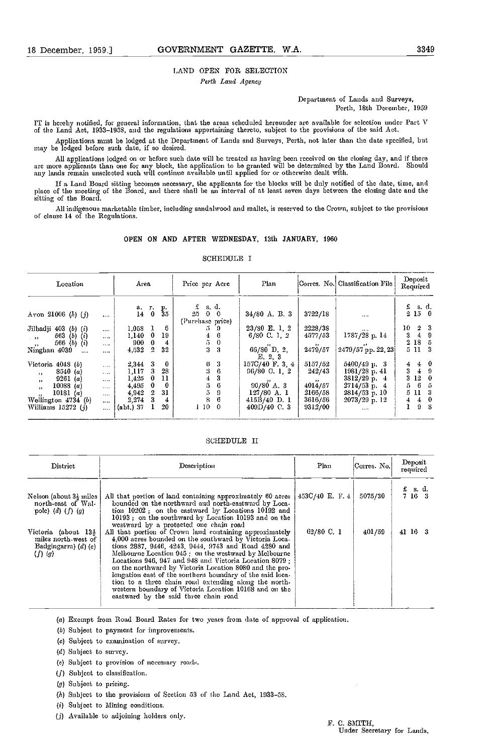## LAND OPEN FOR SELECTION

*Perth Land Agency*

Department of Lands and Surveys,
Perth, 18th December, 1959

IT is hereby notified, for general information, that the areas scheduled hereunder are available for selection under Part V of the Land Act, 1933–1958, and the regulations appertaining thereto, subject to the provisions of the said Act.

Applications must be lodged at the Department of Lands and Surveys, Perth, not later than the date specified, but may be lodged before such date, if so desired.

All applications lodged on or before such date will be treated as having been received on the closing day, and if there are more applicants than one for any block, the application to be granted will be determined by the Land Board. Should any lands remain unselected such will continue available until applied for or otherwise dealt with.

If a Land Board sitting becomes necessary, the applicants for the blocks will be duly notified of the date, time, and place of the meeting of the Board, and there shall be an interval of at least seven days between the closing date and the sitting of the Board.

All indigenous marketable timber, including sandalwood and mallet, is reserved to the Crown, subject to the provisions of clause 14 of the Regulations.

### OPEN ON AND AFTER WEDNESDAY, 13th JANUARY, 1960

SCHEDULE I

| Location | Area | Price per Acre | Plan | Corres. No. | Classification File | Deposit Required |
|---|---|---|---|---|---|---|
| | a. r. p. | £ s. d. | | | | £ s. d. |
| Avon 21006 (h) (j) | 14 0 35 | 25 0 0 (Purchase price) | 34/80 A. B. 3 | 3722/18 | .... | 2 15 0 |
| Jilbadji 403 (b) (i) | 1,058 1 6 | 5 9 | 23/80 E. 1, 2 | 2228/38 | .... | 10 2 3 |
| ,, 563 (b) (i) | 1,140 0 19 | 4 6 | 6/80 C. 1, 2 | 4577/53 | 1787/28 p. 14 | 3 4 9 |
| ,, 566 (b) (i) | 900 0 4 | 5 0 | ,, | ,, | ,, | 2 18 5 |
| Ninghan 4039 | 4,532 2 32 | 3 3 | 66/80 D. 2, E. 2, 3 | 2479/57 | 2479/57 pp. 22, 23 | 5 11 3 |
| Victoria 4048 (b) | 2,344 3 0 | 6 3 | 157C/40 F. 3, 4 | 5157/52 | 5400/49 p. 3 | 4 4 0 |
| ,, 8540 (a) | 1,117 3 28 | 3 6 | 96/80 C. 1, 2 | 242/43 | 1981/28 p. 41 | 3 4 9 |
| ,, 9261 (a) | 1,425 0 11 | 4 3 | ,, | ,, | 3812/29 p. 4 | 3 12 0 |
| ,, 10088 (a) | 4,495 0 0 | 5 6 | 90/80 A. 3 | 4014/57 | 2714/53 p. 4 | 5 6 5 |
| ,, 10181 (a) | 4,942 2 31 | 5 9 | 127/80 A. 1 | 2166/58 | 2814/53 p. 10 | 5 11 3 |
| Wellington 4734 (b) | 2,274 3 4 | 8 6 | 415B/40 D. 1 | 3616/56 | 2073/29 p. 12 | 4 4 0 |
| Williams 15272 (j) | (abt.) 37 1 20 | 1 10 0 | 409D/40 C. 3 | 9312/00 | .... | 1 9 8 |

SCHEDULE II

| District | Description | Plan | Corres. No. | Deposit required |
|---|---|---|---|---|
| | | | | £ s. d. |
| Nelson (about 3½ miles north-east of Walpole) (d) (f) (g) | All that portion of land containing approximately 60 acres bounded on the northward and north-eastward by Location 10202; on the eastward by Locations 10192 and 10193; on the southward by Location 10193 and on the westward by a protected one chain road | 453C/40 E. F. 4 | 5075/30 | 7 16 3 |
| Victoria (about 13½ miles north-west of Badgingarra) (d) (e) (f) (g) | All that portion of Crown land containing approximately 4,000 acres bounded on the southward by Victoria Locations 2887, 9446, 4243, 9444, 9743 and Road 4280 and Melbourne Location 945; on the westward by Melbourne Locations 946, 947 and 948 and Victoria Location 8079; on the northward by Victoria Location 8080 and the prolongation east of the southern boundary of the said location to a three chain road extending along the north-western boundary of Victoria Location 10168 and on the eastward by the said three chain road | 62/80 C. 1 | 401/59 | 41 16 3 |

(a) Exempt from Road Board Rates for two years from date of approval of application.

(b) Subject to payment for improvements.

(e) Subject to examination of survey.

(d) Subject to survey.

(e) Subject to provision of necessary roads.

(f) Subject to classification.

(g) Subject to pricing.

(h) Subject to the provisions of Section 53 of the Land Act, 1933–58.

(i) Subject to Mining conditions.

(j) Available to adjoining holders only.

F. C. SMITH,
Under Secretary for Lands.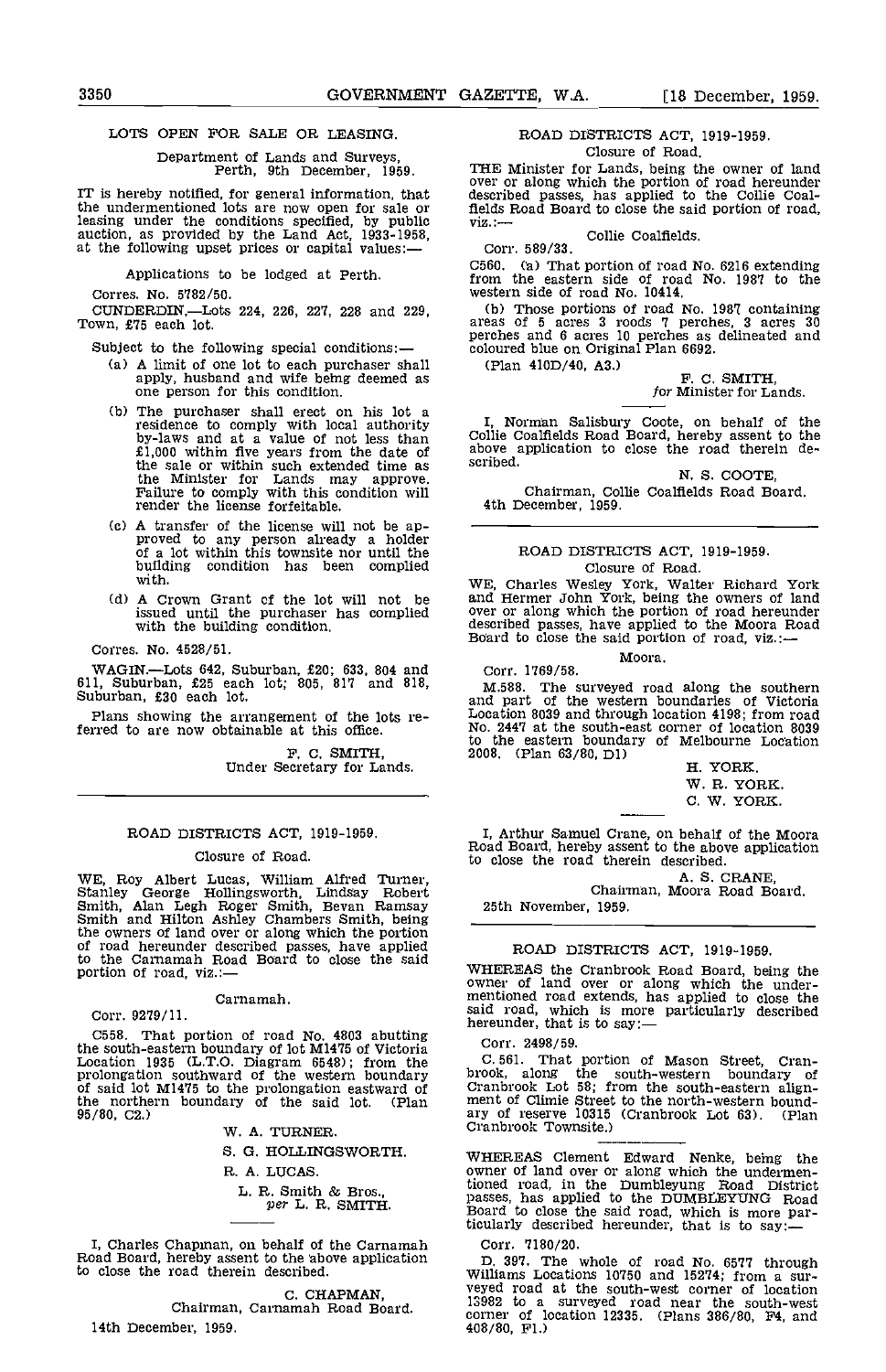## LOTS OPEN FOR SALE OR LEASING.

Department of Lands and Surveys,
Perth, 9th December, 1959.

IT is hereby notified, for general information, that the undermentioned lots are now open for sale or leasing under the conditions specified, by public auction, as provided by the Land Act, 1933-1958, at the following upset prices or capital values:—

Applications to be lodged at Perth.

Corres. No. 5782/50.

CUNDERDIN.—Lots 224, 226, 227, 228 and 229, Town, £75 each lot.

Subject to the following special conditions:—

(a) A limit of one lot to each purchaser shall apply, husband and wife being deemed as one person for this condition.

(b) The purchaser shall erect on his lot a residence to comply with local authority by-laws and at a value of not less than £1,000 within five years from the date of the sale or within such extended time as the Minister for Lands may approve. Failure to comply with this condition will render the license forfeitable.

(c) A transfer of the license will not be approved to any person already a holder of a lot within this townsite nor until the building condition has been complied with.

(d) A Crown Grant of the lot will not be issued until the purchaser has complied with the building condition.

Corres. No. 4528/51.

WAGIN.—Lots 642, Suburban, £20; 633, 804 and 611, Suburban, £25 each lot; 805, 817 and 818, Suburban, £30 each lot.

Plans showing the arrangement of the lots referred to are now obtainable at this office.

F. C. SMITH,
Under Secretary for Lands.

---

## ROAD DISTRICTS ACT, 1919-1959.

### Closure of Road.

WE, Roy Albert Lucas, William Alfred Turner, Stanley George Hollingsworth, Lindsay Robert Smith, Alan Legh Roger Smith, Bevan Ramsay Smith and Hilton Ashley Chambers Smith, being the owners of land over or along which the portion of road hereunder described passes, have applied to the Carnamah Road Board to close the said portion of road, viz.:—

Carnamah.

Corr. 9279/11.

C558. That portion of road No. 4803 abutting the south-eastern boundary of lot M1475 of Victoria Location 1935 (L.T.O. Diagram 6548); from the prolongation southward of the western boundary of said lot M1475 to the prolongation eastward of the northern boundary of the said lot. (Plan 95/80, C2.)

W. A. TURNER.
S. G. HOLLINGSWORTH.
R. A. LUCAS.
L. R. Smith & Bros.,
*per* L. R. SMITH.

---

I, Charles Chapman, on behalf of the Carnamah Road Board, hereby assent to the above application to close the road therein described.

C. CHAPMAN,
Chairman, Carnamah Road Board.

14th December, 1959.

---

## ROAD DISTRICTS ACT, 1919-1959.

### Closure of Road.

THE Minister for Lands, being the owner of land over or along which the portion of road hereunder described passes, has applied to the Collie Coalfields Road Board to close the said portion of road, viz.:—

Collie Coalfields.

Corr. 589/33.

C560. (a) That portion of road No. 6216 extending from the eastern side of road No. 1987 to the western side of road No. 10414.

(b) Those portions of road No. 1987 containing areas of 5 acres 3 roods 7 perches, 3 acres 30 perches and 6 acres 10 perches as delineated and coloured blue on Original Plan 6692.

(Plan 410D/40, A3.)

F. C. SMITH,
*for* Minister for Lands.

---

I, Norman Salisbury Coote, on behalf of the Collie Coalfields Road Board, hereby assent to the above application to close the road therein described.

N. S. COOTE,
Chairman, Collie Coalfields Road Board.

4th December, 1959.

---

## ROAD DISTRICTS ACT, 1919-1959.

### Closure of Road.

WE, Charles Wesley York, Walter Richard York and Hermer John York, being the owners of land over or along which the portion of road hereunder described passes, have applied to the Moora Road Board to close the said portion of road, viz.:—

Moora.

Corr. 1769/58.

M.588. The surveyed road along the southern and part of the western boundaries of Victoria Location 8039 and through location 4198; from road No. 2447 at the south-east corner of location 8039 to the eastern boundary of Melbourne Location 2008. (Plan 63/80, D1)

H. YORK.
W. R. YORK.
C. W. YORK.

---

I, Arthur Samuel Crane, on behalf of the Moora Road Board, hereby assent to the above application to close the road therein described.

A. S. CRANE,
Chairman, Moora Road Board.

25th November, 1959.

---

## ROAD DISTRICTS ACT, 1919-1959.

WHEREAS the Cranbrook Road Board, being the owner of land over or along which the undermentioned road extends, has applied to close the said road, which is more particularly described hereunder, that is to say:—

Corr. 2498/59.

C. 561. That portion of Mason Street, Cranbrook, along the south-western boundary of Cranbrook Lot 58; from the south-eastern alignment of Climie Street to the north-western boundary of reserve 10315 (Cranbrook Lot 63). (Plan Cranbrook Townsite.)

---

WHEREAS Clement Edward Nenke, being the owner of land over or along which the undermentioned road, in the Dumbleyung Road District passes, has applied to the DUMBLEYUNG Road Board to close the said road, which is more particularly described hereunder, that is to say:—

Corr. 7180/20.

D. 397. The whole of road No. 6577 through Williams Locations 10750 and 15274; from a surveyed road at the south-west corner of location 13982 to a surveyed road near the south-west corner of location 12335. (Plans 386/80, F4, and 408/80, F1.)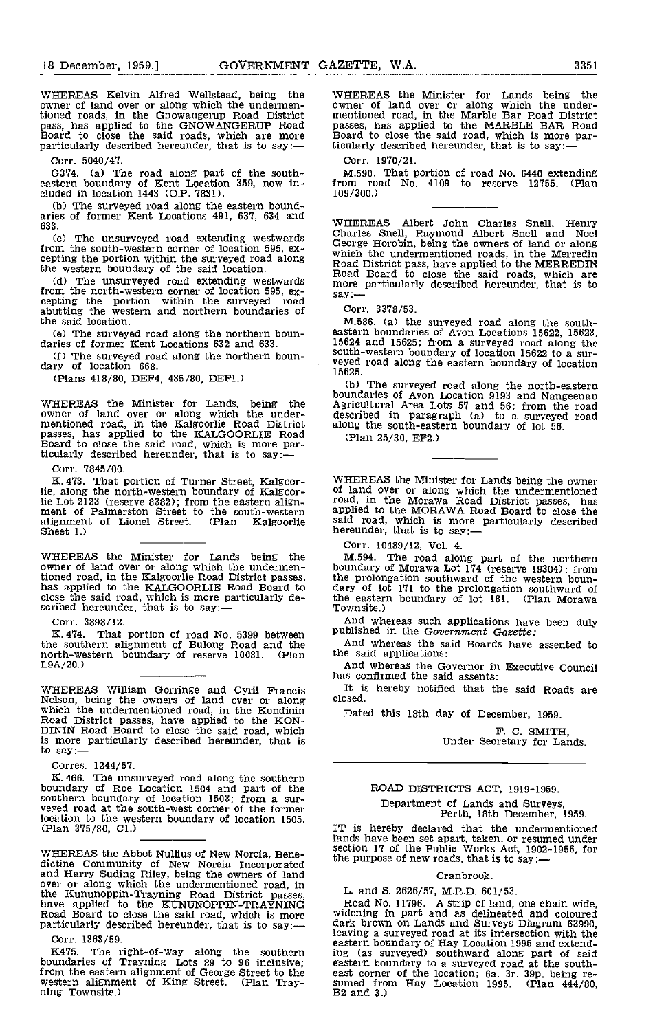WHEREAS Kelvin Alfred Wellstead, being the owner of land over or along which the undermentioned roads, in the Gnowangerup Road District pass, has applied to the GNOWANGERUP Road Board to close the said roads, which are more particularly described hereunder, that is to say:—

Corr. 5040/47.

G374. (a) The road along part of the south-eastern boundary of Kent Location 359, now included in location 1443 (O.P. 7831).

(b) The surveyed road along the eastern boundaries of former Kent Locations 491, 637, 634 and 633.

(c) The unsurveyed road extending westwards from the south-western corner of location 595, excepting the portion within the surveyed road along the western boundary of the said location.

(d) The unsurveyed road extending westwards from the north-western corner of location 595, excepting the portion within the surveyed road abutting the western and northern boundaries of the said location.

(e) The surveyed road along the northern boundaries of former Kent Locations 632 and 633.

(f) The surveyed road along the northern boundary of location 668.

(Plans 418/80, DEF4, 435/80, DEF1.)

---

WHEREAS the Minister for Lands, being the owner of land over or along which the undermentioned road, in the Kalgoorlie Road District passes, has applied to the KALGOORLIE Road Board to close the said road, which is more particularly described hereunder, that is to say:—

Corr. 7845/00.

K. 473. That portion of Turner Street, Kalgoorlie, along the north-western boundary of Kalgoorlie Lot 2123 (reserve 8382); from the eastern alignment of Palmerston Street to the south-western alignment of Lionel Street. (Plan Kalgoorlie Sheet 1.)

---

WHEREAS the Minister for Lands being the owner of land over or along which the undermentioned road, in the Kalgoorlie Road District passes, has applied to the KALGOORLIE Road Board to close the said road, which is more particularly described hereunder, that is to say:—

Corr. 3898/12.

K. 474. That portion of road No. 5399 between the southern alignment of Bulong Road and the north-western boundary of reserve 10081. (Plan L9A/20.)

---

WHEREAS William Gorringe and Cyril Francis Nelson, being the owners of land over or along which the undermentioned road, in the Kondinin Road District passes, have applied to the KONDININ Road Board to close the said road, which is more particularly described hereunder, that is to say:—

Corres. 1244/57.

K. 466. The unsurveyed road along the southern boundary of Roe Location 1504 and part of the southern boundary of location 1503; from a surveyed road at the south-west corner of the former location to the western boundary of location 1505. (Plan 375/80, C1.)

---

WHEREAS the Abbot Nullius of New Norcia, Benedictine Community of New Norcia Incorporated and Harry Suding Riley, being the owners of land over or along which the undermentioned road, in the Kununoppin-Trayning Road District passes, have applied to the KUNUNOPPIN-TRAYNING Road Board to close the said road, which is more particularly described hereunder, that is to say:—

Corr. 1363/59.

K475. The right-of-way along the southern boundaries of Trayning Lots 89 to 96 inclusive; from the eastern alignment of George Street to the western alignment of King Street. (Plan Trayning Townsite.)

---

WHEREAS the Minister for Lands being the owner of land over or along which the undermentioned road, in the Marble Bar Road District passes, has applied to the MARBLE BAR Road Board to close the said road, which is more particularly described hereunder, that is to say:—

Corr. 1970/21.

M.590. That portion of road No. 6440 extending from road No. 4109 to reserve 12755. (Plan 109/300.)

---

WHEREAS Albert John Charles Snell, Henry Charles Snell, Raymond Albert Snell and Noel George Horobin, being the owners of land or along which the undermentioned roads, in the Merredin Road District pass, have applied to the MERREDIN Road Board to close the said roads, which are more particularly described hereunder, that is to say:—

Corr. 3378/53.

M.586. (a) the surveyed road along the south-eastern boundaries of Avon Locations 15622, 15623, 15624 and 15625; from a surveyed road along the south-western boundary of location 15622 to a surveyed road along the eastern boundary of location 15625.

(b) The surveyed road along the north-eastern boundaries of Avon Location 9193 and Nangeenan Agricultural Area Lots 57 and 56; from the road described in paragraph (a) to a surveyed road along the south-eastern boundary of lot 56.

(Plan 25/80, EF2.)

---

WHEREAS the Minister for Lands being the owner of land over or along which the undermentioned road, in the Morawa Road District passes, has applied to the MORAWA Road Board to close the said road, which is more particularly described hereunder, that is to say:—

Corr. 10489/12, Vol. 4.

M.594. The road along part of the northern boundary of Morawa Lot 174 (reserve 19304); from the prolongation southward of the western boundary of lot 171 to the prolongation southward of the eastern boundary of lot 181. (Plan Morawa Townsite.)

And whereas such applications have been duly published in the *Government Gazette:*

And whereas the said Boards have assented to the said applications:

And whereas the Governor in Executive Council has confirmed the said assents:

It is hereby notified that the said Roads are closed.

Dated this 18th day of December, 1959.

F. C. SMITH,
Under Secretary for Lands.

---

## ROAD DISTRICTS ACT, 1919-1959.

Department of Lands and Surveys,
Perth, 18th December, 1959.

IT is hereby declared that the undermentioned lands have been set apart, taken, or resumed under section 17 of the Public Works Act, 1902-1956, for the purpose of new roads, that is to say:—

### Cranbrook.

L. and S. 2626/57, M.R.D. 601/53.

Road No. 11796. A strip of land, one chain wide, widening in part and as delineated and coloured dark brown on Lands and Surveys Diagram 63990, leaving a surveyed road at its intersection with the eastern boundary of Hay Location 1995 and extending (as surveyed) southward along part of said eastern boundary to a surveyed road at the south-east corner of the location; 6a. 3r. 39p. being resumed from Hay Location 1995. (Plan 444/80, B2 and 3.)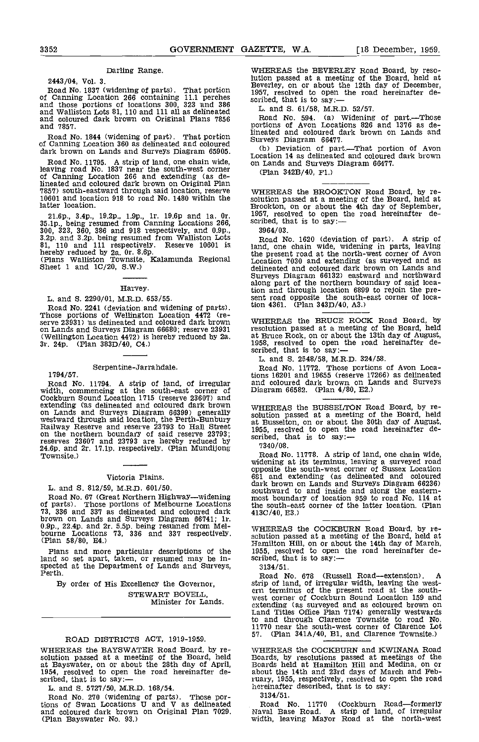### Darling Range.

2443/04, Vol. 3.

Road No. 1837 (widening of parts). That portion of Canning Location 266 containing 11.1 perches and those portions of locations 300, 323 and 386 and Walliston Lots 81, 110 and 111 all as delineated and coloured dark brown on Original Plans 7856 and 7857.

Road No. 1844 (widening of part). That portion of Canning Location 360 as delineated and coloured dark brown on Lands and Surveys Diagram 65905.

Road No. 11795. A strip of land, one chain wide, leaving road No. 1837 near the south-west corner of Canning Location 266 and extending (as delineated and coloured dark brown on Original Plan 7857) south-eastward through said location, reserve 10601 and location 918 to road No. 1480 within the latter location.

21.6p., 3.4p., 19.2p., 1.9p., 1r. 19.6p and 1a. 0r. 35.1p., being resumed from Canning Locations 266, 300, 323, 360, 386 and 918 respectively, and 0.9p., 3.2p. and 3.2p. being resumed from Walliston Lots 81, 110 and 111 respectively. Reserve 10601 is hereby reduced by 2a. 0r. 8.6p.
(Plans Walliston Townsite, Kalamunda Regional Sheet 1 and 1C/20, S.W.)

### Harvey.

L. and S. 2290/01, M.R.D. 653/55.

Road No. 2241 (deviation and widening of parts). Those portions of Wellington Location 4472 (reserve 23931) as delineated and coloured dark brown on Lands and Surveys Diagram 66680; reserve 23931 (Wellington Location 4472) is hereby reduced by 2a. 3r. 24p. (Plan 383D/40, C4.)

### Serpentine-Jarrahdale.

1794/57.

Road No. 11794. A strip of land, of irregular width, commencing at the south-east corner of Cockburn Sound Location 1715 (reserve 23607) and extending (as delineated and coloured dark brown on Lands and Surveys Diagram 66399) generally westward through said location, the Perth-Bunbury Railway Reserve and reserve 23793 to Hall Street on the northern boundary of said reserve 23793; reserves 23607 and 23793 are hereby reduced by 24.6p. and 2r. 17.1p. respectively. (Plan Mundijong Townsite.)

### Victoria Plains.

L. and S. 812/59, M.R.D. 601/50.

Road No. 67 (Great Northern Highway—widening of parts). Those portions of Melbourne Locations 73, 336 and 337 as delineated and coloured dark brown on Lands and Surveys Diagram 66741; 1r. 0.9p., 22.4p. and 2r. 5.5p. being resumed from Melbourne Locations 73, 336 and 337 respectively. (Plan 58/80, E4.)

Plans and more particular descriptions of the land so set apart, taken, or resumed may be inspected at the Department of Lands and Surveys, Perth.

By order of His Excellency the Governor,

STEWART BOVELL,
Minister for Lands.

---

## ROAD DISTRICTS ACT, 1919-1959.

WHEREAS the BAYSWATER Road Board, by resolution passed at a meeting of the Board, held at Bayswater, on or about the 28th day of April, 1954, resolved to open the road hereinafter described, that is to say:—

L. and S. 5727/50, M.R.D. 168/54.

Road No. 270 (widening of parts). Those portions of Swan Locations U and V as delineated and coloured dark brown on Original Plan 7029. (Plan Bayswater No. 93.)

WHEREAS the BEVERLEY Road Board, by resolution passed at a meeting of the Board, held at Beverley, on or about the 12th day of December, 1957, resolved to open the road hereinafter described, that is to say:—

L. and S. 61/58, M.R.D. 52/57.

Road No. 594. (a) Widening of part.—Those portions of Avon Locations 826 and 1376 as delineated and coloured dark brown on Lands and Surveys Diagram 66477.

(b) Deviation of part.—That portion of Avon Location 14 as delineated and coloured dark brown on Lands and Surveys Diagram 66477.

(Plan 342B/40, F1.)

WHEREAS the BROOKTON Road Board, by resolution passed at a meeting of the Board, held at Brookton, on or about the 4th day of September, 1957, resolved to open the road hereinafter described, that is to say:—

3964/03.

Road No. 1620 (deviation of part). A strip of land, one chain wide, widening in parts, leaving the present road at the north-west corner of Avon Location 7030 and extending (as surveyed and as delineated and coloured dark brown on Lands and Surveys Diagram 66132) eastward and northward along part of the northern boundary of said location and through location 6899 to rejoin the present road opposite the south-east corner of location 4361. (Plan 343D/40, A3.)

WHEREAS the BRUCE ROCK Road Board, by resolution passed at a meeting of the Board, held at Bruce Rock, on or about the 13th day of August, 1958, resolved to open the road hereinafter described, that is to say:—

L. and S. 2548/58, M.R.D. 324/58.

Road No. 11772. Those portions of Avon Locations 16201 and 19655 (reserve 17266) as delineated and coloured dark brown on Lands and Surveys Diagram 66582. (Plan 4/80, E2.)

WHEREAS the BUSSELTON Road Board, by resolution passed at a meeting of the Board, held at Busselton, on or about the 30th day of August, 1955, resolved to open the road hereinafter described, that is to say:—

7340/08.

Road No. 11778. A strip of land, one chain wide, widening at its terminus, leaving a surveyed road opposite the south-west corner of Sussex Location 681 and extending (as delineated and coloured dark brown on Lands and Surveys Diagram 66236) southward to and inside and along the easternmost boundary of location 959 to road No. 114 at the south-east corner of the latter location. (Plan 413C/40, E3.)

WHEREAS the COCKBURN Road Board, by resolution passed at a meeting of the Board, held at Hamilton Hill, on or about the 14th day of March, 1955, resolved to open the road hereinafter described, that is to say:—

3134/51.

Road No. 678 (Russell Road—extension). A strip of land, of irregular width, leaving the western terminus of the present road at the south-west corner of Cockburn Sound Location 159 and extending (as surveyed and as coloured brown on Land Titles Office Plan 7174) generally westwards to and through Clarence Townsite to road No. 11770 near the south-west corner of Clarence Lot 57. (Plan 341A/40, B1, and Clarence Townsite.)

WHEREAS the COCKBURN and KWINANA Road Boards, by resolutions passed at meetings of the Boards held at Hamilton Hill and Medina, on or about the 14th and 23rd days of March and February, 1955, respectively, resolved to open the road hereinafter described, that is to say:

3134/51.

Road No. 11770 (Cockburn Road—formerly Naval Base Road. A strip of land, of irregular width, leaving Mayor Road at the north-west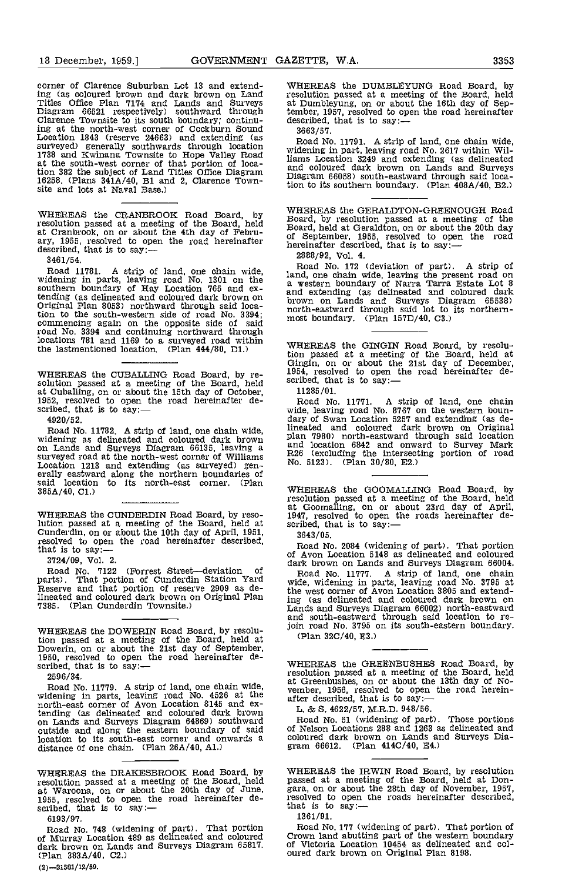corner of Clarence Suburban Lot 13 and extending (as coloured brown and dark brown on Land Titles Office Plan 7174 and Lands and Surveys Diagram 66521 respectively) southward through Clarence Townsite to its south boundary; continuing at the north-west corner of Cockburn Sound Location 1843 (reserve 24663) and extending (as surveyed) generally southwards through location 1738 and Kwinana Townsite to Hope Valley Road at the south-west corner of that portion of location 382 the subject of Land Titles Office Diagram 16258. (Plans 341A/40, B1 and 2, Clarence Townsite and lots at Naval Base.)

---

WHEREAS the CRANBROOK Road Board, by resolution passed at a meeting of the Board, held at Cranbrook, on or about the 4th day of February, 1955, resolved to open the road hereinafter described, that is to say:—

3461/54.

Road 11781. A strip of land, one chain wide, widening in parts, leaving road No. 1301 on the southern boundary of Hay Location 765 and extending (as delineated and coloured dark brown on Original Plan 8053) northward through said location to the south-western side of road No. 3394; commencing again on the opposite side of said road No. 3394 and continuing northward through locations 781 and 1169 to a surveyed road within the lastmentioned location. (Plan 444/80, D1.)

---

WHEREAS the CUBALLING Road Board, by resolution passed at a meeting of the Board, held at Cuballing, on or about the 15th day of October, 1952, resolved to open the road hereinafter described, that is to say:—

4920/52.

Road No. 11782. A strip of land, one chain wide, widening as delineated and coloured dark brown on Lands and Surveys Diagram 66135, leaving a surveyed road at the north-west corner of Williams Location 1213 and extending (as surveyed) generally eastward along the northern boundaries of said location to its north-east corner. (Plan 385A/40, C1.)

---

WHEREAS the CUNDERDIN Road Board, by resolution passed at a meeting of the Board, held at Cunderdin, on or about the 10th day of April, 1951, resolved to open the road hereinafter described, that is to say:—

3724/09, Vol. 2.

Road No. 7122 (Forrest Street—deviation of parts). That portion of Cunderdin Station Yard Reserve and that portion of reserve 2909 as delineated and coloured dark brown on Original Plan 7385. (Plan Cunderdin Townsite.)

---

WHEREAS the DOWERIN Road Board, by resolution passed at a meeting of the Board, held at Dowerin, on or about the 21st day of September, 1950, resolved to open the road hereinafter described, that is to say:—

2596/34.

Road No. 11779. A strip of land, one chain wide, widening in parts, leaving road No. 4526 at the north-east corner of Avon Location 8145 and extending (as delineated and coloured dark brown on Lands and Surveys Diagram 64869) southward outside and along the eastern boundary of said location to its south-east corner and onwards a distance of one chain. (Plan 26A/40, A1.)

---

WHEREAS the DRAKESBROOK Road Board, by resolution passed at a meeting of the Board, held at Waroona, on or about the 20th day of June, 1955, resolved to open the road hereinafter described, that is to say:—

6193/97.

Road No. 748 (widening of part). That portion of Murray Location 489 as delineated and coloured dark brown on Lands and Surveys Diagram 65817. (Plan 383A/40, C2.)

---

WHEREAS the DUMBLEYUNG Road Board, by resolution passed at a meeting of the Board, held at Dumbleyung, on or about the 16th day of September, 1957, resolved to open the road hereinafter described, that is to say:—

3663/57.

Road No. 11791. A strip of land, one chain wide, widening in part, leaving road No. 2617 within Williams Location 3249 and extending (as delineated and coloured dark brown on Lands and Surveys Diagram 66058) south-eastward through said location to its southern boundary. (Plan 408A/40, B2.)

---

WHEREAS the GERALDTON-GREENOUGH Road Board, by resolution passed at a meeting of the Board, held at Geraldton, on or about the 20th day of September, 1955, resolved to open the road hereinafter described, that is to say:—

2888/92, Vol. 4.

Road No. 172 (deviation of part). A strip of land, one chain wide, leaving the present road on a western boundary of Narra Tarra Estate Lot 8 and extending (as delineated and coloured dark brown on Lands and Surveys Diagram 65538) north-eastward through said lot to its northernmost boundary. (Plan 157D/40, C3.)

---

WHEREAS the GINGIN Road Board, by resolution passed at a meeting of the Board, held at Gingin, on or about the 21st day of December, 1954, resolved to open the road hereinafter described, that is to say:—

11285/01.

Road No. 11771. A strip of land, one chain wide, leaving road No. 8767 on the western boundary of Swan Location 5257 and extending (as delineated and coloured dark brown on Original plan 7980) north-eastward through said location and location 6842 and onward to Survey Mark R26 (excluding the intersecting portion of road No. 5123). (Plan 30/80, E2.)

---

WHEREAS the GOOMALLING Road Board, by resolution passed at a meeting of the Board, held at Goomalling, on or about 23rd day of April, 1947, resolved to open the roads hereinafter described, that is to say:—

3643/05.

Road No. 2084 (widening of part). That portion of Avon Location 5148 as delineated and coloured dark brown on Lands and Surveys Diagram 66004.

Road No. 11777. A strip of land, one chain wide, widening in parts, leaving road No. 3795 at the west corner of Avon Location 3805 and extending (as delineated and coloured dark brown on Lands and Surveys Diagram 66002) north-eastward and south-eastward through said location to rejoin road No. 3795 on its south-eastern boundary. (Plan 32C/40, E3.)

---

WHEREAS the GREENBUSHES Road Board, by resolution passed at a meeting of the Board, held at Greenbushes, on or about the 13th day of November, 1956, resolved to open the road hereinafter described, that is to say:—

L. & S. 4622/57, M.R.D. 948/56.

Road No. 51 (widening of part). Those portions of Nelson Locations 288 and 1263 as delineated and coloured dark brown on Lands and Surveys Diagram 66612. (Plan 414C/40, E4.)

---

WHEREAS the IRWIN Road Board, by resolution passed at a meeting of the Board, held at Dongara, on or about the 28th day of November, 1957, resolved to open the roads hereinafter described, that is to say:—

1361/91.

Road No. 177 (widening of part). That portion of Crown land abutting part of the western boundary of Victoria Location 10454 as delineated and coloured dark brown on Original Plan 8198.

(2)—31581/12/59.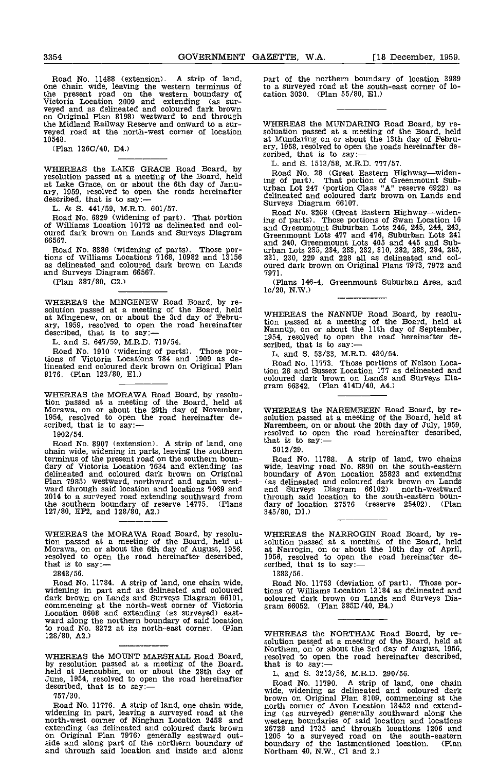Road No. 11488 (extension). A strip of land, one chain wide, leaving the western terminus of the present road on the western boundary of Victoria Location 2009 and extending (as surveyed and as delineated and coloured dark brown on Original Plan 8198) westward to and through the Midland Railway Reserve and onward to a surveyed road at the north-west corner of location 10548.

(Plan 126C/40, D4.)

---

WHEREAS the LAKE GRACE Road Board, by resolution passed at a meeting of the Board, held at Lake Grace, on or about the 6th day of January, 1959, resolved to open the roads hereinafter described, that is to say:—

L. & S. 441/59, M.R.D. 601/57.

Road No. 6829 (widening of part). That portion of Williams Location 10172 as delineated and coloured dark brown on Lands and Surveys Diagram 66567.

Road No. 8386 (widening of parts). Those portions of Williams Locations 7168, 10982 and 13156 as delineated and coloured dark brown on Lands and Surveys Diagram 66567.

(Plan 387/80, C2.)

---

WHEREAS the MINGENEW Road Board, by resolution passed at a meeting of the Board, held at Mingenew, on or about the 3rd day of February, 1959, resolved to open the road hereinafter described, that is to say:—

L. and S. 647/59, M.R.D. 719/54.

Road No. 1910 (widening of parts). Those portions of Victoria Locations 784 and 1909 as delineated and coloured dark brown on Original Plan 8176. (Plan 123/80, E1.)

---

WHEREAS the MORAWA Road Board, by resolution passed at a meeting of the Board, held at Morawa, on or about the 29th day of November, 1954, resolved to open the road hereinafter described, that is to say:—

1902/54.

Road No. 8907 (extension). A strip of land, one chain wide, widening in parts, leaving the southern terminus of the present road on the southern boundary of Victoria Location 7634 and extending (as delineated and coloured dark brown on Original Plan 7985) westward, northward and again westward through said location and locations 7069 and 2014 to a surveyed road extending southward from the southern boundary of reserve 14775. (Plans 127/80, EF2, and 128/80, A2.)

---

WHEREAS the MORAWA Road Board, by resolution passed at a meeting of the Board, held at Morawa, on or about the 6th day of August, 1956, resolved to open the road hereinafter described, that is to say:—

2843/56.

Road No. 11784. A strip of land, one chain wide, widening in part and as delineated and coloured dark brown on Lands and Surveys Diagram 66101, commencing at the north-west corner of Victoria Location 8608 and extending (as surveyed) eastward along the northern boundary of said location to road No. 8372 at its north-east corner. (Plan 128/80, A2.)

---

WHEREAS the MOUNT MARSHALL Road Board, by resolution passed at a meeting of the Board, held at Bencubbin, on or about the 28th day of June, 1954, resolved to open the road hereinafter described, that is to say:—

757/30.

Road No. 11776. A strip of land, one chain wide, widening in part, leaving a surveyed road at the north-west corner of Ninghan Location 2458 and extending (as delineated and coloured dark brown on Original Plan 7976) generally eastward outside and along part of the northern boundary of and through said location and inside and along part of the northern boundary of location 3989 to a surveyed road at the south-east corner of location 3030. (Plan 55/80, E1.)

---

WHEREAS the MUNDARING Road Board, by resolution passed at a meeting of the Board, held at Mundaring on or about the 13th day of February, 1958, resolved to open the roads hereinafter described, that is to say:—

L. and S. 1513/58, M.R.D. 777/57.

Road No. 28 (Great Eastern Highway—widening of part). That portion of Greenmount Suburban Lot 247 (portion Class "A" reserve 6922) as delineated and coloured dark brown on Lands and Surveys Diagram 66107.

Road No. 8268 (Great Eastern Highway—widening of parts). Those portions of Swan Location 16 and Greenmount Suburban Lots 246, 245, 244, 243, Greenmount Lots 477 and 476, Suburban Lots 241 and 240, Greenmount Lots 405 and 445 and Suburban Lots 235, 234, 233, 232, 310, 282, 283, 284, 285, 231, 230, 229 and 228 all as delineated and coloured dark brown on Original Plans 7973, 7972 and 7971.

(Plans 146-4, Greenmount Suburban Area, and 1c/20, N.W.)

---

WHEREAS the NANNUP Road Board, by resolution passed at a meeting of the Board, held at Nannup, on or about the 11th day of September, 1954, resolved to open the road hereinafter described, that is to say:—

L. and S. 53/33, M.R.D. 430/54.

Road No. 11773. Those portions of Nelson Location 28 and Sussex Location 177 as delineated and coloured dark brown on Lands and Surveys Diagram 66342. (Plan 414D/40, A4.)

---

WHEREAS the NAREMBEEN Road Board, by resolution passed at a meeting of the Board, held at Narembeen, on or about the 20th day of July, 1959, resolved to open the road hereinafter described, that is to say:—

5012/29.

Road No. 11788. A strip of land, two chains wide, leaving road No. 8890 on the south-eastern boundary of Avon Location 25823 and extending (as delineated and coloured dark brown on Lands and Surveys Diagram 66102) north-westward through said location to the south-eastern boundary of location 27576 (reserve 25402). (Plan 345/80, D1.)

---

WHEREAS the NARROGIN Road Board, by resolution passed at a meeting of the Board, held at Narrogin, on or about the 10th day of April, 1956, resolved to open the road hereinafter described, that is to say:—

1383/56.

Road No. 11753 (deviation of part). Those portions of Williams Location 13184 as delineated and coloured dark brown on Lands and Surveys Diagram 66052. (Plan 385D/40, B4.)

---

WHEREAS the NORTHAM Road Board, by resolution passed at a meeting of the Board, held at Northam, on or about the 3rd day of August, 1956, resolved to open the road hereinafter described, that is to say:—

L. and S. 3213/56, M.R.D. 290/56.

Road No. 11790. A strip of land, one chain wide, widening as delineated and coloured dark brown on Original Plan 8109, commencing at the north corner of Avon Location 13452 and extending (as surveyed) generally southward along the western boundaries of said location and locations 26728 and 1735 and through locations 1206 and 1205 to a surveyed road on the south-eastern boundary of the lastmentioned location. (Plan Northam 40, N.W., C1 and 2.)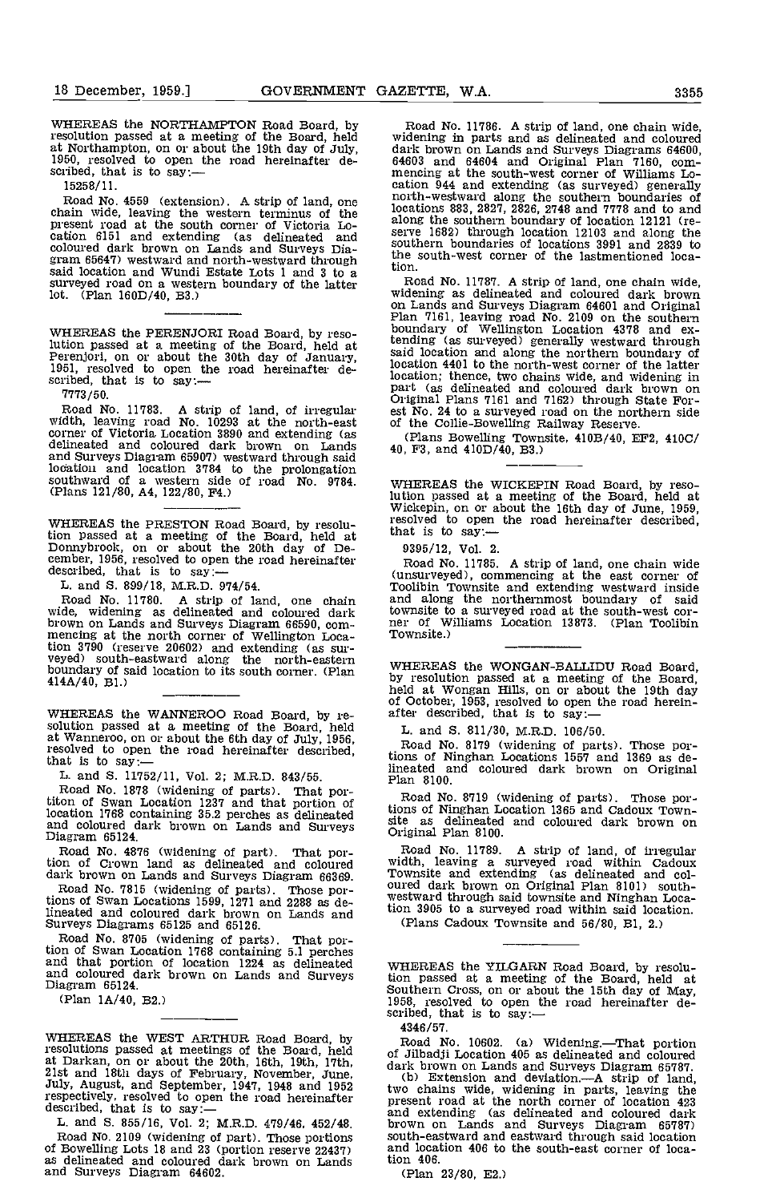WHEREAS the NORTHAMPTON Road Board, by resolution passed at a meeting of the Board, held at Northampton, on or about the 19th day of July, 1950, resolved to open the road hereinafter described, that is to say:—

15258/11.

Road No. 4559 (extension). A strip of land, one chain wide, leaving the western terminus of the present road at the south corner of Victoria Location 6151 and extending (as delineated and coloured dark brown on Lands and Surveys Diagram 65647) westward and north-westward through said location and Wundi Estate Lots 1 and 3 to a surveyed road on a western boundary of the latter lot. (Plan 160D/40, B3.)

---

WHEREAS the PERENJORI Road Board, by resolution passed at a meeting of the Board, held at Perenjori, on or about the 30th day of January, 1951, resolved to open the road hereinafter described, that is to say:—

7773/50.

Road No. 11783. A strip of land, of irregular width, leaving road No. 10293 at the north-east corner of Victoria Location 3890 and extending (as delineated and coloured dark brown on Lands and Surveys Diagram 65907) westward through said location and location 3784 to the prolongation southward of a western side of road No. 9784. (Plans 121/80, A4, 122/80, F4.)

---

WHEREAS the PRESTON Road Board, by resolution passed at a meeting of the Board, held at Donnybrook, on or about the 20th day of December, 1956, resolved to open the road hereinafter described, that is to say:—

L. and S. 899/18, M.R.D. 974/54.

Road No. 11780. A strip of land, one chain wide, widening as delineated and coloured dark brown on Lands and Surveys Diagram 66590, commencing at the north corner of Wellington Location 3790 (reserve 20602) and extending (as surveyed) south-eastward along the north-eastern boundary of said location to its south corner. (Plan 414A/40, B1.)

---

WHEREAS the WANNEROO Road Board, by resolution passed at a meeting of the Board, held at Wanneroo, on or about the 6th day of July, 1956, resolved to open the road hereinafter described, that is to say:—

L. and S. 11752/11, Vol. 2; M.R.D. 843/55.

Road No. 1878 (widening of parts). That portiton of Swan Location 1237 and that portion of location 1768 containing 35.2 perches as delineated and coloured dark brown on Lands and Surveys Diagram 65124.

Road No. 4876 (widening of part). That portion of Crown land as delineated and coloured dark brown on Lands and Surveys Diagram 66369.

Road No. 7815 (widening of parts). Those portions of Swan Locations 1599, 1271 and 2288 as delineated and coloured dark brown on Lands and Surveys Diagrams 65125 and 65126.

Road No. 8705 (widening of parts). That portion of Swan Location 1768 containing 5.1 perches and that portion of location 1224 as delineated and coloured dark brown on Lands and Surveys Diagram 65124.

(Plan 1A/40, B2.)

---

WHEREAS the WEST ARTHUR Road Board, by resolutions passed at meetings of the Board, held at Darkan, on or about the 20th, 16th, 19th, 17th, 21st and 18th days of February, November, June, July, August, and September, 1947, 1948 and 1952 respectively, resolved to open the road hereinafter described, that is to say:—

L. and S. 855/16, Vol. 2; M.R.D. 479/46, 452/48.

Road No. 2109 (widening of part). Those portions of Bowelling Lots 18 and 23 (portion reserve 22437) as delineated and coloured dark brown on Lands and Surveys Diagram 64602.

Road No. 11786. A strip of land, one chain wide, widening in parts and as delineated and coloured dark brown on Lands and Surveys Diagrams 64600, 64603 and 64604 and Original Plan 7160, commencing at the south-west corner of Williams Location 944 and extending (as surveyed) generally north-westward along the southern boundaries of locations 883, 2827, 2826, 2748 and 7778 and to and along the southern boundary of location 12121 (reserve 1682) through location 12103 and along the southern boundaries of locations 3991 and 2839 to the south-west corner of the lastmentioned location.

Road No. 11787. A strip of land, one chain wide, widening as delineated and coloured dark brown on Lands and Surveys Diagram 64601 and Original Plan 7161, leaving road No. 2109 on the southern boundary of Wellington Location 4378 and extending (as surveyed) generally westward through said location and along the northern boundary of location 4401 to the north-west corner of the latter location; thence, two chains wide, and widening in part (as delineated and coloured dark brown on Original Plans 7161 and 7162) through State Forest No. 24 to a surveyed road on the northern side of the Collie-Bowelling Railway Reserve.

(Plans Bowelling Townsite, 410B/40, EF2, 410C/40, F3, and 410D/40, B3.)

---

WHEREAS the WICKEPIN Road Board, by resolution passed at a meeting of the Board, held at Wickepin, on or about the 16th day of June, 1959, resolved to open the road hereinafter described, that is to say:—

9395/12, Vol. 2.

Road No. 11785. A strip of land, one chain wide (unsurveyed), commencing at the east corner of Toolibin Townsite and extending westward inside and along the northernmost boundary of said townsite to a surveyed road at the south-west corner of Williams Location 13873. (Plan Toolibin Townsite.)

---

WHEREAS the WONGAN-BALLIDU Road Board, by resolution passed at a meeting of the Board, held at Wongan Hills, on or about the 19th day of October, 1953, resolved to open the road hereinafter described, that is to say:—

L. and S. 811/30, M.R.D. 106/50.

Road No. 8179 (widening of parts). Those portions of Ninghan Locations 1557 and 1369 as delineated and coloured dark brown on Original Plan 8100.

Road No. 8719 (widening of parts). Those portions of Ninghan Location 1365 and Cadoux Townsite as delineated and coloured dark brown on Original Plan 8100.

Road No. 11789. A strip of land, of irregular width, leaving a surveyed road within Cadoux Townsite and extending (as delineated and coloured dark brown on Original Plan 8101) southwestward through said townsite and Ninghan Location 3905 to a surveyed road within said location.

(Plans Cadoux Townsite and 56/80, B1, 2.)

---

WHEREAS the YILGARN Road Board, by resolution passed at a meeting of the Board, held at Southern Cross, on or about the 15th day of May, 1958, resolved to open the road hereinafter described, that is to say:—

4346/57.

Road No. 10602. (a) Widening.—That portion of Jilbadji Location 405 as delineated and coloured dark brown on Lands and Surveys Diagram 65787.

(b) Extension and deviation.—A strip of land, two chains wide, widening in parts, leaving the present road at the north corner of location 423 and extending (as delineated and coloured dark brown on Lands and Surveys Diagram 65787) south-eastward and eastward through said location and location 406 to the south-east corner of location 406.

(Plan 23/80, E2.)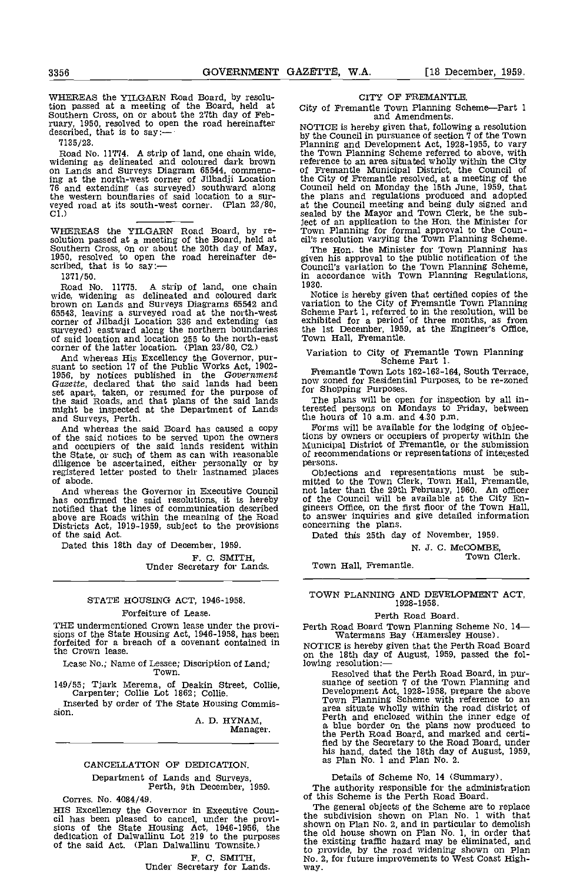WHEREAS the YILGARN Road Board, by resolution passed at a meeting of the Board, held at Southern Cross, on or about the 27th day of February, 1950, resolved to open the road hereinafter described, that is to say:—

7135/28.

Road No. 11774. A strip of land, one chain wide, widening as delineated and coloured dark brown on Lands and Surveys Diagram 65544, commencing at the north-west corner of Jilbadji Location 76 and extending (as surveyed) southward along the western boundaries of said location to a surveyed road at its south-west corner. (Plan 23/80, C1.)

---

WHEREAS the YILGARN Road Board, by resolution passed at a meeting of the Board, held at Southern Cross, on or about the 20th day of May, 1950, resolved to open the road hereinafter described, that is to say:—

1371/50.

Road No. 11775. A strip of land, one chain wide, widening as delineated and coloured dark brown on Lands and Surveys Diagrams 65542 and 65543, leaving a surveyed road at the north-west corner of Jilbadji Location 336 and extending (as surveyed) eastward along the northern boundaries of said location and location 255 to the north-east corner of the latter location. (Plan 23/80, C2.)

And whereas His Excellency the Governor, pursuant to section 17 of the Public Works Act, 1902-1956, by notices published in the *Government Gazette*, declared that the said lands had been set apart, taken, or resumed for the purpose of the said Roads, and that plans of the said lands might be inspected at the Department of Lands and Surveys, Perth.

And whereas the said Board has caused a copy of the said notices to be served upon the owners and occupiers of the said lands resident within the State, or such of them as can with reasonable diligence be ascertained, either personally or by registered letter posted to their lastnamed places of abode.

And whereas the Governor in Executive Council has confirmed the said resolutions, it is hereby notified that the lines of communication described above are Roads within the meaning of the Road Districts Act, 1919-1959, subject to the provisions of the said Act.

Dated this 18th day of December, 1959.

F. C. SMITH,
Under Secretary for Lands.

---

## STATE HOUSING ACT, 1946-1958.

### Forfeiture of Lease.

THE undermentioned Crown lease under the provisions of the State Housing Act, 1946-1958, has been forfeited for a breach of a covenant contained in the Crown lease.

Lease No.; Name of Lessee; Discription of Land; Town.

149/55; Tjark Merema, of Deakin Street, Collie, Carpenter; Collie Lot 1862; Collie.

Inserted by order of The State Housing Commission.

A. D. HYNAM,
Manager.

---

## CANCELLATION OF DEDICATION.

Department of Lands and Surveys,
Perth, 9th December, 1959.

Corres. No. 4084/49.

HIS Excellency the Governor in Executive Council has been pleased to cancel, under the provisions of the State Housing Act, 1946-1956, the dedication of Dalwallinu Lot 219 to the purposes of the said Act. (Plan Dalwallinu Townsite.)

F. C. SMITH,
Under Secretary for Lands.

---

## CITY OF FREMANTLE.

City of Fremantle Town Planning Scheme—Part 1 and Amendments.

NOTICE is hereby given that, following a resolution by the Council in pursuance of section 7 of the Town Planning and Development Act, 1928-1955, to vary the Town Planning Scheme referred to above, with reference to an area situated wholly within the City of Fremantle Municipal District, the Council of the City of Fremantle resolved, at a meeting of the Council held on Monday the 15th June, 1959, that the plans and regulations produced and adopted at the Council meeting and being duly signed and sealed by the Mayor and Town Clerk, be the subject of an application to the Hon. the Minister for Town Planning for formal approval to the Council's resolution varying the Town Planning Scheme.

The Hon. the Minister for Town Planning has given his approval to the public notification of the Council's variation to the Town Planning Scheme, in accordance with Town Planning Regulations, 1930.

Notice is hereby given that certified copies of the variation to the City of Fremantle Town Planning Scheme Part 1, referred to in the resolution, will be exhibited for a period of three months, as from the 1st December, 1959, at the Engineer's Office, Town Hall, Fremantle.

### Variation to City of Fremantle Town Planning Scheme Part 1.

Fremantle Town Lots 162-163-164, South Terrace, now zoned for Residential Purposes, to be re-zoned for Shopping Purposes.

The plans will be open for inspection by all interested persons on Mondays to Friday, between the hours of 10 a.m. and 4.30 p.m.

Forms will be available for the lodging of objections by owners or occupiers of property within the Municipal District of Fremantle, or the submission of recommendations or representations of interested persons.

Objections and representations must be submitted to the Town Clerk, Town Hall, Fremantle, not later than the 29th February, 1960. An officer of the Council will be available at the City Engineers Office, on the first floor of the Town Hall, to answer inquiries and give detailed information concerning the plans.

Dated this 25th day of November, 1959.

N. J. C. McCOMBE,
Town Clerk.

Town Hall, Fremantle.

---

## TOWN PLANNING AND DEVELOPMENT ACT, 1928-1958.

### Perth Road Board.

Perth Road Board Town Planning Scheme No. 14—Watermans Bay (Hamersley House).

NOTICE is hereby given that the Perth Road Board on the 18th day of August, 1959, passed the following resolution:—

> Resolved that the Perth Road Board, in pursuance of section 7 of the Town Planning and Development Act, 1928-1958, prepare the above Town Planning Scheme with reference to an area situate wholly within the road district of Perth and enclosed within the inner edge of a blue border on the plans now produced to the Perth Road Board, and marked and certified by the Secretary to the Road Board, under his hand, dated the 18th day of August, 1959, as Plan No. 1 and Plan No. 2.

### Details of Scheme No. 14 (Summary).

The authority responsible for the administration of this Scheme is the Perth Road Board.

The general objects of the Scheme are to replace the subdivision shown on Plan No. 1 with that shown on Plan No. 2, and in particular to demolish the old house shown on Plan No. 1, in order that the existing traffic hazard may be eliminated, and to provide, by the road widening shown on Plan No. 2, for future improvements to West Coast Highway.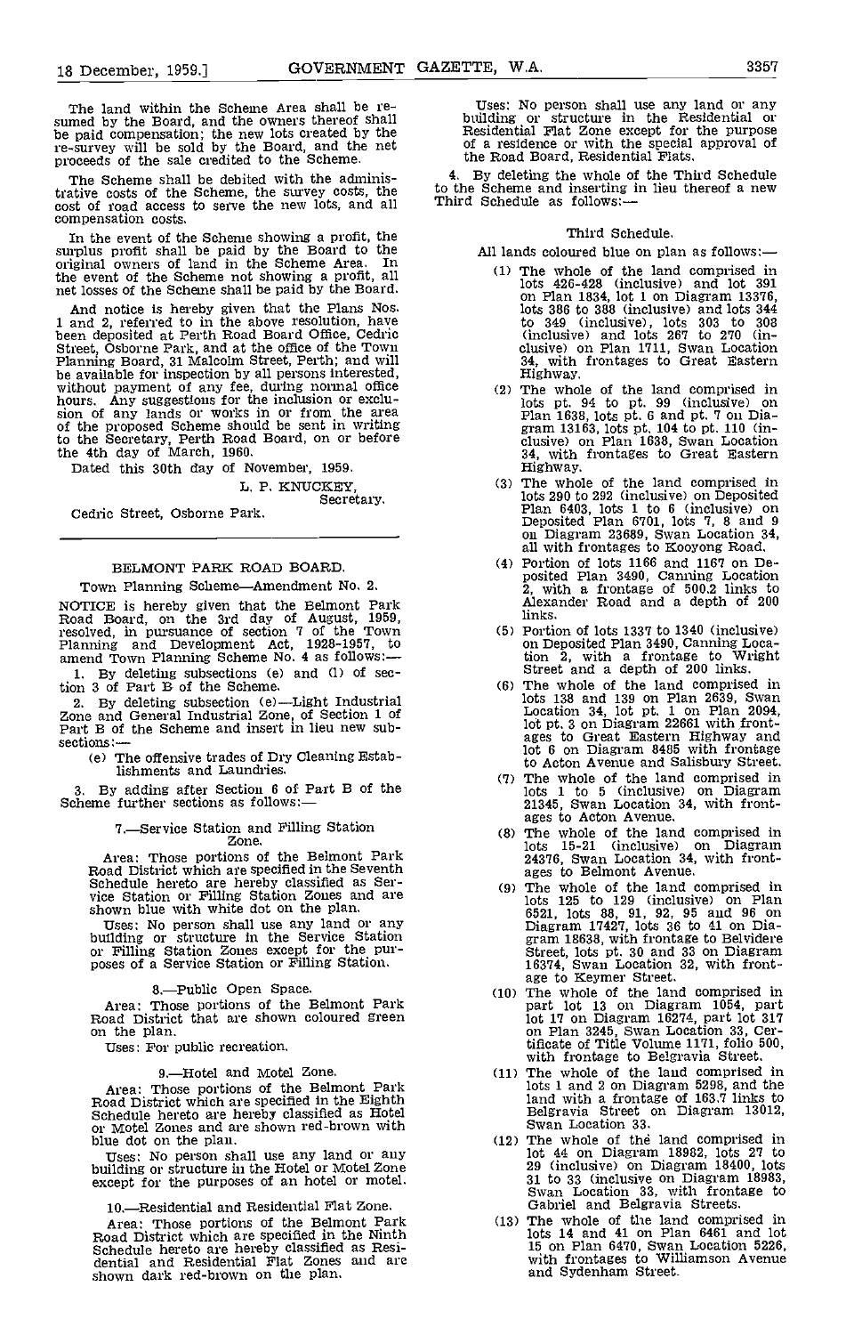The land within the Scheme Area shall be resumed by the Board, and the owners thereof shall be paid compensation; the new lots created by the re-survey will be sold by the Board, and the net proceeds of the sale credited to the Scheme.

The Scheme shall be debited with the administrative costs of the Scheme, the survey costs, the cost of road access to serve the new lots, and all compensation costs.

In the event of the Scheme showing a profit, the surplus profit shall be paid by the Board to the original owners of land in the Scheme Area. In the event of the Scheme not showing a profit, all net losses of the Scheme shall be paid by the Board.

And notice is hereby given that the Plans Nos. 1 and 2, referred to in the above resolution, have been deposited at Perth Road Board Office, Cedric Street, Osborne Park, and at the office of the Town Planning Board, 31 Malcolm Street, Perth; and will be available for inspection by all persons interested, without payment of any fee, during normal office hours. Any suggestions for the inclusion or exclusion of any lands or works in or from the area of the proposed Scheme should be sent in writing to the Secretary, Perth Road Board, on or before the 4th day of March, 1960.

Dated this 30th day of November, 1959.

L. P. KNUCKEY,
Secretary.

Cedric Street, Osborne Park.

---

## BELMONT PARK ROAD BOARD.

Town Planning Scheme—Amendment No. 2.

NOTICE is hereby given that the Belmont Park Road Board, on the 3rd day of August, 1959, resolved, in pursuance of section 7 of the Town Planning and Development Act, 1928-1957, to amend Town Planning Scheme No. 4 as follows:—

1. By deleting subsections (e) and (l) of section 3 of Part B of the Scheme.

2. By deleting subsection (e)—Light Industrial Zone and General Industrial Zone, of Section 1 of Part B of the Scheme and insert in lieu new subsections:—

(e) The offensive trades of Dry Cleaning Establishments and Laundries.

3. By adding after Section 6 of Part B of the Scheme further sections as follows:—

7.—Service Station and Filling Station Zone.

Area: Those portions of the Belmont Park Road District which are specified in the Seventh Schedule hereto are hereby classified as Service Station or Filling Station Zones and are shown blue with white dot on the plan.

Uses: No person shall use any land or any building or structure in the Service Station or Filling Station Zones except for the purposes of a Service Station or Filling Station.

8.—Public Open Space.

Area: Those portions of the Belmont Park Road District that are shown coloured green on the plan.

Uses: For public recreation.

9.—Hotel and Motel Zone.

Area: Those portions of the Belmont Park Road District which are specified in the Eighth Schedule hereto are hereby classified as Hotel or Motel Zones and are shown red-brown with blue dot on the plan.

Uses: No person shall use any land or any building or structure in the Hotel or Motel Zone except for the purposes of an hotel or motel.

10.—Residential and Residential Flat Zone.

Area: Those portions of the Belmont Park Road District which are specified in the Ninth Schedule hereto are hereby classified as Residential and Residential Flat Zones and are shown dark red-brown on the plan.

Uses: No person shall use any land or any building or structure in the Residential or Residential Flat Zone except for the purpose of a residence or with the special approval of the Road Board, Residential Flats.

4. By deleting the whole of the Third Schedule to the Scheme and inserting in lieu thereof a new Third Schedule as follows:—

Third Schedule.

All lands coloured blue on plan as follows:—

(1) The whole of the land comprised in lots 426-428 (inclusive) and lot 391 on Plan 1834, lot 1 on Diagram 13376, lots 386 to 388 (inclusive) and lots 344 to 349 (inclusive), lots 303 to 308 (inclusive) and lots 267 to 270 (inclusive) on Plan 1711, Swan Location 34, with frontages to Great Eastern Highway.

(2) The whole of the land comprised in lots pt. 94 to pt. 99 (inclusive) on Plan 1638, lots pt. 6 and pt. 7 on Diagram 13163, lots pt. 104 to pt. 110 (inclusive) on Plan 1638, Swan Location 34, with frontages to Great Eastern Highway.

(3) The whole of the land comprised in lots 290 to 292 (inclusive) on Deposited Plan 6403, lots 1 to 6 (inclusive) on Deposited Plan 6701, lots 7, 8 and 9 on Diagram 23689, Swan Location 34, all with frontages to Kooyong Road.

(4) Portion of lots 1166 and 1167 on Deposited Plan 3490, Canning Location 2, with a frontage of 500.2 links to Alexander Road and a depth of 200 links.

(5) Portion of lots 1337 to 1340 (inclusive) on Deposited Plan 3490, Canning Location 2, with a frontage to Wright Street and a depth of 200 links.

(6) The whole of the land comprised in lots 138 and 139 on Plan 2639, Swan Location 34, lot pt. 1 on Plan 2094, lot pt. 3 on Diagram 22661 with frontages to Great Eastern Highway and lot 6 on Diagram 8485 with frontage to Acton Avenue and Salisbury Street.

(7) The whole of the land comprised in lots 1 to 5 (inclusive) on Diagram 21345, Swan Location 34, with frontages to Acton Avenue.

(8) The whole of the land comprised in lots 15-21 (inclusive) on Diagram 24376, Swan Location 34, with frontages to Belmont Avenue.

(9) The whole of the land comprised in lots 125 to 129 (inclusive) on Plan 6521, lots 88, 91, 92, 95 and 96 on Diagram 17427, lots 36 to 41 on Diagram 18638, with frontage to Belvidere Street, lots pt. 30 and 33 on Diagram 16374, Swan Location 32, with frontage to Keymer Street.

(10) The whole of the land comprised in part lot 13 on Diagram 1054, part lot 17 on Diagram 16274, part lot 317 on Plan 3245, Swan Location 33, Certificate of Title Volume 1171, folio 500, with frontage to Belgravia Street.

(11) The whole of the land comprised in lots 1 and 2 on Diagram 5298, and the land with a frontage of 163.7 links to Belgravia Street on Diagram 13012, Swan Location 33.

(12) The whole of the land comprised in lot 44 on Diagram 18982, lots 27 to 29 (inclusive) on Diagram 18400, lots 31 to 33 (inclusive on Diagram 18983, Swan Location 33, with frontage to Gabriel and Belgravia Streets.

(13) The whole of the land comprised in lots 14 and 41 on Plan 6461 and lot 15 on Plan 6470, Swan Location 5226, with frontages to Williamson Avenue and Sydenham Street.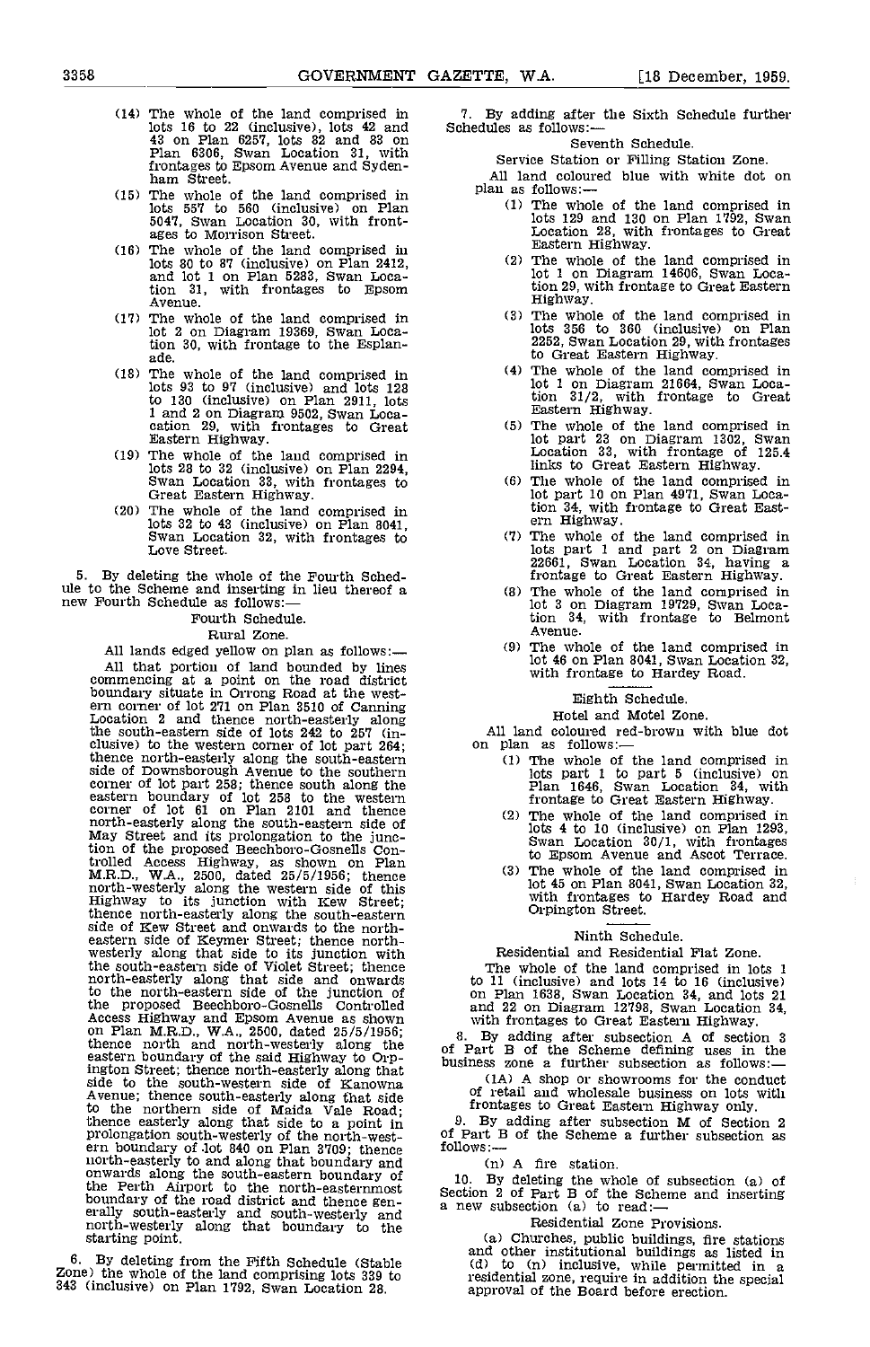(14) The whole of the land comprised in lots 16 to 22 (inclusive), lots 42 and 43 on Plan 6257, lots 82 and 83 on Plan 6306, Swan Location 31, with frontages to Epsom Avenue and Sydenham Street.

(15) The whole of the land comprised in lots 557 to 560 (inclusive) on Plan 5047, Swan Location 30, with frontages to Morrison Street.

(16) The whole of the land comprised in lots 80 to 87 (inclusive) on Plan 2412, and lot 1 on Plan 5283, Swan Location 31, with frontages to Epsom Avenue.

(17) The whole of the land comprised in lot 2 on Diagram 19369, Swan Location 30, with frontage to the Esplanade.

(18) The whole of the land comprised in lots 93 to 97 (inclusive) and lots 128 to 130 (inclusive) on Plan 2911, lots 1 and 2 on Diagram 9502, Swan Location 29, with frontages to Great Eastern Highway.

(19) The whole of the land comprised in lots 28 to 32 (inclusive) on Plan 2294, Swan Location 33, with frontages to Great Eastern Highway.

(20) The whole of the land comprised in lots 32 to 43 (inclusive) on Plan 8041, Swan Location 32, with frontages to Love Street.

5. By deleting the whole of the Fourth Schedule to the Scheme and inserting in lieu thereof a new Fourth Schedule as follows:—

Fourth Schedule.

Rural Zone.

All lands edged yellow on plan as follows:—

All that portion of land bounded by lines commencing at a point on the road district boundary situate in Orrong Road at the western corner of lot 271 on Plan 3510 of Canning Location 2 and thence north-easterly along the south-eastern side of lots 242 to 257 (inclusive) to the western corner of lot part 264; thence north-easterly along the south-eastern side of Downsborough Avenue to the southern corner of lot part 258; thence south along the eastern boundary of lot 258 to the western corner of lot 61 on Plan 2101 and thence north-easterly along the south-eastern side of May Street and its prolongation to the junction of the proposed Beechboro-Gosnells Controlled Access Highway, as shown on Plan M.R.D., W.A., 2500, dated 25/5/1956; thence north-westerly along the western side of this Highway to its junction with Kew Street; thence north-easterly along the south-eastern side of Kew Street and onwards to the north-eastern side of Keymer Street; thence north-westerly along that side to its junction with the south-eastern side of Violet Street; thence north-easterly along that side and onwards to the north-eastern side of the junction of the proposed Beechboro-Gosnells Controlled Access Highway and Epsom Avenue as shown on Plan M.R.D., W.A., 2500, dated 25/5/1956; thence north and north-westerly along the eastern boundary of the said Highway to Orpington Street; thence north-easterly along that side to the south-western side of Kanowna Avenue; thence south-easterly along that side to the northern side of Maida Vale Road; thence easterly along that side to a point in prolongation south-westerly of the north-western boundary of lot 840 on Plan 3709; thence north-easterly to and along that boundary and onwards along the south-eastern boundary of the Perth Airport to the north-easternmost boundary of the road district and thence generally south-easterly and south-westerly and north-westerly along that boundary to the starting point.

6. By deleting from the Fifth Schedule (Stable Zone) the whole of the land comprising lots 339 to 343 (inclusive) on Plan 1792, Swan Location 28.

7. By adding after the Sixth Schedule further Schedules as follows:—

Seventh Schedule.

Service Station or Filling Station Zone.

All land coloured blue with white dot on plan as follows:—

(1) The whole of the land comprised in lots 129 and 130 on Plan 1792, Swan Location 28, with frontages to Great Eastern Highway.

(2) The whole of the land comprised in lot 1 on Diagram 14606, Swan Location 29, with frontage to Great Eastern Highway.

(3) The whole of the land comprised in lots 356 to 360 (inclusive) on Plan 2252, Swan Location 29, with frontages to Great Eastern Highway.

(4) The whole of the land comprised in lot 1 on Diagram 21664, Swan Location 31/2, with frontage to Great Eastern Highway.

(5) The whole of the land comprised in lot part 23 on Diagram 1302, Swan Location 33, with frontage of 125.4 links to Great Eastern Highway.

(6) The whole of the land comprised in lot part 10 on Plan 4971, Swan Location 34, with frontage to Great Eastern Highway.

(7) The whole of the land comprised in lots part 1 and part 2 on Diagram 22661, Swan Location 34, having a frontage to Great Eastern Highway.

(8) The whole of the land comprised in lot 3 on Diagram 19729, Swan Location 34, with frontage to Belmont Avenue.

(9) The whole of the land comprised in lot 46 on Plan 8041, Swan Location 32, with frontage to Hardey Road.

Eighth Schedule.

Hotel and Motel Zone.

All land coloured red-brown with blue dot on plan as follows:—

(1) The whole of the land comprised in lots part 1 to part 5 (inclusive) on Plan 1646, Swan Location 34, with frontage to Great Eastern Highway.

(2) The whole of the land comprised in lots 4 to 10 (inclusive) on Plan 1293, Swan Location 30/1, with frontages to Epsom Avenue and Ascot Terrace.

(3) The whole of the land comprised in lot 45 on Plan 8041, Swan Location 32, with frontages to Hardey Road and Orpington Street.

Ninth Schedule.

Residential and Residential Flat Zone.

The whole of the land comprised in lots 1 to 11 (inclusive) and lots 14 to 16 (inclusive) on Plan 1638, Swan Location 34, and lots 21 and 22 on Diagram 12798, Swan Location 34, with frontages to Great Eastern Highway.

8. By adding after subsection A of section 3 of Part B of the Scheme defining uses in the business zone a further subsection as follows:—

(1A) A shop or showrooms for the conduct of retail and wholesale business on lots with frontages to Great Eastern Highway only.

9. By adding after subsection M of Section 2 of Part B of the Scheme a further subsection as follows:—

(n) A fire station.

10. By deleting the whole of subsection (a) of Section 2 of Part B of the Scheme and inserting a new subsection (a) to read:—

Residential Zone Provisions.

(a) Churches, public buildings, fire stations and other institutional buildings as listed in (d) to (n) inclusive, while permitted in a residential zone, require in addition the special approval of the Board before erection.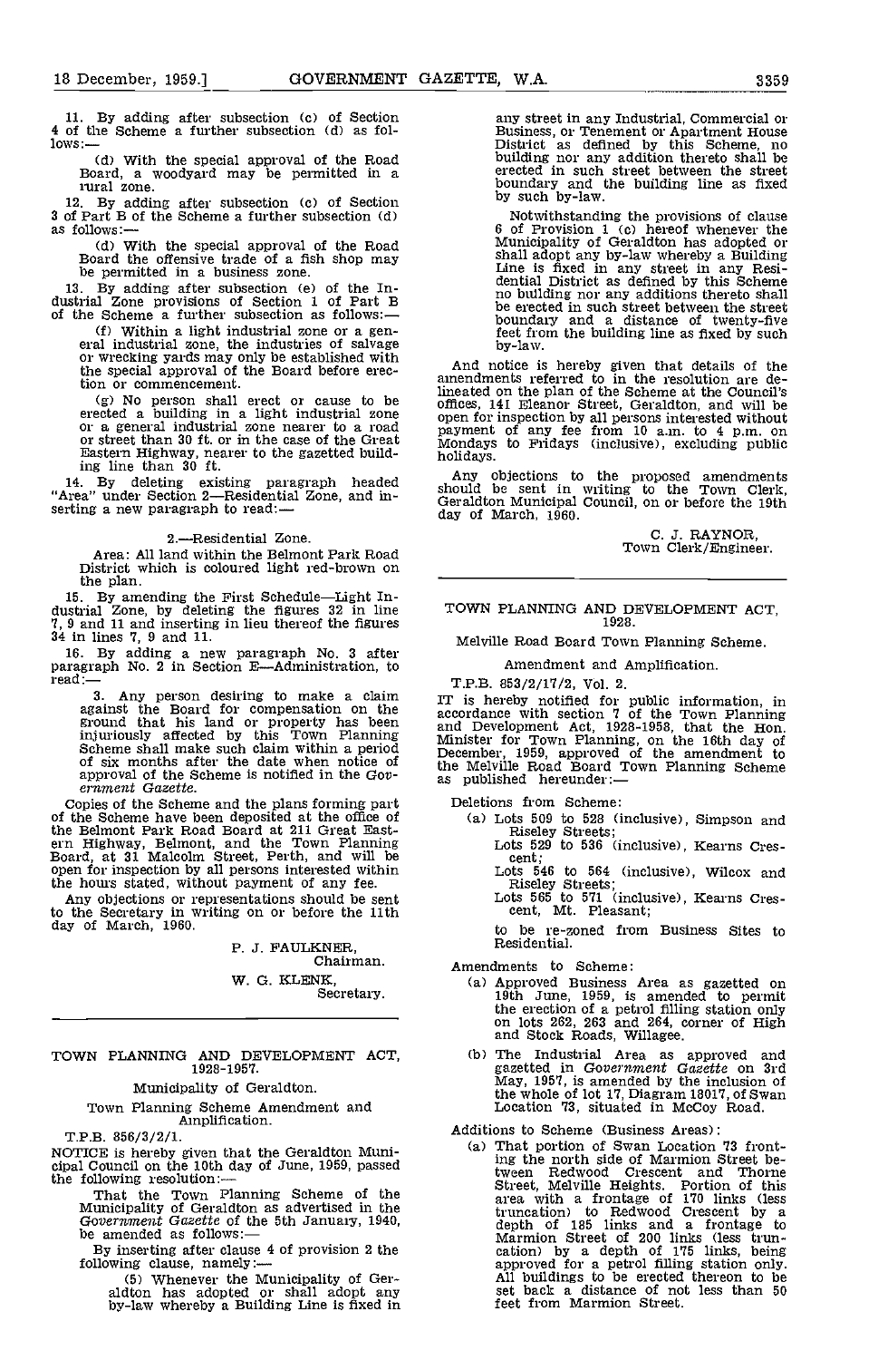11. By adding after subsection (c) of Section 4 of the Scheme a further subsection (d) as follows:—

(d) With the special approval of the Road Board, a woodyard may be permitted in a rural zone.

12. By adding after subsection (c) of Section 3 of Part B of the Scheme a further subsection (d) as follows:—

(d) With the special approval of the Road Board the offensive trade of a fish shop may be permitted in a business zone.

13. By adding after subsection (e) of the Industrial Zone provisions of Section 1 of Part B of the Scheme a further subsection as follows:—

(f) Within a light industrial zone or a general industrial zone, the industries of salvage or wrecking yards may only be established with the special approval of the Board before erection or commencement.

(g) No person shall erect or cause to be erected a building in a light industrial zone or a general industrial zone nearer to a road or street than 30 ft. or in the case of the Great Eastern Highway, nearer to the gazetted building line than 30 ft.

14. By deleting existing paragraph headed "Area" under Section 2—Residential Zone, and inserting a new paragraph to read:—

2.—Residential Zone.

Area: All land within the Belmont Park Road District which is coloured light red-brown on the plan.

15. By amending the First Schedule—Light Industrial Zone, by deleting the figures 32 in line 7, 9 and 11 and inserting in lieu thereof the figures 34 in lines 7, 9 and 11.

16. By adding a new paragraph No. 3 after paragraph No. 2 in Section E—Administration, to read:—

3. Any person desiring to make a claim against the Board for compensation on the ground that his land or property has been injuriously affected by this Town Planning Scheme shall make such claim within a period of six months after the date when notice of approval of the Scheme is notified in the *Government Gazette*.

Copies of the Scheme and the plans forming part of the Scheme have been deposited at the office of the Belmont Park Road Board at 211 Great Eastern Highway, Belmont, and the Town Planning Board, at 31 Malcolm Street, Perth, and will be open for inspection by all persons interested within the hours stated, without payment of any fee.

Any objections or representations should be sent to the Secretary in writing on or before the 11th day of March, 1960.

P. J. FAULKNER,
Chairman.

W. G. KLENK,
Secretary.

---

## TOWN PLANNING AND DEVELOPMENT ACT, 1928-1957.

### Municipality of Geraldton.

### Town Planning Scheme Amendment and Amplification.

T.P.B. 856/3/2/1.

NOTICE is hereby given that the Geraldton Municipal Council on the 10th day of June, 1959, passed the following resolution:—

That the Town Planning Scheme of the Municipality of Geraldton as advertised in the *Government Gazette* of the 5th January, 1940, be amended as follows:—

By inserting after clause 4 of provision 2 the following clause, namely:—

(5) Whenever the Municipality of Geraldton has adopted or shall adopt any by-law whereby a Building Line is fixed in any street in any Industrial, Commercial or Business, or Tenement or Apartment House District as defined by this Scheme, no building nor any addition thereto shall be erected in such street between the street boundary and the building line as fixed by such by-law.

Notwithstanding the provisions of clause 6 of Provision 1 (c) hereof whenever the Municipality of Geraldton has adopted or shall adopt any by-law whereby a Building Line is fixed in any street in any Residential District as defined by this Scheme no building nor any additions thereto shall be erected in such street between the street boundary and a distance of twenty-five feet from the building line as fixed by such by-law.

And notice is hereby given that details of the amendments referred to in the resolution are delineated on the plan of the Scheme at the Council's offices, 141 Eleanor Street, Geraldton, and will be open for inspection by all persons interested without payment of any fee from 10 a.m. to 4 p.m. on Mondays to Fridays (inclusive), excluding public holidays.

Any objections to the proposed amendments should be sent in writing to the Town Clerk, Geraldton Municipal Council, on or before the 19th day of March, 1960.

C. J. RAYNOR,
Town Clerk/Engineer.

---

## TOWN PLANNING AND DEVELOPMENT ACT, 1928.

### Melville Road Board Town Planning Scheme.

### Amendment and Amplification.

T.P.B. 853/2/17/2, Vol. 2.

IT is hereby notified for public information, in accordance with section 7 of the Town Planning and Development Act, 1928-1958, that the Hon. Minister for Town Planning, on the 16th day of December, 1959, approved of the amendment to the Melville Road Board Town Planning Scheme as published hereunder:—

Deletions from Scheme:

(a) Lots 509 to 528 (inclusive), Simpson and Riseley Streets;
Lots 529 to 536 (inclusive), Kearns Crescent;
Lots 546 to 564 (inclusive), Wilcox and Riseley Streets;
Lots 565 to 571 (inclusive), Kearns Crescent, Mt. Pleasant;

to be re-zoned from Business Sites to Residential.

Amendments to Scheme:

(a) Approved Business Area as gazetted on 19th June, 1959, is amended to permit the erection of a petrol filling station only on lots 262, 263 and 264, corner of High and Stock Roads, Willagee.

(b) The Industrial Area as approved and gazetted in *Government Gazette* on 3rd May, 1957, is amended by the inclusion of the whole of lot 17, Diagram 18017, of Swan Location 73, situated in McCoy Road.

Additions to Scheme (Business Areas):

(a) That portion of Swan Location 73 fronting the north side of Marmion Street between Redwood Crescent and Thorne Street, Melville Heights. Portion of this area with a frontage of 170 links (less truncation) to Redwood Crescent by a depth of 185 links and a frontage to Marmion Street of 200 links (less truncation) by a depth of 175 links, being approved for a petrol filling station only. All buildings to be erected thereon to be set back a distance of not less than 50 feet from Marmion Street.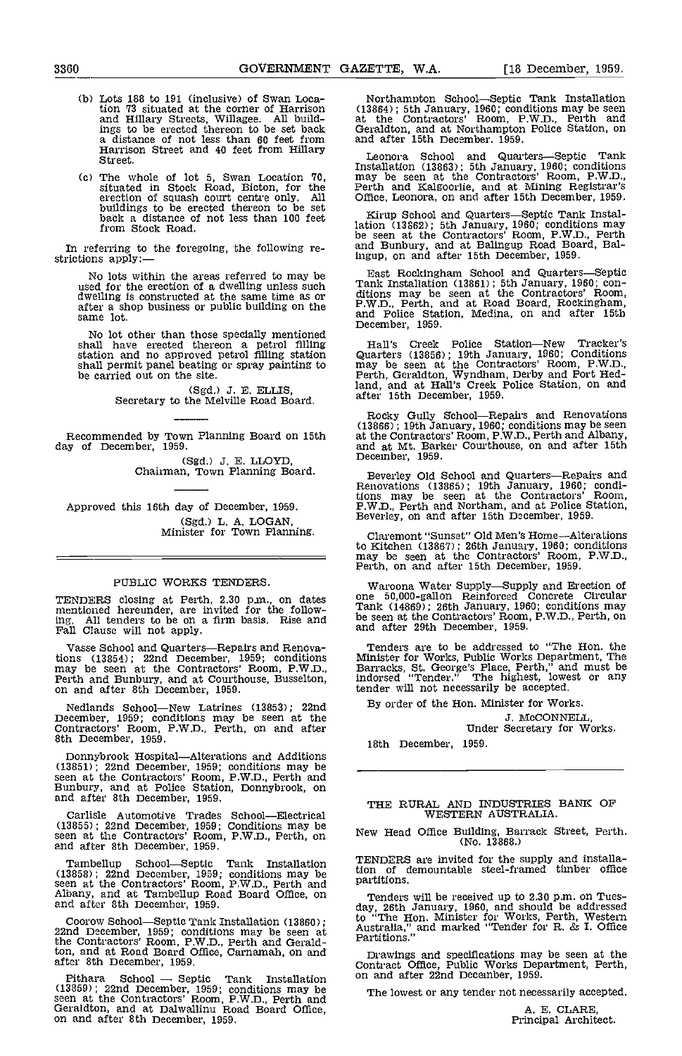(b) Lots 188 to 191 (inclusive) of Swan Location 73 situated at the corner of Harrison and Hillary Streets, Willagee. All buildings to be erected thereon to be set back a distance of not less than 60 feet from Harrison Street and 40 feet from Hillary Street.

(c) The whole of lot 5, Swan Location 70, situated in Stock Road, Bicton, for the erection of squash court centre only. All buildings to be erected thereon to be set back a distance of not less than 100 feet from Stock Road.

In referring to the foregoing, the following restrictions apply:—

No lots within the areas referred to may be used for the erection of a dwelling unless such dwelling is constructed at the same time as or after a shop business or public building on the same lot.

No lot other than those specially mentioned shall have erected thereon a petrol filling station and no approved petrol filling station shall permit panel beating or spray painting to be carried out on the site.

(Sgd.) J. E. ELLIS,
Secretary to the Melville Road Board.

---

Recommended by Town Planning Board on 15th day of December, 1959.

(Sgd.) J. E. LLOYD,
Chairman, Town Planning Board.

---

Approved this 16th day of December, 1959.

(Sgd.) L. A. LOGAN,
Minister for Town Planning.

---

## PUBLIC WORKS TENDERS.

TENDERS closing at Perth, 2.30 p.m., on dates mentioned hereunder, are invited for the following. All tenders to be on a firm basis. Rise and Fall Clause will not apply.

Vasse School and Quarters—Repairs and Renovations (13854); 22nd December, 1959; conditions may be seen at the Contractors' Room, P.W.D., Perth and Bunbury, and at Courthouse, Busselton, on and after 8th December, 1959.

Nedlands School—New Latrines (13853); 22nd December, 1959; conditions may be seen at the Contractors' Room, P.W.D., Perth, on and after 8th December, 1959.

Donnybrook Hospital—Alterations and Additions (13851); 22nd December, 1959; conditions may be seen at the Contractors' Room, P.W.D., Perth and Bunbury, and at Police Station, Donnybrook, on and after 8th December, 1959.

Carlisle Automotive Trades School—Electrical (13855); 22nd December, 1959; Conditions may be seen at the Contractors' Room, P.W.D., Perth, on and after 8th December, 1959.

Tambellup School—Septic Tank Installation (13858); 22nd December, 1959; conditions may be seen at the Contractors' Room, P.W.D., Perth and Albany, and at Tambellup Road Board Office, on and after 8th December, 1959.

Coorow School—Septic Tank Installation (13860); 22nd December, 1959; conditions may be seen at the Contractors' Room, P.W.D., Perth and Geraldton, and at Road Board Office, Carnamah, on and after 8th December, 1959.

Pithara School — Septic Tank Installation (13859); 22nd December, 1959; conditions may be seen at the Contractors' Room, P.W.D., Perth and Geraldton, and at Dalwallinu Road Board Office, on and after 8th December, 1959.

Northampton School—Septic Tank Installation (13864); 5th January, 1960; conditions may be seen at the Contractors' Room, P.W.D., Perth and Geraldton, and at Northampton Police Station, on and after 15th December, 1959.

Leonora School and Quarters—Septic Tank Installation (13863); 5th January, 1960; conditions may be seen at the Contractors' Room, P.W.D., Perth and Kalgoorlie, and at Mining Registrar's Office, Leonora, on and after 15th December, 1959.

Kirup School and Quarters—Septic Tank Installation (13862); 5th January, 1960; conditions may be seen at the Contractors' Room, P.W.D., Perth and Bunbury, and at Balingup Road Board, Balingup, on and after 15th December, 1959.

East Rockingham School and Quarters—Septic Tank Installation (13861); 5th January, 1960; conditions may be seen at the Contractors' Room, P.W.D., Perth, and at Road Board, Rockingham, and Police Station, Medina, on and after 15th December, 1959.

Hall's Creek Police Station—New Tracker's Quarters (13856); 19th January, 1960; Conditions may be seen at the Contractors' Room, P.W.D., Perth, Geraldton, Wyndham, Derby and Port Hedland, and at Hall's Creek Police Station, on and after 15th December, 1959.

Rocky Gully School—Repairs and Renovations (13866); 19th January, 1960; conditions may be seen at the Contractors' Room, P.W.D., Perth and Albany, and at Mt. Barker Courthouse, on and after 15th December, 1959.

Beverley Old School and Quarters—Repairs and Renovations (13865); 19th January, 1960; conditions may be seen at the Contractors' Room, P.W.D., Perth and Northam, and at Police Station, Beverley, on and after 15th December, 1959.

Claremont "Sunset" Old Men's Home—Alterations to Kitchen (13867); 26th January, 1960; conditions may be seen at the Contractors' Room, P.W.D., Perth, on and after 15th December, 1959.

Waroona Water Supply—Supply and Erection of one 50,000-gallon Reinforced Concrete Circular Tank (14869); 26th January, 1960; conditions may be seen at the Contractors' Room, P.W.D., Perth, on and after 29th December, 1959.

Tenders are to be addressed to "The Hon. the Minister for Works, Public Works Department, The Barracks, St. George's Place, Perth," and must be indorsed "Tender." The highest, lowest or any tender will not necessarily be accepted.

By order of the Hon. Minister for Works.

J. McCONNELL,
Under Secretary for Works.

18th December, 1959.

---

## THE RURAL AND INDUSTRIES BANK OF WESTERN AUSTRALIA.

New Head Office Building, Barrack Street, Perth. (No. 13868.)

TENDERS are invited for the supply and installation of demountable steel-framed timber office partitions.

Tenders will be received up to 2.30 p.m. on Tuesday, 26th January, 1960, and should be addressed to "The Hon. Minister for Works, Perth, Western Australia," and marked "Tender for R. & I. Office Partitions."

Drawings and specifications may be seen at the Contract Office, Public Works Department, Perth, on and after 22nd December, 1959.

The lowest or any tender not necessarily accepted.

A. E. CLARE,
Principal Architect.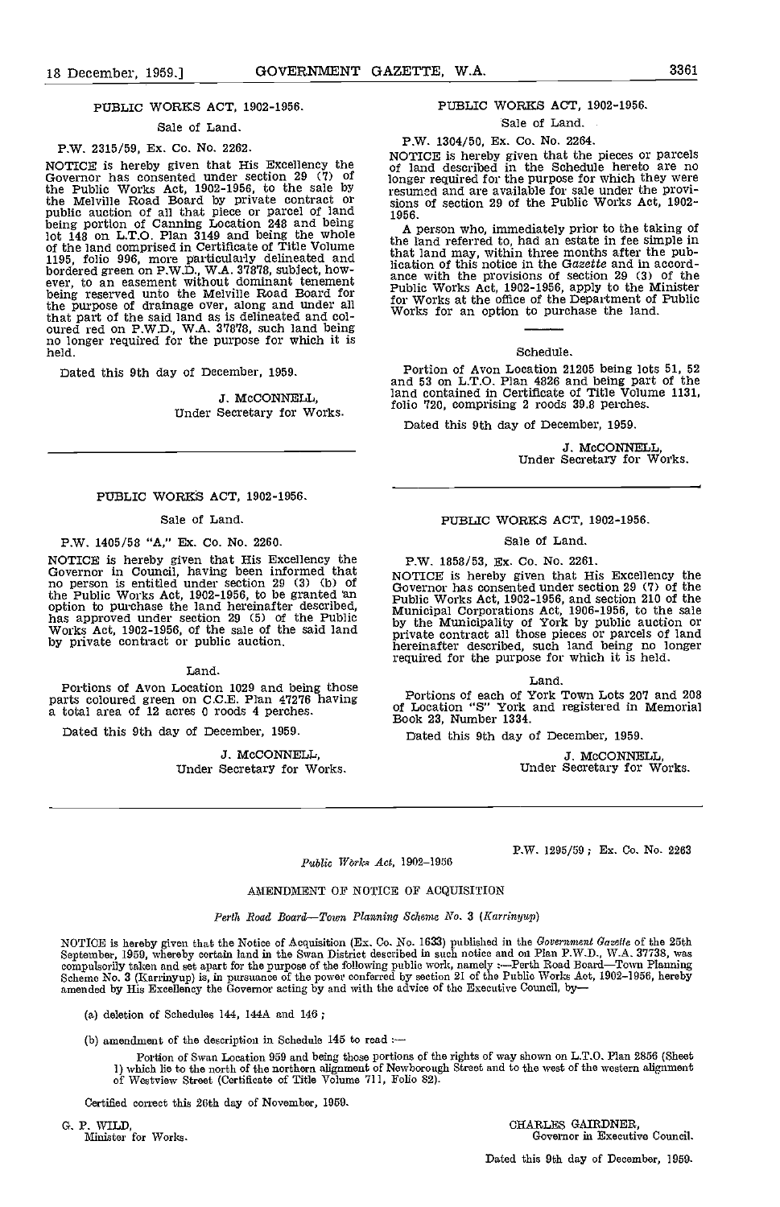## PUBLIC WORKS ACT, 1902-1956.

Sale of Land.

P.W. 2315/59, Ex. Co. No. 2262.

NOTICE is hereby given that His Excellency the Governor has consented under section 29 (7) of the Public Works Act, 1902-1956, to the sale by the Melville Road Board by private contract or public auction of all that piece or parcel of land being portion of Canning Location 248 and being lot 148 on L.T.O. Plan 3149 and being the whole of the land comprised in Certificate of Title Volume 1195, folio 996, more particularly delineated and bordered green on P.W.D., W.A. 37878, subject, however, to an easement without dominant tenement being reserved unto the Melville Road Board for the purpose of drainage over, along and under all that part of the said land as is delineated and coloured red on P.W.D., W.A. 37878, such land being no longer required for the purpose for which it is held.

Dated this 9th day of December, 1959.

J. McCONNELL,
Under Secretary for Works.

---

## PUBLIC WORKS ACT, 1902-1956.

Sale of Land.

P.W. 1405/58 "A," Ex. Co. No. 2260.

NOTICE is hereby given that His Excellency the Governor in Council, having been informed that no person is entitled under section 29 (3) (b) of the Public Works Act, 1902-1956, to be granted an option to purchase the land hereinafter described, has approved under section 29 (5) of the Public Works Act, 1902-1956, of the sale of the said land by private contract or public auction.

Land.

Portions of Avon Location 1029 and being those parts coloured green on C.C.E. Plan 47276 having a total area of 12 acres 0 roods 4 perches.

Dated this 9th day of December, 1959.

J. McCONNELL,
Under Secretary for Works.

---

## PUBLIC WORKS ACT, 1902-1956.

Sale of Land.

P.W. 1304/50, Ex. Co. No. 2264.

NOTICE is hereby given that the pieces or parcels of land described in the Schedule hereto are no longer required for the purpose for which they were resumed and are available for sale under the provisions of section 29 of the Public Works Act, 1902-1956.

A person who, immediately prior to the taking of the land referred to, had an estate in fee simple in that land may, within three months after the publication of this notice in the *Gazette* and in accordance with the provisions of section 29 (3) of the Public Works Act, 1902-1956, apply to the Minister for Works at the office of the Department of Public Works for an option to purchase the land.

Schedule.

Portion of Avon Location 21205 being lots 51, 52 and 53 on L.T.O. Plan 4826 and being part of the land contained in Certificate of Title Volume 1131, folio 720, comprising 2 roods 39.8 perches.

Dated this 9th day of December, 1959.

J. McCONNELL,
Under Secretary for Works.

---

## PUBLIC WORKS ACT, 1902-1956.

Sale of Land.

P.W. 1858/53, Ex. Co. No. 2261.

NOTICE is hereby given that His Excellency the Governor has consented under section 29 (7) of the Public Works Act, 1902-1956, and section 210 of the Municipal Corporations Act, 1906-1956, to the sale by the Municipality of York by public auction or private contract all those pieces or parcels of land hereinafter described, such land being no longer required for the purpose for which it is held.

Land.

Portions of each of York Town Lots 207 and 208 of Location "S" York and registered in Memorial Book 23, Number 1334.

Dated this 9th day of December, 1959.

J. McCONNELL,
Under Secretary for Works.

---

P.W. 1295/59; Ex. Co. No. 2263

*Public Works Act, 1902–1956*

## AMENDMENT OF NOTICE OF ACQUISITION

*Perth Road Board—Town Planning Scheme No. 3 (Karrinyup)*

NOTICE is hereby given that the Notice of Acquisition (Ex. Co. No. 1633) published in the *Government Gazette* of the 25th September, 1959, whereby certain land in the Swan District described in such notice and on Plan P.W.D., W.A. 37738, was compulsorily taken and set apart for the purpose of the following public work, namely :—Perth Road Board—Town Planning Scheme No. 3 (Karrinyup) is, in pursuance of the power conferred by section 21 of the Public Works Act, 1902–1956, hereby amended by His Excellency the Governor acting by and with the advice of the Executive Council, by—

(a) deletion of Schedules 144, 144A and 146 ;

(b) amendment of the description in Schedule 145 to read :—

Portion of Swan Location 959 and being those portions of the rights of way shown on L.T.O. Plan 2856 (Sheet 1) which lie to the north of the northern alignment of Newborough Street and to the west of the western alignment of Westview Street (Certificate of Title Volume 711, Folio 82).

Certified correct this 26th day of November, 1959.

G. P. WILD,
Minister for Works.

CHARLES GAIRDNER,
Governor in Executive Council.

Dated this 9th day of December, 1959.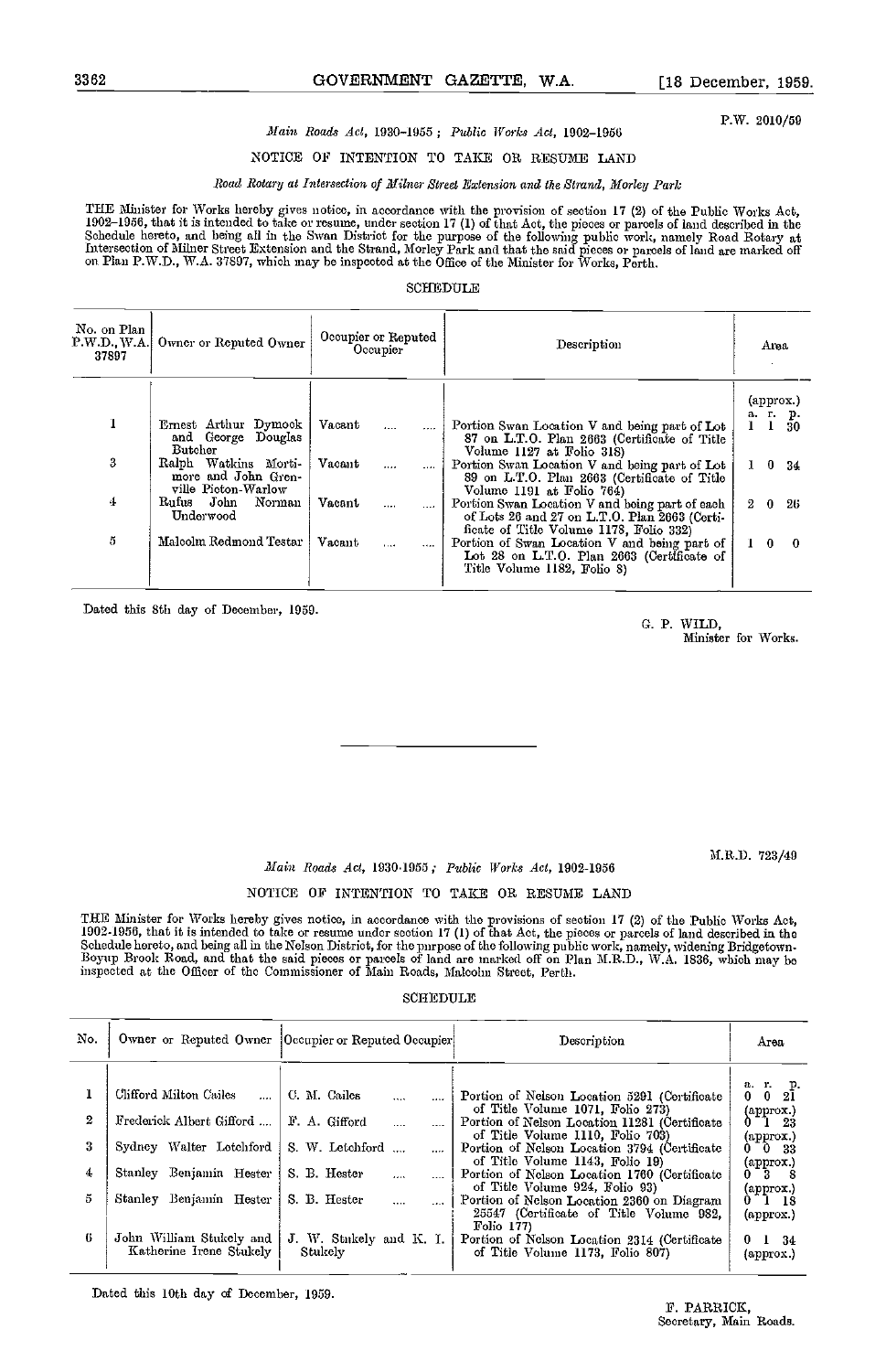P.W. 2010/59

*Main Roads Act, 1930–1955; Public Works Act, 1902–1956*

NOTICE OF INTENTION TO TAKE OR RESUME LAND

*Road Rotary at Intersection of Milner Street Extension and the Strand, Morley Park*

THE Minister for Works hereby gives notice, in accordance with the provision of section 17 (2) of the Public Works Act, 1902–1956, that it is intended to take or resume, under section 17 (1) of that Act, the pieces or parcels of land described in the Schedule hereto, and being all in the Swan District for the purpose of the following public work, namely Road Rotary at Intersection of Milner Street Extension and the Strand, Morley Park and that the said pieces or parcels of land are marked off on Plan P.W.D., W.A. 37897, which may be inspected at the Office of the Minister for Works, Perth.

SCHEDULE

| No. on Plan P.W.D., W.A. 37897 | Owner or Reputed Owner | Occupier or Reputed Occupier | Description | Area (approx.) a. r. p. |
|---|---|---|---|---|
| 1 | Ernest Arthur Dymock and George Douglas Butcher | Vacant | Portion Swan Location V and being part of Lot 87 on L.T.O. Plan 2663 (Certificate of Title Volume 1127 at Folio 318) | 1 1 30 |
| 3 | Ralph Watkins Mortimore and John Grenville Picton-Warlow | Vacant | Portion Swan Location V and being part of Lot 89 on L.T.O. Plan 2663 (Certificate of Title Volume 1191 at Folio 764) | 1 0 34 |
| 4 | Rufus John Norman Underwood | Vacant | Portion Swan Location V and being part of each of Lots 26 and 27 on L.T.O. Plan 2663 (Certificate of Title Volume 1178, Folio 332) | 2 0 26 |
| 5 | Malcolm Redmond Testar | Vacant | Portion of Swan Location V and being part of Lot 28 on L.T.O. Plan 2663 (Certificate of Title Volume 1182, Folio 8) | 1 0 0 |

Dated this 8th day of December, 1959.

G. P. WILD,
Minister for Works.

---

M.R.D. 723/49

*Main Roads Act, 1930-1955; Public Works Act, 1902-1956*

NOTICE OF INTENTION TO TAKE OR RESUME LAND

THE Minister for Works hereby gives notice, in accordance with the provisions of section 17 (2) of the Public Works Act, 1902-1956, that it is intended to take or resume under section 17 (1) of that Act, the pieces or parcels of land described in the Schedule hereto, and being all in the Nelson District, for the purpose of the following public work, namely, widening Bridgetown-Boyup Brook Road, and that the said pieces or parcels of land are marked off on Plan M.R.D., W.A. 1836, which may be inspected at the Officer of the Commissioner of Main Roads, Malcolm Street, Perth.

SCHEDULE

| No. | Owner or Reputed Owner | Occupier or Reputed Occupier | Description | Area a. r. p. |
|---|---|---|---|---|
| 1 | Clifford Milton Cailes | C. M. Cailes | Portion of Nelson Location 5291 (Certificate of Title Volume 1071, Folio 273) | 0 0 21 (approx.) |
| 2 | Frederick Albert Gifford | F. A. Gifford | Portion of Nelson Location 11281 (Certificate of Title Volume 1110, Folio 703) | 0 1 23 (approx.) |
| 3 | Sydney Walter Letchford | S. W. Letchford | Portion of Nelson Location 3794 (Certificate of Title Volume 1143, Folio 19) | 0 0 33 (approx.) |
| 4 | Stanley Benjamin Hester | S. B. Hester | Portion of Nelson Location 1760 (Certificate of Title Volume 924, Folio 93) | 0 3 8 (approx.) |
| 5 | Stanley Benjamin Hester | S. B. Hester | Portion of Nelson Location 2360 on Diagram 25547 (Certificate of Title Volume 982, Folio 177) | 0 1 18 (approx.) |
| 6 | John William Stukely and Katherine Irene Stukely | J. W. Stukely and K. I. Stukely | Portion of Nelson Location 2314 (Certificate of Title Volume 1173, Folio 807) | 0 1 34 (approx.) |

Dated this 10th day of December, 1959.

F. PARRICK,
Secretary, Main Roads.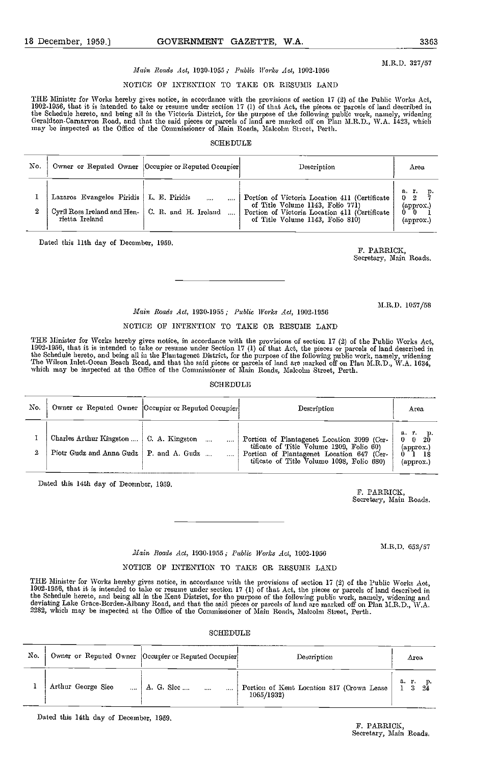M.R.D. 327/57

*Main Roads Act*, 1930-1955 ; *Public Works Act*, 1902-1956

NOTICE OF INTENTION TO TAKE OR RESUME LAND

THE Minister for Works hereby gives notice, in accordance with the provisions of section 17 (2) of the Public Works Act, 1902-1956, that it is intended to take or resume under section 17 (1) of that Act, the pieces or parcels of land described in the Schedule hereto, and being all in the Victoria District, for the purpose of the following public work, namely, widening Geraldton-Carnarvon Road, and that the said pieces or parcels of land are marked off on Plan M.R.D., W.A. 1423, which may be inspected at the Office of the Commissioner of Main Roads, Malcolm Street, Perth.

SCHEDULE

| No. | Owner or Reputed Owner | Occupier or Reputed Occupier | Description | Area |
|---|---|---|---|---|
| | | | | a. r. p. |
| 1 | Lazaros Evangelos Piridis | L. E. Piridis .... .... | Portion of Victoria Location 411 (Certificate of Title Volume 1143, Folio 771) | 0 2 7 (approx.) |
| 2 | Cyril Ross Ireland and Henrietta Ireland | C. R. and H. Ireland .... | Portion of Victoria Location 411 (Certificate of Title Volume 1143, Folio 810) | 0 0 1 (approx.) |

Dated this 11th day of December, 1959.

F. PARRICK,
Secretary, Main Roads.

---

M.R.D. 1057/58

*Main Roads Act*, 1930-1955 ; *Public Works Act*, 1902-1956

NOTICE OF INTENTION TO TAKE OR RESUME LAND

THE Minister for Works hereby gives notice, in accordance with the provisions of section 17 (2) of the Public Works Act, 1902-1956, that it is intended to take or resume under Section 17 (1) of that Act, the pieces or parcels of land described in the Schedule hereto, and being all in the Plantagenet District, for the purpose of the following public work, namely, widening The Wilson Inlet-Ocean Beach Road, and that the said pieces or parcels of land are marked off on Plan M.R.D., W.A. 1634, which may be inspected at the Office of the Commissioner of Main Roads, Malcolm Street, Perth.

SCHEDULE

| No. | Owner or Reputed Owner | Occupier or Reputed Occupier | Description | Area |
|---|---|---|---|---|
| | | | | a. r. p. |
| 1 | Charles Arthur Kingston .... | C. A. Kingston .... .... | Portion of Plantagenet Location 2099 (Certificate of Title Volume 1209, Folio 60) | 0 0 20 (approx.) |
| 2 | Piotr Gudz and Anna Gudz | P. and A. Gudz .... .... | Portion of Plantagenet Location 647 (Certificate of Title Volume 1098, Folio 680) | 0 1 18 (approx.) |

Dated this 14th day of December, 1959.

F. PARRICK,
Secretary, Main Roads.

---

M.R.D. 652/57

*Main Roads Act*, 1930-1955 ; *Public Works Act*, 1902-1956

NOTICE OF INTENTION TO TAKE OR RESUME LAND

THE Minister for Works hereby gives notice, in accordance with the provisions of section 17 (2) of the Public Works Act, 1902-1956, that it is intended to take or resume under Section 17 (1) of that Act, the pieces or parcels of land described in the Schedule hereto, and being all in the Kent District, for the purpose of the following public work, namely, widening and deviating Lake Grace-Borden-Albany Road, and that the said pieces or parcels of land are marked off on Plan M.R.D., W.A. 2282, which may be inspected at the Office of the Commissioner of Main Roads, Malcolm Street, Perth.

SCHEDULE

| No. | Owner or Reputed Owner | Occupier or Reputed Occupier | Description | Area |
|---|---|---|---|---|
| | | | | a. r. p. |
| 1 | Arthur George Slee .... | A. G. Slee .... .... .... | Portion of Kent Location 817 (Crown Lease 1065/1932) | 1 3 24 |

Dated this 14th day of December, 1959.

F. PARRICK,
Secretary, Main Roads.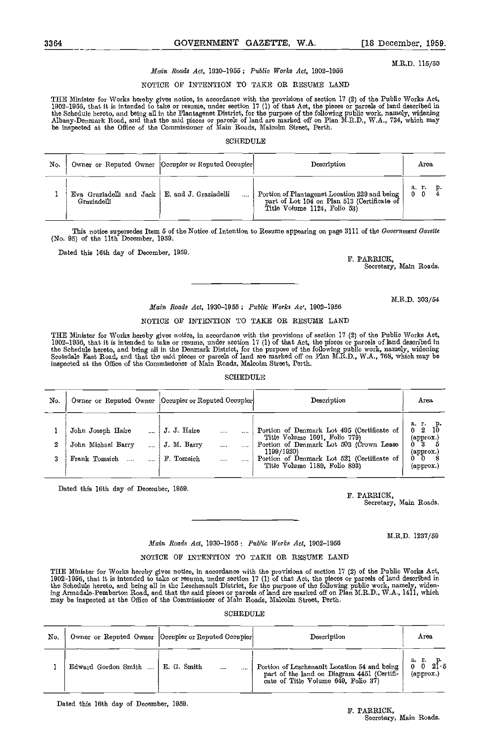M.R.D. 115/50

*Main Roads Act*, 1930–1955; *Public Works Act*, 1902–1956

NOTICE OF INTENTION TO TAKE OR RESUME LAND

THE Minister for Works hereby gives notice, in accordance with the provisions of section 17 (2) of the Public Works Act, 1902–1956, that it is intended to take or resume, under section 17 (1) of that Act, the pieces or parcels of land described in the Schedule hereto, and being all in the Plantagenet District, for the purpose of the following public work, namely, widening Albany-Denmark Road, and that the said pieces or parcels of land are marked off on Plan M.R.D., W.A., 734, which may be inspected at the Office of the Commissioner of Main Roads, Malcolm Street, Perth.

SCHEDULE

| No. | Owner or Reputed Owner | Occupier or Reputed Occupier | Description | Area |
|---|---|---|---|---|
| | | | | a. r. p. |
| 1 | Eva Graziadelli and Jack Graziadelli | E. and J. Graziadelli .... | Portion of Plantagenet Location 229 and being part of Lot 104 on Plan 513 (Certificate of Title Volume 1124, Folio 53) | 0 0 4 |

This notice supersedes Item 5 of the Notice of Intention to Resume appearing on page 3111 of the *Government Gazette* (No. 95) of the 11th December, 1959.

Dated this 16th day of December, 1959.

F. PARRICK,
Secretary, Main Roads.

---

M.R.D. 303/54

*Main Roads Act*, 1930–1955; *Public Works Act*, 1902–1956

NOTICE OF INTENTION TO TAKE OR RESUME LAND

THE Minister for Works hereby gives notice, in accordance with the provisions of section 17 (2) of the Public Works Act, 1902–1956, that it is intended to take or resume, under section 17 (1) of that Act, the pieces or parcels of land described in the Schedule hereto, and being all in the Denmark District, for the purpose of the following public work, namely, widening Scotsdale East Road, and that the said pieces or parcels of land are marked off on Plan M.R.D., W.A., 768, which may be inspected at the Office of the Commissioner of Main Roads, Malcolm Street, Perth.

SCHEDULE

| No. | Owner or Reputed Owner | Occupier or Reputed Occupier | Description | Area |
|---|---|---|---|---|
| | | | | a. r. p. |
| 1 | John Joseph Haire .... | J. J. Haire .... .... | Portion of Denmark Lot 495 (Certificate of Title Volume 1091, Folio 779) | 0 2 10 (approx.) |
| 2 | John Michael Barry .... | J. M. Barry .... .... | Portion of Denmark Lot 503 (Crown Lease 1199/1920) | 0 3 5 (approx.) |
| 3 | Frank Tomsich .... .... | F. Tomsich .... .... | Portion of Denmark Lot 521 (Certificate of Title Volume 1189, Folio 893) | 0 0 8 (approx.) |

Dated this 16th day of December, 1959.

F. PARRICK,
Secretary, Main Roads.

---

M.R.D. 1237/59

*Main Roads Act*, 1930–1955; *Public Works Act*, 1902–1956

NOTICE OF INTENTION TO TAKE OR RESUME LAND

THE Minister for Works hereby gives notice, in accordance with the provisions of section 17 (2) of the Public Works Act, 1902–1956, that it is intended to take or resume, under section 17 (1) of that Act, the pieces or parcels of land described in the Schedule hereto, and being all in the Leschenault District, for the purpose of the following public work, namely, widening Armadale-Pemberton Road, and that the said pieces or parcels of land are marked off on Plan M.R.D., W.A., 1411, which may be inspected at the Office of the Commissioner of Main Roads, Malcolm Street, Perth.

SCHEDULE

| No. | Owner or Reputed Owner | Occupier or Reputed Occupier | Description | Area |
|---|---|---|---|---|
| | | | | a. r. p. |
| 1 | Edward Gordon Smith .... | E. G. Smith .... .... | Portion of Leschenault Location 54 and being part of the land on Diagram 4451 (Certificate of Title Volume 649, Folio 37) | 0 0 21·5 (approx.) |

Dated this 16th day of December, 1959.

F. PARRICK,
Secretary, Main Roads.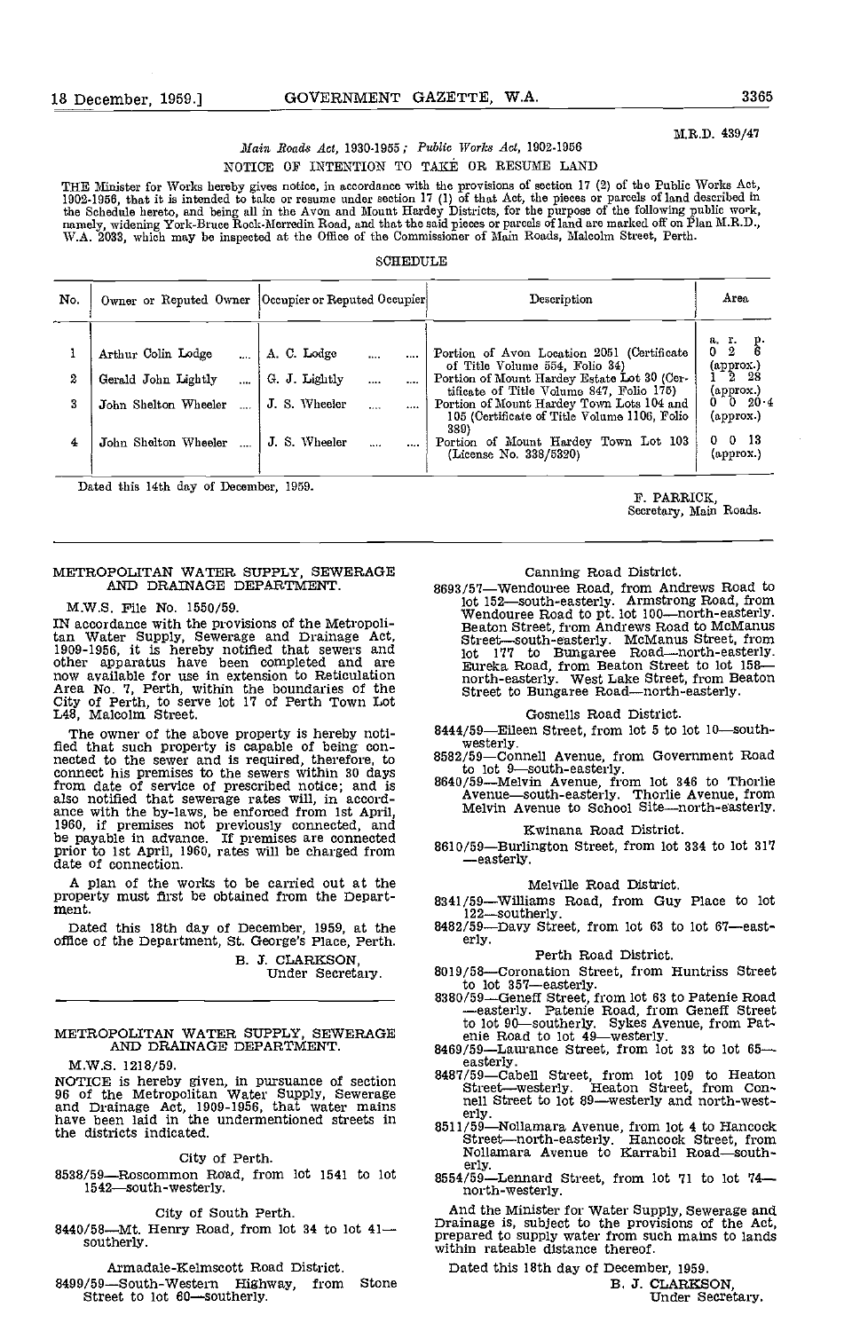M.R.D. 439/47

*Main Roads Act, 1930-1955; Public Works Act, 1902-1956*

NOTICE OF INTENTION TO TAKE OR RESUME LAND

THE Minister for Works hereby gives notice, in accordance with the provisions of section 17 (2) of the Public Works Act, 1902-1956, that it is intended to take or resume under section 17 (1) of that Act, the pieces or parcels of land described in the Schedule hereto, and being all in the Avon and Mount Hardey Districts, for the purpose of the following public work, namely, widening York-Bruce Rock-Merredin Road, and that the said pieces or parcels of land are marked off on Plan M.R.D., W.A. 2033, which may be inspected at the Office of the Commissioner of Main Roads, Malcolm Street, Perth.

SCHEDULE

| No. | Owner or Reputed Owner | Occupier or Reputed Occupier | Description | Area |
|---|---|---|---|---|
| | | | | a. r. p. |
| 1 | Arthur Colin Lodge .... | A. C. Lodge .... .... | Portion of Avon Location 2051 (Certificate of Title Volume 554, Folio 34) | 0 2 6 (approx.) |
| 2 | Gerald John Lightly .... | G. J. Lightly .... .... | Portion of Mount Hardey Estate Lot 30 (Certificate of Title Volume 847, Folio 175) | 1 2 28 (approx.) |
| 3 | John Shelton Wheeler .... | J. S. Wheeler .... .... | Portion of Mount Hardey Town Lots 104 and 105 (Certificate of Title Volume 1106, Folio 389) | 0 0 20·4 (approx.) |
| 4 | John Shelton Wheeler .... | J. S. Wheeler .... .... | Portion of Mount Hardey Town Lot 103 (License No. 338/5320) | 0 0 13 (approx.) |

Dated this 14th day of December, 1959.

F. PARRICK,
Secretary, Main Roads.

---

## METROPOLITAN WATER SUPPLY, SEWERAGE AND DRAINAGE DEPARTMENT.

M.W.S. File No. 1550/59.

IN accordance with the provisions of the Metropolitan Water Supply, Sewerage and Drainage Act, 1909-1956, it is hereby notified that sewers and other apparatus have been completed and are now available for use in extension to Reticulation Area No. 7, Perth, within the boundaries of the City of Perth, to serve lot 17 of Perth Town Lot L48, Malcolm Street.

The owner of the above property is hereby notified that such property is capable of being connected to the sewer and is required, therefore, to connect his premises to the sewers within 30 days from date of service of prescribed notice; and is also notified that sewerage rates will, in accordance with the by-laws, be enforced from 1st April, 1960, if premises not previously connected, and be payable in advance. If premises are connected prior to 1st April, 1960, rates will be charged from date of connection.

A plan of the works to be carried out at the property must first be obtained from the Department.

Dated this 18th day of December, 1959, at the office of the Department, St. George's Place, Perth.

B. J. CLARKSON,
Under Secretary.

---

## METROPOLITAN WATER SUPPLY, SEWERAGE AND DRAINAGE DEPARTMENT.

M.W.S. 1218/59.

NOTICE is hereby given, in pursuance of section 96 of the Metropolitan Water Supply, Sewerage and Drainage Act, 1909-1956, that water mains have been laid in the undermentioned streets in the districts indicated.

City of Perth.

8538/59—Roscommon Road, from lot 1541 to lot 1542—south-westerly.

City of South Perth.

8440/58—Mt. Henry Road, from lot 34 to lot 41—southerly.

Armadale-Kelmscott Road District.

8499/59—South-Western Highway, from Stone Street to lot 60—southerly.

Canning Road District.

8693/57—Wendouree Road, from Andrews Road to lot 152—south-easterly. Armstrong Road, from Wendouree Road to pt. lot 100—north-easterly. Beaton Street, from Andrews Road to McManus Street—south-easterly. McManus Street, from lot 177 to Bungaree Road—north-easterly. Eureka Road, from Beaton Street to lot 158—north-easterly. West Lake Street, from Beaton Street to Bungaree Road—north-easterly.

Gosnells Road District.

8444/59—Eileen Street, from lot 5 to lot 10—south-westerly.

8582/59—Connell Avenue, from Government Road to lot 9—south-easterly.

8640/59—Melvin Avenue, from lot 346 to Thorlie Avenue—south-easterly. Thorlie Avenue, from Melvin Avenue to School Site—north-easterly.

Kwinana Road District.

8610/59—Burlington Street, from lot 334 to lot 317—easterly.

Melville Road District.

8341/59—Williams Road, from Guy Place to lot 122—southerly.

8482/59—Davy Street, from lot 63 to lot 67—easterly.

Perth Road District.

8019/58—Coronation Street, from Huntriss Street to lot 357—easterly.

8380/59—Geneff Street, from lot 63 to Patenie Road—easterly. Patenie Road, from Geneff Street to lot 90—southerly. Sykes Avenue, from Patenie Road to lot 49—westerly.

8469/59—Laurance Street, from lot 33 to lot 65—easterly.

8487/59—Cabell Street, from lot 109 to Heaton Street—westerly. Heaton Street, from Connell Street to lot 89—westerly and north-westerly.

8511/59—Nollamara Avenue, from lot 4 to Hancock Street—north-easterly. Hancock Street, from Nollamara Avenue to Karrabil Road—south-erly.

8554/59—Lennard Street, from lot 71 to lot 74—north-westerly.

And the Minister for Water Supply, Sewerage and Drainage is, subject to the provisions of the Act, prepared to supply water from such mains to lands within rateable distance thereof.

Dated this 18th day of December, 1959.

B. J. CLARKSON,
Under Secretary.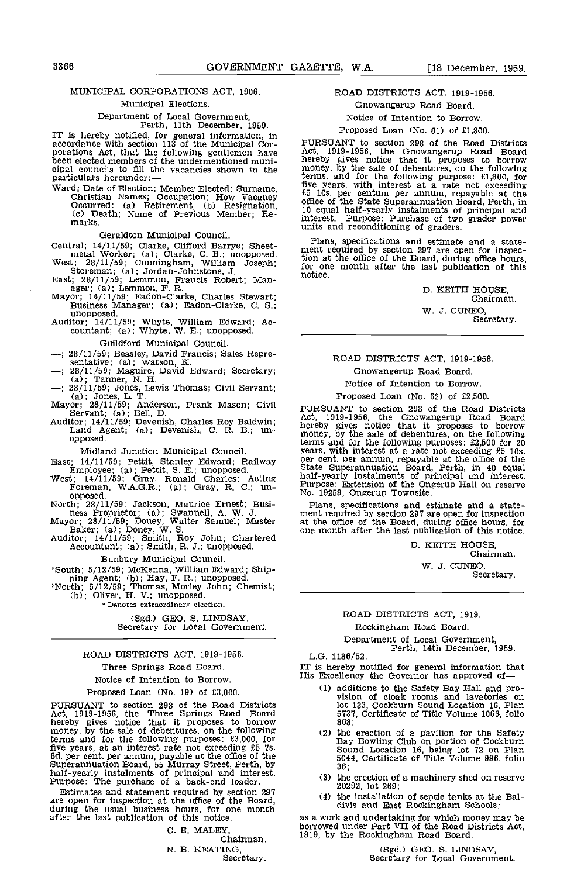## MUNICIPAL CORPORATIONS ACT, 1906.

Municipal Elections.

Department of Local Government,
Perth, 11th December, 1959.

IT is hereby notified, for general information, in accordance with section 113 of the Municipal Corporations Act, that the following gentlemen have been elected members of the undermentioned municipal councils to fill the vacancies shown in the particulars hereunder:—

Ward; Date of Election; Member Elected: Surname, Christian Names; Occupation; How Vacancy Occurred: (a) Retirement, (b) Resignation, (c) Death; Name of Previous Member; Remarks.

Geraldton Municipal Council.

Central; 14/11/59; Clarke, Clifford Barrye; Sheetmetal Worker; (a); Clarke, C. B.; unopposed.
West; 28/11/59; Cunningham, William Joseph; Storeman; (a); Jordan-Johnstone, J.
East; 28/11/59; Lemmon, Francis Robert; Manager; (a); Lemmon, F. R.
Mayor; 14/11/59; Eadon-Clarke, Charles Stewart; Business Manager; (a); Eadon-Clarke, C. S.; unopposed.
Auditor; 14/11/59; Whyte, William Edward; Accountant; (a); Whyte, W. E.; unopposed.

Guildford Municipal Council.

—; 28/11/59; Beasley, David Francis; Sales Representative; (a); Watson, K.
—; 28/11/59; Maguire, David Edward; Secretary; (a); Tanner, N. H.
—; 28/11/59; Jones, Lewis Thomas; Civil Servant; (a); Jones, L. T.
Mayor; 28/11/59; Anderson, Frank Mason; Civil Servant; (a); Bell, D.
Auditor; 14/11/59; Devenish, Charles Roy Baldwin; Land Agent; (a); Devenish, C. R. B.; unopposed.

Midland Junction Municipal Council.

East; 14/11/59; Pettit, Stanley Edward; Railway Employee; (a); Pettit, S. E.; unopposed.
West; 14/11/59; Gray, Ronald Charles; Acting Foreman, W.A.G.R.; (a); Gray, R. C.; unopposed.
North; 28/11/59; Jackson, Maurice Ernest; Business Proprietor; (a); Swannell, A. W. J.
Mayor; 28/11/59; Doney, Walter Samuel; Master Baker; (a); Doney, W. S.
Auditor; 14/11/59; Smith, Roy John; Chartered Accountant; (a); Smith, R. J.; unopposed.

Bunbury Municipal Council.

*South; 5/12/59; McKenna, William Edward; Shipping Agent; (b); Hay, F. R.; unopposed.
*North; 5/12/59; Thomas, Morley John; Chemist; (b); Oliver, H. V.; unopposed.

\* Denotes extraordinary election.

(Sgd.) GEO. S. LINDSAY,
Secretary for Local Government.

---

## ROAD DISTRICTS ACT, 1919-1956.

Three Springs Road Board.

Notice of Intention to Borrow.

Proposed Loan (No. 19) of £3,000.

PURSUANT to section 298 of the Road Districts Act, 1919-1956, the Three Springs Road Board hereby gives notice that it proposes to borrow money, by the sale of debentures, on the following terms and for the following purposes: £3,000, for five years, at an interest rate not exceeding £5 7s. 6d. per cent. per annum, payable at the office of the Superannuation Board, 55 Murray Street, Perth, by half-yearly instalments of principal and interest. Purpose: The purchase of a back-end loader.

Estimates and statement required by section 297 are open for inspection at the office of the Board, during the usual business hours, for one month after the last publication of this notice.

C. E. MALEY,
Chairman.

N. B. KEATING,
Secretary.

---

## ROAD DISTRICTS ACT, 1919-1956.

Gnowangerup Road Board.

Notice of Intention to Borrow.

Proposed Loan (No. 61) of £1,800.

PURSUANT to section 298 of the Road Districts Act, 1919-1956, the Gnowangerup Road Board hereby gives notice that it proposes to borrow money, by the sale of debentures, on the following terms, and for the following purpose: £1,800, for five years, with interest at a rate not exceeding £5 10s. per centum per annum, repayable at the office of the State Superannuation Board, Perth, in 10 equal half-yearly instalments of principal and interest. Purpose: Purchase of two grader power units and reconditioning of graders.

Plans, specifications and estimate and a statement required by section 297 are open for inspection at the office of the Board, during office hours, for one month after the last publication of this notice.

D. KEITH HOUSE,
Chairman.

W. J. CUNEO,
Secretary.

---

## ROAD DISTRICTS ACT, 1919-1956.

Gnowangerup Road Board.

Notice of Intention to Borrow.

Proposed Loan (No. 62) of £2,500.

PURSUANT to section 298 of the Road Districts Act, 1919-1956, the Gnowangerup Road Board hereby gives notice that it proposes to borrow money, by the sale of debentures, on the following terms and for the following purposes: £2,500 for 20 years, with interest at a rate not exceeding £5 10s. per cent. per annum, repayable at the office of the State Superannuation Board, Perth, in 40 equal half-yearly instalments of principal and interest. Purpose: Extension of the Ongerup Hall on reserve No. 19259, Ongerup Townsite.

Plans, specifications and estimate and a statement required by section 297 are open for inspection at the office of the Board, during office hours, for one month after the last publication of this notice.

D. KEITH HOUSE,
Chairman.

W. J. CUNEO,
Secretary.

---

## ROAD DISTRICTS ACT, 1919.

Rockingham Road Board.

Department of Local Government,
Perth, 14th December, 1959.

L.G. 1186/52.

IT is hereby notified for general information that His Excellency the Governor has approved of—

(1) additions to the Safety Bay Hall and provision of cloak rooms and lavatories on lot 133, Cockburn Sound Location 16, Plan 5737, Certificate of Title Volume 1066, folio 868;

(2) the erection of a pavilion for the Safety Bay Bowling Club on portion of Cockburn Sound Location 16, being lot 72 on Plan 5044, Certificate of Title Volume 996, folio 36;

(3) the erection of a machinery shed on reserve 20292, lot 269;

(4) the installation of septic tanks at the Baldivis and East Rockingham Schools;

as a work and undertaking for which money may be borrowed under Part VII of the Road Districts Act, 1919, by the Rockingham Road Board.

(Sgd.) GEO. S. LINDSAY,
Secretary for Local Government.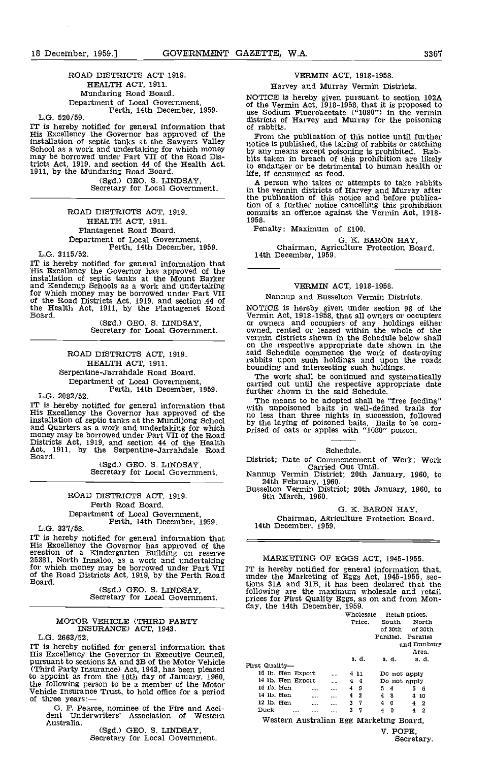ROAD DISTRICTS ACT 1919.

HEALTH ACT, 1911.

Mundaring Road Board.

Department of Local Government,
Perth, 14th December, 1959.

L.G. 520/59.

IT is hereby notified for general information that His Excellency the Governor has approved of the installation of septic tanks at the Sawyers Valley School as a work and undertaking for which money may be borrowed under Part VII of the Road Districts Act, 1919, and section 44 of the Health Act, 1911, by the Mundaring Road Board.

(Sgd.) GEO. S. LINDSAY,
Secretary for Local Government.

---

ROAD DISTRICTS ACT, 1919.

HEALTH ACT, 1911.

Plantagenet Road Board.

Department of Local Government,
Perth, 14th December, 1959.

L.G. 3115/52.

IT is hereby notified for general information that His Excellency the Governor has approved of the installation of septic tanks at the Mount Barker and Kendenup Schools as a work and undertaking for which money may be borrowed under Part VII of the Road Districts Act, 1919, and section 44 of the Health Act, 1911, by the Plantagenet Road Board.

(Sgd.) GEO. S. LINDSAY,
Secretary for Local Government.

---

ROAD DISTRICTS ACT, 1919.

HEALTH ACT, 1911.

Serpentine-Jarrahdale Road Board.

Department of Local Government,
Perth, 14th December, 1959.

L.G. 2082/52.

IT is hereby notified for general information that His Excellency the Governor has approved of the installation of septic tanks at the Mundijong School and Quarters as a work and undertaking for which money may be borrowed under Part VII of the Road Districts Act, 1919, and section 44 of the Health Act, 1911, by the Serpentine-Jarrahdale Road Board.

(Sgd.) GEO. S. LINDSAY,
Secretary for Local Government.

---

ROAD DISTRICTS ACT, 1919.

Perth Road Board.

Department of Local Government,
Perth, 14th December, 1959.

L.G. 337/58.

IT is hereby notified for general information that His Excellency the Governor has approved of the erection of a Kindergarten Building on reserve 25381, North Innaloo, as a work and undertaking for which money may be borrowed under Part VII of the Road Districts Act, 1919, by the Perth Road Board.

(Sgd.) GEO. S. LINDSAY,
Secretary for Local Government.

---

MOTOR VEHICLE (THIRD PARTY INSURANCE) ACT, 1943.

L.G. 2663/52.

IT is hereby notified for general information that His Excellency the Governor in Executive Council, pursuant to sections 3A and 3B of the Motor Vehicle (Third Party Insurance) Act, 1943, has been pleased to appoint as from the 18th day of January, 1960, the following person to be a member of the Motor Vehicle Insurance Trust, to hold office for a period of three years:—

G. F. Pearce, nominee of the Fire and Accident Underwriters' Association of Western Australia.

(Sgd.) GEO. S. LINDSAY,
Secretary for Local Government.

---

VERMIN ACT, 1918-1958.

Harvey and Murray Vermin Districts.

NOTICE is hereby given pursuant to section 102A of the Vermin Act, 1918-1958, that it is proposed to use Sodium Fluoroacetate ("1080") in the vermin districts of Harvey and Murray for the poisoning of rabbits.

From the publication of this notice until further notice is published, the taking of rabbits or catching by any means except poisoning is prohibited. Rabbits taken in breach of this prohibition are likely to endanger or be detrimental to human health or life, if consumed as food.

A person who takes or attempts to take rabbits in the vermin districts of Harvey and Murray after the publication of this notice and before publication of a further notice cancelling this prohibition commits an offence against the Vermin Act, 1918-1958.

Penalty: Maximum of £100.

G. K. BARON HAY,
Chairman, Agriculture Protection Board.
14th December, 1959.

---

VERMIN ACT, 1918-1958.

Nannup and Busselton Vermin Districts.

NOTICE is hereby given under section 98 of the Vermin Act, 1918-1958, that all owners or occupiers or owners and occupiers of any holdings either owned, rented or leased within the whole of the vermin districts shown in the Schedule below shall on the respective appropriate date shown in the said Schedule commence the work of destroying rabbits upon such holdings and upon the roads bounding and intersecting such holdings.

The work shall be continued and systematically carried out until the respective appropriate date further shown in the said Schedule.

The means to be adopted shall be "free feeding" with unpoisoned baits in well-defined trails for no less than three nights in succession, followed by the laying of poisoned baits. Baits to be comprised of oats or apples with "1080" poison.

Schedule.

District; Date of Commencement of Work; Work Carried Out Until.

Nannup Vermin District; 20th January, 1960, to 24th February, 1960.

Busselton Vermin District; 20th January, 1960, to 9th March, 1960.

G. K. BARON HAY,
Chairman, Agriculture Protection Board.
14th December, 1959.

---

MARKETING OF EGGS ACT, 1945-1955.

IT is hereby notified for general information that, under the Marketing of Eggs Act, 1945-1955, sections 31A and 31B, it has been declared that the following are the maximum wholesale and retail prices for First Quality Eggs, as on and from Monday, the 14th December, 1959.

| | Wholesale Price. | Retail prices. South of 30th Parallel. | Retail prices. North of 30th Parallel and Bunbury Area. |
|---|---|---|---|
| | s. d. | s. d. | s. d. |
| First Quality— | | | |
| 16 lb. Hen Export | 4 11 | Do not apply | |
| 14 lb. Hen Export | 4 4 | Do not apply | |
| 16 lb. Hen | 4 9 | 5 4 | 5 6 |
| 14 lb. Hen | 4 2 | 4 8 | 4 10 |
| 12 lb. Hen | 3 7 | 4 0 | 4 2 |
| Duck | 3 7 | 4 0 | 4 2 |

Western Australian Egg Marketing Board,

V. POPE,
Secretary.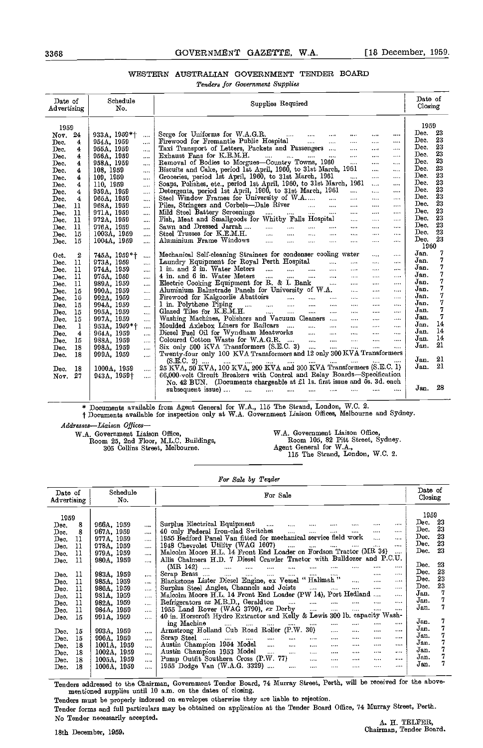## WESTERN AUSTRALIAN GOVERNMENT TENDER BOARD

*Tenders for Government Supplies*

| Date of Advertising | Schedule No. | Supplies Required | Date of Closing |
|---|---|---|---|
| 1959 | | | 1959 |
| Nov. 24 | 933A, 1959*† | Serge for Uniforms for W.A.G.R. | Dec. 23 |
| Dec. 4 | 954A, 1959 | Firewood for Fremantle Public Hospital | Dec. 23 |
| Dec. 4 | 955A, 1959 | Taxi Transport of Letters, Packets and Passengers | Dec. 23 |
| Dec. 4 | 956A, 1959 | Exhaust Fans for K.E.M.H. | Dec. 23 |
| Dec. 4 | 958A, 1959 | Removal of Bodies to Morgues—Country Towns, 1960 | Dec. 23 |
| Dec. 4 | 108, 1959 | Biscuits and Cake, period 1st April, 1960, to 31st March, 1961 | Dec. 23 |
| Dec. 4 | 109, 1959 | Groceries, period 1st April, 1960, to 31st March, 1961 | Dec. 23 |
| Dec. 4 | 110, 1959 | Soaps, Polishes, etc., period 1st April, 1960, to 31st March, 1961 | Dec. 23 |
| Dec. 4 | 959A, 1959 | Detergents, period 1st April, 1960, to 31st March, 1961 | Dec. 23 |
| Dec. 4 | 965A, 1959 | Steel Window Frames for University of W.A. | Dec. 23 |
| Dec. 11 | 968A, 1959 | Piles, Stringers and Corbels—Dale River | Dec. 23 |
| Dec. 11 | 971A, 1959 | Mild Steel Battery Screenings | Dec. 23 |
| Dec. 11 | 972A, 1959 | Fish, Meat and Smallgoods for Whitby Falls Hospital | Dec. 23 |
| Dec. 11 | 976A, 1959 | Sawn and Dressed Jarrah | Dec. 23 |
| Dec. 15 | 1003A, 1959 | Steel Trusses for K.E.M.H. | Dec. 23 |
| Dec. 15 | 1004A, 1959 | Aluminium Frame Windows | Dec. 23 |
| | | | 1960 |
| Oct. 2 | 745A, 1959*† | Mechanical Self-cleaning Strainers for condenser cooling water | Jan. 7 |
| Dec. 11 | 973A, 1959 | Laundry Equipment for Royal Perth Hospital | Jan. 7 |
| Dec. 11 | 974A, 1959 | 1 in. and 2 in. Water Meters | Jan. 7 |
| Dec. 11 | 975A, 1959 | 4 in. and 6 in. Water Meters | Jan. 7 |
| Dec. 11 | 989A, 1959 | Electric Cooking Equipment for R. & I. Bank | Jan. 7 |
| Dec. 15 | 990A, 1959 | Aluminium Balustrade Panels for University of W.A. | Jan. 7 |
| Dec. 15 | 992A, 1959 | Firewood for Kalgoorlie Abattoirs | Jan. 7 |
| Dec. 15 | 994A, 1959 | 1 in. Polythene Piping | Jan. 7 |
| Dec. 15 | 995A, 1959 | Glazed Tiles for K.E.M.H. | Jan. 7 |
| Dec. 15 | 997A, 1959 | Washing Machines, Polishers and Vacuum Cleaners | Jan. 7 |
| Dec. 1 | 953A, 1959*† | Moulded Axlebox Liners for Railcars | Jan. 14 |
| Dec. 4 | 964A, 1959 | Diesel Fuel Oil for Wyndham Meatworks | Jan. 14 |
| Dec. 15 | 988A, 1959 | Coloured Cotton Waste for W.A.G.R. | Jan. 14 |
| Dec. 18 | 998A, 1959 | Six only 500 KVA Transformers (S.E.C. 3) | Jan. 21 |
| Dec. 18 | 999A, 1959 | Twenty-four only 100 KVA Transformers and 12 only 300 KVA Transformers (S.E.C. 2) | Jan. 21 |
| Dec. 18 | 1000A, 1959 | 25 KVA, 50 KVA, 100 KVA, 200 KVA and 300 KVA Transformers (S.E.C. 1) | Jan. 21 |
| Nov. 27 | 943A, 1959† | 66,000-volt Circuit Breakers with Control and Relay Boards—Specification No. 42 BUN. (Documents chargeable at £1 1s. first issue and 5s. 3d. each subsequent issue) | Jan. 28 |

\* Documents available from Agent General for W.A., 115 The Strand, London, W.C. 2.

† Documents available for inspection only at W.A. Government Liaison Offices, Melbourne and Sydney.

*Addresses—Liaison Offices—*

W.A. Government Liaison Office,
Room 25, 2nd Floor, M.L.C. Buildings,
305 Collins Street, Melbourne.

W.A. Government Liaison Office,
Room 105, 82 Pitt Street, Sydney.
Agent General for W.A.,
115 The Strand, London, W.C. 2.

*For Sale by Tender*

| Date of Advertising | Schedule No. | For Sale | Date of Closing |
|---|---|---|---|
| 1959 | | | 1959 |
| Dec. 8 | 966A, 1959 | Surplus Electrical Equipment | Dec. 23 |
| Dec. 8 | 967A, 1959 | 40 only Federal Iron-clad Switches | Dec. 23 |
| Dec. 11 | 977A, 1959 | 1955 Bedford Panel Van fitted for mechanical service field work | Dec. 23 |
| Dec. 11 | 978A, 1959 | 1948 Chevrolet Utility (WAG 1607) | Dec. 23 |
| Dec. 11 | 979A, 1959 | Malcolm Moore H.L. 14 Front End Loader on Fordson Tractor (MR 34) | Dec. 23 |
| Dec. 11 | 980A, 1959 | Allis Chalmers H.D. 7 Diesel Crawler Tractor with Bulldozer and P.C.U. (MR 142) | Dec. 23 |
| Dec. 11 | 983A, 1959 | Scrap Brass | Dec. 23 |
| Dec. 11 | 985A, 1959 | Blackstone Lister Diesel Engine, ex Vessel "Halimah" | Dec. 23 |
| Dec. 11 | 986A, 1959 | Surplus Steel Angles, Channels and Joists | Dec. 23 |
| Dec. 11 | 981A, 1959 | Malcolm Moore H.L. 14 Front End Loader (PW 14), Port Hedland | Jan. 7 |
| Dec. 11 | 982A, 1959 | Refrigerators *ex* M.R.D., Geraldton | Jan. 7 |
| Dec. 11 | 984A, 1959 | 1955 Land Rover (WAG 3790), *ex* Derby | Jan. 7 |
| Dec. 15 | 991A, 1959 | 40 in. Horscroft Hydro Extractor and Kelly & Lewis 300 lb. capacity Washing Machine | Jan. 7 |
| Dec. 15 | 993A, 1959 | Armstrong Holland Cub Road Roller (P.W. 30) | Jan. 7 |
| Dec. 15 | 996A, 1959 | Scrap Steel | Jan. 7 |
| Dec. 18 | 1001A, 1959 | Austin Champion 1954 Model | Jan. 7 |
| Dec. 18 | 1002A, 1959 | Austin Champion 1953 Model | Jan. 7 |
| Dec. 18 | 1005A, 1959 | Pump Outfit Southern Cross (P.W. 77) | Jan. 7 |
| Dec. 18 | 1006A, 1959 | 1955 Dodge Van (W.A.G. 3329) | Jan. 7 |

Tenders addressed to the Chairman, Government Tender Board, 74 Murray Street, Perth, will be received for the above-mentioned supplies until 10 a.m. on the dates of closing.

Tenders must be properly indorsed on envelopes otherwise they are liable to rejection.

Tender forms and full particulars may be obtained on application at the Tender Board Office, 74 Murray Street, Perth.

No Tender necessarily accepted.

A. H. TELFER,
Chairman, Tender Board.

18th December, 1959.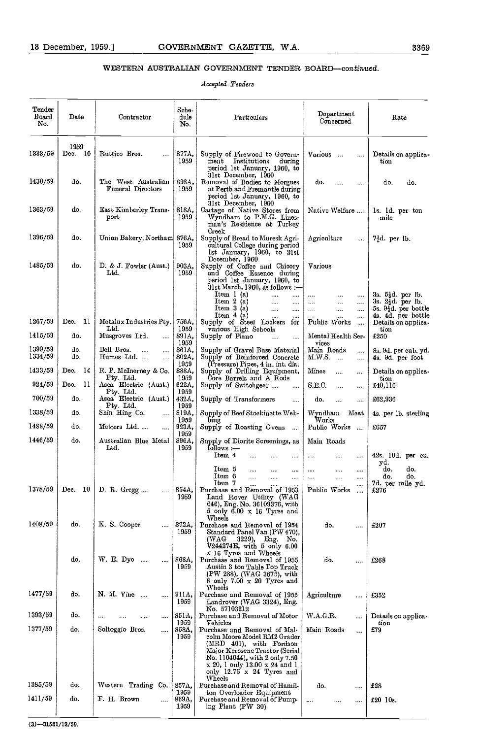## WESTERN AUSTRALIAN GOVERNMENT TENDER BOARD—*continued.*

*Accepted Tenders*

| Tender Board No. | Date | Contractor | Schedule No. | Particulars | Department Concerned | Rate |
|---|---|---|---|---|---|---|
| | 1959 | | | | | |
| 1333/59 | Dec. 10 | Ruttico Bros. .... | 877A, 1959 | Supply of Firewood to Government Institutions during period 1st January, 1960, to 31st December, 1960 | Various .... .... | Details on application |
| 1430/59 | do. | The West Australian Funeral Directors | 898A, 1959 | Removal of Bodies to Morgues at Perth and Fremantle during period 1st January, 1960, to 31st December, 1960 | do. .... .... | do. do. |
| 1363/59 | do. | East Kimberley Transport | 818A, 1959 | Cartage of Native Stores from Wyndham to P.M.G. Linesman's Residence at Turkey Creek | Native Welfare .... | 1s. 1d. per ton mile |
| 1396/59 | do. | Union Bakery, Northam | 876A, 1959 | Supply of Bread to Muresk Agricultural College during period 1st January, 1960, to 31st December, 1960 | Agriculture .... | 7½d. per lb. |
| 1485/59 | do. | D. & J. Fowler (Aust.) Ltd. | 903A, 1959 | Supply of Coffee and Chicory and Coffee Essence during period 1st January, 1960, to 31st March, 1960, as follows :— | Various | |
| | | | | Item 1 (a) .... .... | .... .... .... | 3s. 5½d. per lb. |
| | | | | Item 2 (a) .... .... | .... .... .... | 3s. 2½d. per lb. |
| | | | | Item 3 (a) .... .... | .... .... .... | 5s. 9½d. per bottle |
| | | | | Item 4 (a) .... .... | .... .... .... | 4s. 4d. per bottle |
| 1267/59 | Dec. 11 | Metalux Industries Pty. Ltd. | 756A, 1959 | Supply of Steel Lockers for various High Schools | Public Works .... | Details on application |
| 1415/59 | do. | Musgroves Ltd. .... | 891A, 1959 | Supply of Piano .... .... | Mental Health Services | £250 |
| 1399/59 | do. | Bell Bros. .... .... | 861A, 1959 | Supply of Gravel Base Material | Main Roads .... | 8s. 9d. per cub. yd. |
| 1334/59 | do. | Humes Ltd. .... .... | 802A, 1959 | Supply of Reinforced Concrete (Pressure) Pipes, 4 in. int. dia. | M.W.S. .... .... | 4s. 9d. per foot |
| 1433/59 | Dec. 14 | R. P. McInerney & Co. Pty. Ltd. | 888A, 1959 | Supply of Drilling Equipment, Core Barrels and A Rods | Mines .... .... | Details on application |
| 924/59 | Dec. 11 | Asea Electric (Aust.) Pty. Ltd. | 622A, 1959 | Supply of Switchgear .... .... | S.E.C. .... .... | £40,116 |
| 700/59 | do. | Asea Electric (Aust.) Pty. Ltd. | 432A, 1959 | Supply of Transformers .... | do. .... .... | £62,936 |
| 1338/59 | do. | Shin Hing Co. .... | 819A, 1959 | Supply of Beef Stockinette Webbing | Wyndham Meat Works | 4s. per lb. sterling |
| 1488/59 | do. | Metters Ltd. .... .... | 923A, 1959 | Supply of Roasting Ovens .... | Public Works .... | £657 |
| 1446/59 | do. | Australian Blue Metal Ltd. | 896A, 1959 | Supply of Diorite Screenings, as follows :— | Main Roads | |
| | | | | Item 4 .... .... .... | .... .... .... | 42s. 10d. per cu. yd. |
| | | | | Item 5 .... .... .... | .... .... .... | do. do. |
| | | | | Item 6 .... .... .... | .... .... .... | do. do. |
| | | | | Item 7 .... .... .... | .... .... .... | 7d. per mile yd. |
| 1378/59 | Dec. 10 | D. R. Gregg .... .... | 854A, 1959 | Purchase and Removal of 1953 Land Rover Utility (WAG 646), Eng. No. 36109376, with 5 only 6.00 x 16 Tyres and Wheels | Public Works .... | £276 |
| 1408/59 | do. | K. S. Cooper .... | 872A, 1959 | Purchase and Removal of 1954 Standard Panel Van (PW 470), (WAG 3229), Eng. No. V244274E, with 5 only 6.00 x 16 Tyres and Wheels | do. .... | £207 |
| | do. | W. E. Dye .... .... | 868A, 1959 | Purchase and Removal of 1955 Austin 3 ton Table Top Truck (PW 288), (WAG 3675), with 6 only 7.00 x 20 Tyres and Wheels | do. .... | £268 |
| 1477/59 | do. | N. M. Vine .... .... | 911A, 1959 | Purchase and Removal of 1956 Landrover (WAG 3324), Eng. No. 57103212 | Agriculture .... | £352 |
| 1393/59 | do. | .... .... .... .... | 851A, 1959 | Purchase and Removal of Motor Vehicles | W.A.G.R. .... | Details on application |
| 1377/59 | do. | Soltoggio Bros. .... | 858A, 1959 | Purchase and Removal of Malcolm Moore Model RM2 Grader (MRD 401), with Fordson Major Kerosene Tractor (Serial No. 1104044), with 2 only 7.50 x 20, 1 only 13.00 x 24 and 1 only 12.75 x 24 Tyres and Wheels | Main Roads .... | £79 |
| 1385/59 | do. | Western Trading Co. | 857A, 1959 | Purchase and Removal of Hamilton Overloader Equipment | do. .... | £28 |
| 1411/59 | do. | F. H. Brown .... | 869A, 1959 | Purchase and Removal of Pumping Plant (PW 30) | .... .... .... | £20 10s. |

(3)—31581/12/59.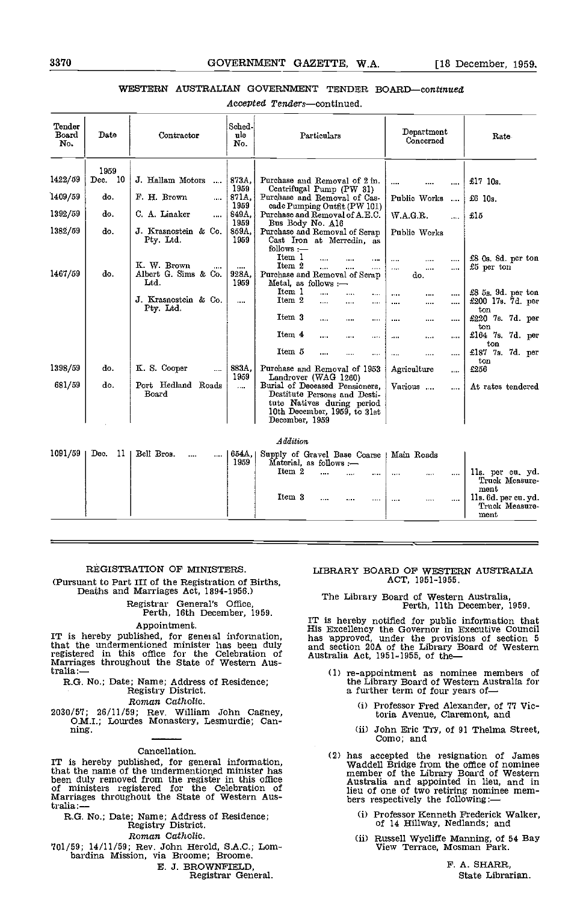## WESTERN AUSTRALIAN GOVERNMENT TENDER BOARD—*continued*

*Accepted Tenders*—continued.

| Tender Board No. | Date | Contractor | Schedule No. | Particulars | Department Concerned | Rate |
|---|---|---|---|---|---|---|
| | 1959 | | | | | |
| 1422/59 | Dec. 10 | J. Hallam Motors | 873A, 1959 | Purchase and Removal of 2 in. Centrifugal Pump (PW 81) | .... | £17 10s. |
| 1409/59 | do. | F. H. Brown | 871A, 1959 | Purchase and Removal of Cascade Pumping Outfit (PW 101) | Public Works | £6 10s. |
| 1392/59 | do. | C. A. Linaker | 849A, 1959 | Purchase and Removal of A.E.C. Bus Body No. A16 | W.A.G.R. | £15 |
| 1382/59 | do. | J. Krasnostein & Co. Pty. Ltd. | 859A, 1959 | Purchase and Removal of Scrap Cast Iron at Merredin, as follows :— | Public Works | |
| | | | | Item 1 | .... | £8 0s. 8d. per ton |
| | | K. W. Brown | .... | Item 2 | .... | £5 per ton |
| 1467/59 | do. | Albert G. Sims & Co. Ltd. | 928A, 1959 | Purchase and Removal of Scrap Metal, as follows :— | do. | |
| | | | | Item 1 | .... | £8 5s. 9d. per ton |
| | | J. Krasnostein & Co. Pty. Ltd. | .... | Item 2 | .... | £200 17s. 7d. per ton |
| | | | | Item 3 | .... | £220 7s. 7d. per ton |
| | | | | Item 4 | .... | £164 7s. 7d. per ton |
| | | | | Item 5 | .... | £187 7s. 7d. per ton |
| 1398/59 | do. | K. S. Cooper | 883A, 1959 | Purchase and Removal of 1953 Landrover (WAG 1260) | Agriculture | £256 |
| 681/59 | do. | Port Hedland Roads Board | .... | Burial of Deceased Pensioners, Destitute Persons and Destitute Natives during period 10th December, 1959, to 31st December, 1959 | Various | At rates tendered |
| | | | | *Addition* | | |
| 1091/59 | Dec. 11 | Bell Bros. | 654A, 1959 | Supply of Gravel Base Coarse Material, as follows :— | Main Roads | |
| | | | | Item 2 | .... | 11s. per cu. yd. Truck Measurement |
| | | | | Item 3 | .... | 11s. 6d. per cu. yd. Truck Measurement |

## REGISTRATION OF MINISTERS.

(Pursuant to Part III of the Registration of Births, Deaths and Marriages Act, 1894-1956.)

Registrar General's Office,
Perth, 16th December, 1959.

### Appointment.

IT is hereby published, for general information, that the undermentioned minister has been duly registered in this office for the Celebration of Marriages throughout the State of Western Australia:—

R.G. No.; Date; Name; Address of Residence; Registry District.

*Roman Catholic.*

2030/57; 26/11/59; Rev. William John Cagney, O.M.I.; Lourdes Monastery, Lesmurdie; Canning.

### Cancellation.

IT is hereby published, for general information, that the name of the undermentioned minister has been duly removed from the register in this office of ministers registered for the Celebration of Marriages throughout the State of Western Australia:—

R.G. No.; Date; Name; Address of Residence; Registry District.

*Roman Catholic.*

701/59; 14/11/59; Rev. John Herold, S.A.C.; Lombardina Mission, via Broome; Broome.

E. J. BROWNFIELD,
Registrar General.

## LIBRARY BOARD OF WESTERN AUSTRALIA ACT, 1951-1955.

The Library Board of Western Australia,
Perth, 11th December, 1959.

IT is hereby notified for public information that His Excellency the Governor in Executive Council has approved, under the provisions of section 5 and section 20A of the Library Board of Western Australia Act, 1951-1955, of the—

(1) re-appointment as nominee members of the Library Board of Western Australia for a further term of four years of—

(i) Professor Fred Alexander, of 77 Victoria Avenue, Claremont, and

(ii) John Eric Try, of 91 Thelma Street, Como; and

(2) has accepted the resignation of James Waddell Bridge from the office of nominee member of the Library Board of Western Australia and appointed in lieu, and in lieu of one of two retiring nominee members respectively the following:—

(i) Professor Kenneth Frederick Walker, of 14 Hillway, Nedlands; and

(ii) Russell Wycliffe Manning, of 54 Bay View Terrace, Mosman Park.

F. A. SHARR,
State Librarian.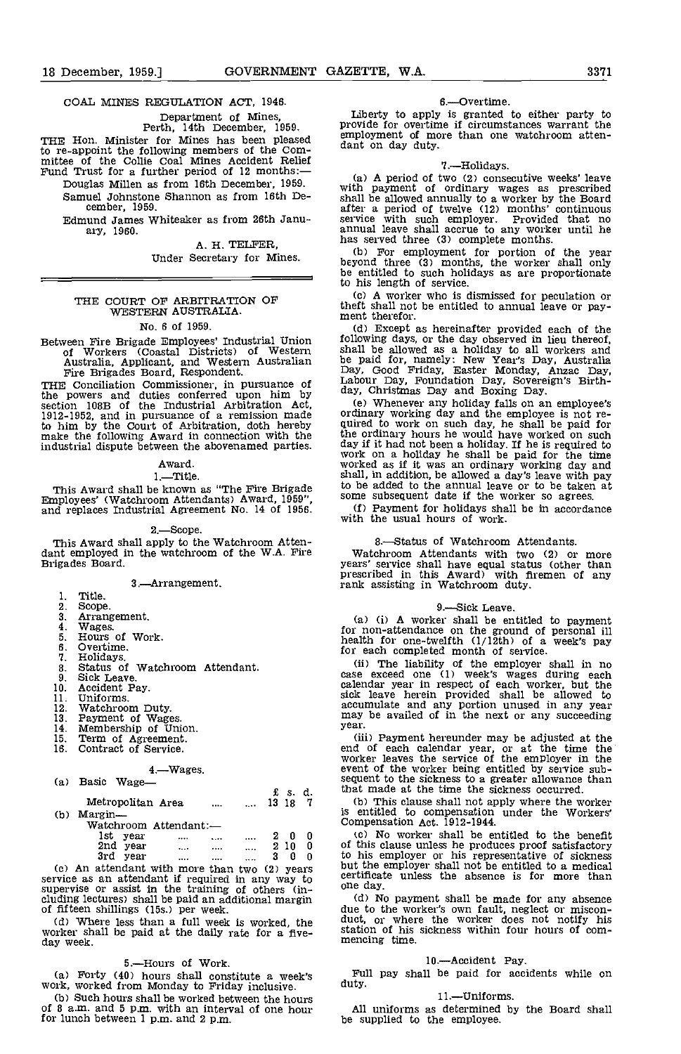COAL MINES REGULATION ACT, 1946.

Department of Mines,
Perth, 14th December, 1959.

THE Hon. Minister for Mines has been pleased to re-appoint the following members of the Committee of the Collie Coal Mines Accident Relief Fund Trust for a further period of 12 months:—

Douglas Millen as from 16th December, 1959.

Samuel Johnstone Shannon as from 16th December, 1959.

Edmund James Whiteaker as from 26th January, 1960.

A. H. TELFER,
Under Secretary for Mines.

---

## THE COURT OF ARBITRATION OF WESTERN AUSTRALIA.

No. 6 of 1959.

Between Fire Brigade Employees' Industrial Union of Workers (Coastal Districts) of Western Australia, Applicant, and Western Australian Fire Brigades Board, Respondent.

THE Conciliation Commissioner, in pursuance of the powers and duties conferred upon him by section 108B of the Industrial Arbitration Act, 1912-1952, and in pursuance of a remission made to him by the Court of Arbitration, doth hereby make the following Award in connection with the industrial dispute between the abovenamed parties.

### Award.

#### 1.—Title.

This Award shall be known as "The Fire Brigade Employees' (Watchroom Attendants) Award, 1959", and replaces Industrial Agreement No. 14 of 1956.

#### 2.—Scope.

This Award shall apply to the Watchroom Attendant employed in the watchroom of the W.A. Fire Brigades Board.

#### 3.—Arrangement.

1. Title.
2. Scope.
3. Arrangement.
4. Wages.
5. Hours of Work.
6. Overtime.
7. Holidays.
8. Status of Watchroom Attendant.
9. Sick Leave.
10. Accident Pay.
11. Uniforms.
12. Watchroom Duty.
13. Payment of Wages.
14. Membership of Union.
15. Term of Agreement.
16. Contract of Service.

#### 4.—Wages.

(a) Basic Wage—

| | £ | s. | d. |
|---|---|---|---|
| Metropolitan Area .... .... | 13 | 18 | 7 |

(b) Margin—

Watchroom Attendant:—

| | £ | s. | d. |
|---|---|---|---|
| 1st year .... .... .... | 2 | 0 | 0 |
| 2nd year .... .... .... | 2 | 10 | 0 |
| 3rd year .... .... .... | 3 | 0 | 0 |

(c) An attendant with more than two (2) years service as an attendant if required in any way to supervise or assist in the training of others (including lectures) shall be paid an additional margin of fifteen shillings (15s.) per week.

(d) Where less than a full week is worked, the worker shall be paid at the daily rate for a five-day week.

#### 5.—Hours of Work.

(a) Forty (40) hours shall constitute a week's work, worked from Monday to Friday inclusive.

(b) Such hours shall be worked between the hours of 8 a.m. and 5 p.m. with an interval of one hour for lunch between 1 p.m. and 2 p.m.

#### 6.—Overtime.

Liberty to apply is granted to either party to provide for overtime if circumstances warrant the employment of more than one watchroom attendant on day duty.

#### 7.—Holidays.

(a) A period of two (2) consecutive weeks' leave with payment of ordinary wages as prescribed shall be allowed annually to a worker by the Board after a period of twelve (12) months' continuous service with such employer. Provided that no annual leave shall accrue to any worker until he has served three (3) complete months.

(b) For employment for portion of the year beyond three (3) months, the worker shall only be entitled to such holidays as are proportionate to his length of service.

(c) A worker who is dismissed for peculation or theft shall not be entitled to annual leave or payment therefor.

(d) Except as hereinafter provided each of the following days, or the day observed in lieu thereof, shall be allowed as a holiday to all workers and be paid for, namely: New Year's Day, Australia Day, Good Friday, Easter Monday, Anzac Day, Labour Day, Foundation Day, Sovereign's Birthday, Christmas Day and Boxing Day.

(e) Whenever any holiday falls on an employee's ordinary working day and the employee is not required to work on such day, he shall be paid for the ordinary hours he would have worked on such day if it had not been a holiday. If he is required to work on a holiday he shall be paid for the time worked as if it was an ordinary working day and shall, in addition, be allowed a day's leave with pay to be added to the annual leave or to be taken at some subsequent date if the worker so agrees.

(f) Payment for holidays shall be in accordance with the usual hours of work.

#### 8.—Status of Watchroom Attendants.

Watchroom Attendants with two (2) or more years' service shall have equal status (other than prescribed in this Award) with firemen of any rank assisting in Watchroom duty.

#### 9.—Sick Leave.

(a) (i) A worker shall be entitled to payment for non-attendance on the ground of personal ill health for one-twelfth (1/12th) of a week's pay for each completed month of service.

(ii) The liability of the employer shall in no case exceed one (1) week's wages during each calendar year in respect of each worker, but the sick leave herein provided shall be allowed to accumulate and any portion unused in any year may be availed of in the next or any succeeding year.

(iii) Payment hereunder may be adjusted at the end of each calendar year, or at the time the worker leaves the service of the employer in the event of the worker being entitled by service subsequent to the sickness to a greater allowance than that made at the time the sickness occurred.

(b) This clause shall not apply where the worker is entitled to compensation under the Workers' Compensation Act. 1912-1944.

(c) No worker shall be entitled to the benefit of this clause unless he produces proof satisfactory to his employer or his representative of sickness but the employer shall not be entitled to a medical certificate unless the absence is for more than one day.

(d) No payment shall be made for any absence due to the worker's own fault, neglect or misconduct, or where the worker does not notify his station of his sickness within four hours of commencing time.

#### 10.—Accident Pay.

Full pay shall be paid for accidents while on duty.

#### 11.—Uniforms.

All uniforms as determined by the Board shall be supplied to the employee.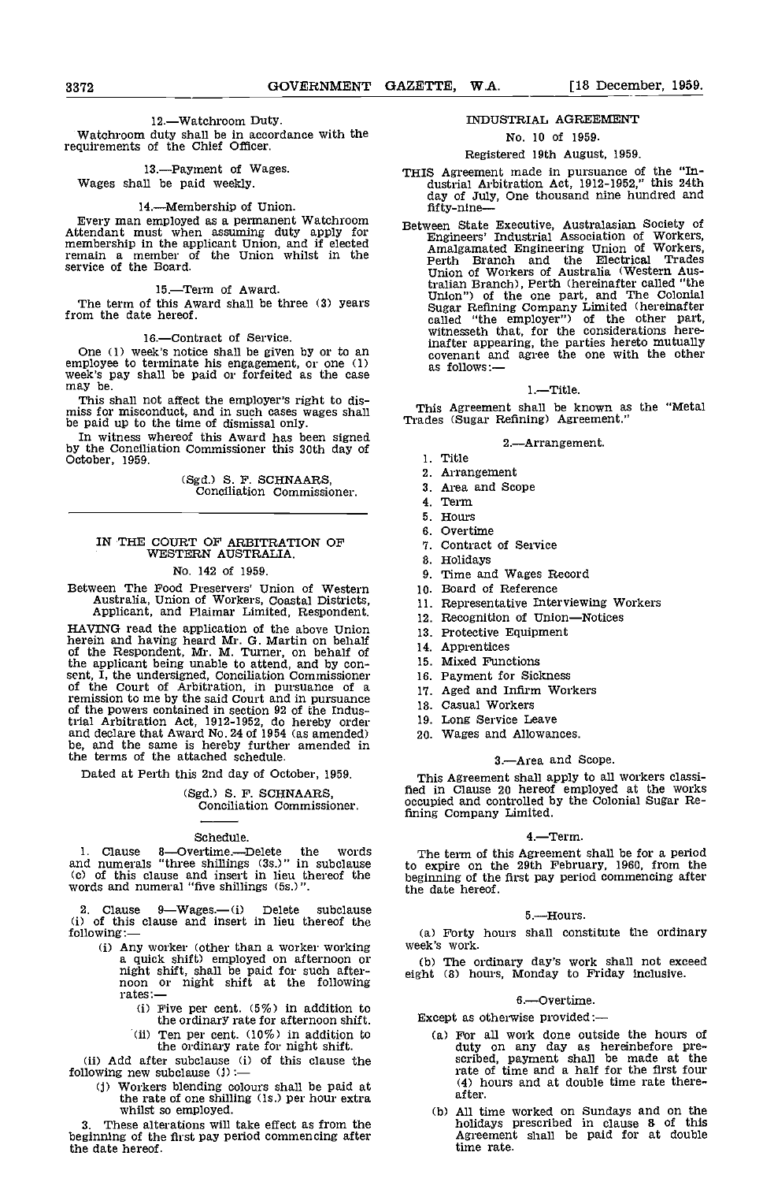12.—Watchroom Duty.

Watchroom duty shall be in accordance with the requirements of the Chief Officer.

13.—Payment of Wages.

Wages shall be paid weekly.

14.—Membership of Union.

Every man employed as a permanent Watchroom Attendant must when assuming duty apply for membership in the applicant Union, and if elected remain a member of the Union whilst in the service of the Board.

15.—Term of Award.

The term of this Award shall be three (3) years from the date hereof.

16.—Contract of Service.

One (1) week's notice shall be given by or to an employee to terminate his engagement, or one (1) week's pay shall be paid or forfeited as the case may be.

This shall not affect the employer's right to dismiss for misconduct, and in such cases wages shall be paid up to the time of dismissal only.

In witness whereof this Award has been signed by the Conciliation Commissioner this 30th day of October, 1959.

(Sgd.) S. F. SCHNAARS,
Conciliation Commissioner.

---

## IN THE COURT OF ARBITRATION OF WESTERN AUSTRALIA.

No. 142 of 1959.

Between The Food Preservers' Union of Western Australia, Union of Workers, Coastal Districts, Applicant, and Plaimar Limited, Respondent.

HAVING read the application of the above Union herein and having heard Mr. G. Martin on behalf of the Respondent, Mr. M. Turner, on behalf of the applicant being unable to attend, and by consent, I, the undersigned, Conciliation Commissioner of the Court of Arbitration, in pursuance of a remission to me by the said Court and in pursuance of the powers contained in section 92 of the Industrial Arbitration Act, 1912-1952, do hereby order and declare that Award No. 24 of 1954 (as amended) be, and the same is hereby further amended in the terms of the attached schedule.

Dated at Perth this 2nd day of October, 1959.

(Sgd.) S. F. SCHNAARS,
Conciliation Commissioner.

Schedule.

1. Clause 8—Overtime.—Delete the words and numerals "three shillings (3s.)" in subclause (c) of this clause and insert in lieu thereof the words and numeral "five shillings (5s.)".

2. Clause 9—Wages.—(i) Delete subclause (i) of this clause and insert in lieu thereof the following:—

(i) Any worker (other than a worker working a quick shift) employed on afternoon or night shift, shall be paid for such afternoon or night shift at the following rates:—

(i) Five per cent. (5%) in addition to the ordinary rate for afternoon shift.

(ii) Ten per cent. (10%) in addition to the ordinary rate for night shift.

(ii) Add after subclause (i) of this clause the following new subclause (j):—

(j) Workers blending colours shall be paid at the rate of one shilling (1s.) per hour extra whilst so employed.

3. These alterations will take effect as from the beginning of the first pay period commencing after the date hereof.

---

## INDUSTRIAL AGREEMENT

No. 10 of 1959.

Registered 19th August, 1959.

THIS Agreement made in pursuance of the "Industrial Arbitration Act, 1912-1952," this 24th day of July, One thousand nine hundred and fifty-nine—

Between State Executive, Australasian Society of Engineers' Industrial Association of Workers, Amalgamated Engineering Union of Workers, Perth Branch and the Electrical Trades Union of Workers of Australia (Western Australian Branch), Perth (hereinafter called "the Union") of the one part, and The Colonial Sugar Refining Company Limited (hereinafter called "the employer") of the other part, witnesseth that, for the considerations hereinafter appearing, the parties hereto mutually covenant and agree the one with the other as follows:—

1.—Title.

This Agreement shall be known as the "Metal Trades (Sugar Refining) Agreement."

2.—Arrangement.

1. Title
2. Arrangement
3. Area and Scope
4. Term
5. Hours
6. Overtime
7. Contract of Service
8. Holidays
9. Time and Wages Record
10. Board of Reference
11. Representative Interviewing Workers
12. Recognition of Union—Notices
13. Protective Equipment
14. Apprentices
15. Mixed Functions
16. Payment for Sickness
17. Aged and Infirm Workers
18. Casual Workers
19. Long Service Leave
20. Wages and Allowances.

3.—Area and Scope.

This Agreement shall apply to all workers classified in Clause 20 hereof employed at the works occupied and controlled by the Colonial Sugar Refining Company Limited.

4.—Term.

The term of this Agreement shall be for a period to expire on the 29th February, 1960, from the beginning of the first pay period commencing after the date hereof.

5.—Hours.

(a) Forty hours shall constitute the ordinary week's work.

(b) The ordinary day's work shall not exceed eight (8) hours, Monday to Friday inclusive.

6.—Overtime.

Except as otherwise provided:—

(a) For all work done outside the hours of duty on any day as hereinbefore prescribed, payment shall be made at the rate of time and a half for the first four (4) hours and at double time rate thereafter.

(b) All time worked on Sundays and on the holidays prescribed in clause 8 of this Agreement shall be paid for at double time rate.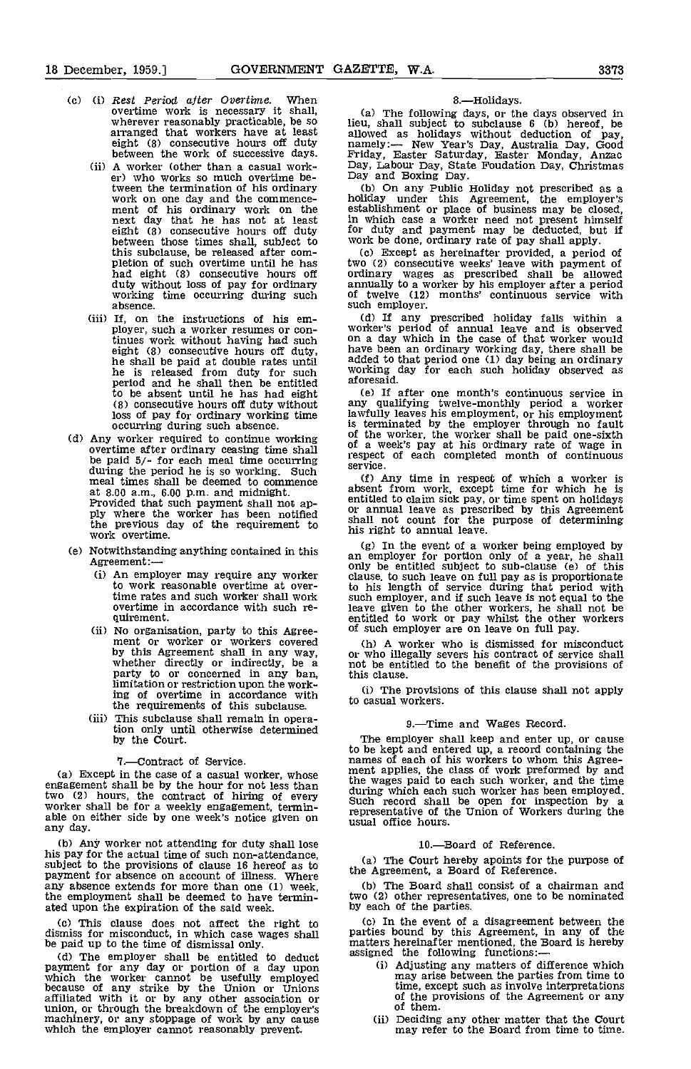(c) (i) *Rest Period after Overtime.* When overtime work is necessary it shall, wherever reasonably practicable, be so arranged that workers have at least eight (8) consecutive hours off duty between the work of successive days.

(ii) A worker (other than a casual worker) who works so much overtime between the termination of his ordinary work on one day and the commencement of his ordinary work on the next day that he has not at least eight (8) consecutive hours off duty between those times shall, subject to this subclause, be released after completion of such overtime until he has had eight (8) consecutive hours off duty without loss of pay for ordinary working time occurring during such absence.

(iii) If, on the instructions of his employer, such a worker resumes or continues work without having had such eight (8) consecutive hours off duty, he shall be paid at double rates until he is released from duty for such period and he shall then be entitled to be absent until he has had eight (8) consecutive hours off duty without loss of pay for ordinary working time occurring during such absence.

(d) Any worker required to continue working overtime after ordinary ceasing time shall be paid 5/- for each meal time occurring during the period he is so working. Such meal times shall be deemed to commence at 8.00 a.m., 6.00 p.m. and midnight. Provided that such payment shall not apply where the worker has been notified the previous day of the requirement to work overtime.

(e) Notwithstanding anything contained in this Agreement:—

(i) An employer may require any worker to work reasonable overtime at overtime rates and such worker shall work overtime in accordance with such requirement.

(ii) No organisation, party to this Agreement or worker or workers covered by this Agreement shall in any way, whether directly or indirectly, be a party to or concerned in any ban, limitation or restriction upon the working of overtime in accordance with the requirements of this subclause.

(iii) This subclause shall remain in operation only until otherwise determined by the Court.

## 7.—Contract of Service.

(a) Except in the case of a casual worker, whose engagement shall be by the hour for not less than two (2) hours, the contract of hiring of every worker shall be for a weekly engagement, terminable on either side by one week's notice given on any day.

(b) Any worker not attending for duty shall lose his pay for the actual time of such non-attendance, subject to the provisions of clause 16 hereof as to payment for absence on account of illness. Where any absence extends for more than one (1) week, the employment shall be deemed to have terminated upon the expiration of the said week.

(c) This clause does not affect the right to dismiss for misconduct, in which case wages shall be paid up to the time of dismissal only.

(d) The employer shall be entitled to deduct payment for any day or portion of a day upon which the worker cannot be usefully employed because of any strike by the Union or Unions affiliated with it or by any other association or union, or through the breakdown of the employer's machinery, or any stoppage of work by any cause which the employer cannot reasonably prevent.

## 8.—Holidays.

(a) The following days, or the days observed in lieu, shall subject to subclause 6 (b) hereof, be allowed as holidays without deduction of pay, namely:— New Year's Day, Australia Day, Good Friday, Easter Saturday, Easter Monday, Anzac Day, Labour Day, State Foudation Day, Christmas Day and Boxing Day.

(b) On any Public Holiday not prescribed as a holiday under this Agreement, the employer's establishment or place of business may be closed, in which case a worker need not present himself for duty and payment may be deducted, but if work be done, ordinary rate of pay shall apply.

(c) Except as hereinafter provided, a period of two (2) consecutive weeks' leave with payment of ordinary wages as prescribed shall be allowed annually to a worker by his employer after a period of twelve (12) months' continuous service with such employer.

(d) If any prescribed holiday falls within a worker's period of annual leave and is observed on a day which in the case of that worker would have been an ordinary working day, there shall be added to that period one (1) day being an ordinary working day for each such holiday observed as aforesaid.

(e) If after one month's continuous service in any qualifying twelve-monthly period a worker lawfully leaves his employment, or his employment is terminated by the employer through no fault of the worker, the worker shall be paid one-sixth of a week's pay at his ordinary rate of wage in respect of each completed month of continuous service.

(f) Any time in respect of which a worker is absent from work, except time for which he is entitled to claim sick pay, or time spent on holidays or annual leave as prescribed by this Agreement shall not count for the purpose of determining his right to annual leave.

(g) In the event of a worker being employed by an employer for portion only of a year, he shall only be entitled subject to sub-clause (e) of this clause, to such leave on full pay as is proportionate to his length of service during that period with such employer, and if such leave is not equal to the leave given to the other workers, he shall not be entitled to work or pay whilst the other workers of such employer are on leave on full pay.

(h) A worker who is dismissed for misconduct or who illegally severs his contract of service shall not be entitled to the benefit of the provisions of this clause.

(i) The provisions of this clause shall not apply to casual workers.

## 9.—Time and Wages Record.

The employer shall keep and enter up, or cause to be kept and entered up, a record containing the names of each of his workers to whom this Agreement applies, the class of work preformed by and the wages paid to each such worker, and the time during which each such worker has been employed. Such record shall be open for inspection by a representative of the Union of Workers during the usual office hours.

## 10.—Board of Reference.

(a) The Court hereby apoints for the purpose of the Agreement, a Board of Reference.

(b) The Board shall consist of a chairman and two (2) other representatives, one to be nominated by each of the parties.

(c) In the event of a disagreement between the parties bound by this Agreement, in any of the matters hereinafter mentioned, the Board is hereby assigned the following functions:—

(i) Adjusting any matters of difference which may arise between the parties from time to time, except such as involve interpretations of the provisions of the Agreement or any of them.

(ii) Deciding any other matter that the Court may refer to the Board from time to time.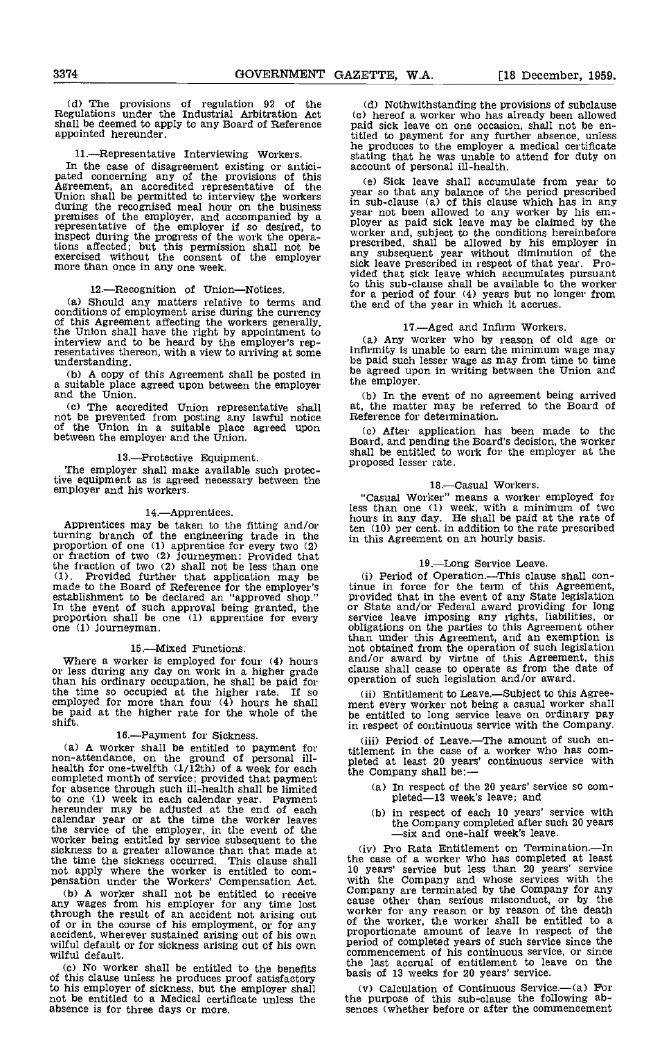(d) The provisions of regulation 92 of the Regulations under the Industrial Arbitration Act shall be deemed to apply to any Board of Reference appointed hereunder.

11.—Representative Interviewing Workers.

In the case of disagreement existing or anticipated concerning any of the provisions of this Agreement, an accredited representative of the Union shall be permitted to interview the workers during the recognised meal hour on the business premises of the employer, and accompanied by a representative of the employer if so desired, to inspect during the progress of the work the operations affected; but this permission shall not be exercised without the consent of the employer more than once in any one week.

12.—Recognition of Union—Notices.

(a) Should any matters relative to terms and conditions of employment arise during the currency of this Agreement affecting the workers generally, the Union shall have the right by appointment to interview and to be heard by the employer's representatives thereon, with a view to arriving at some understanding.

(b) A copy of this Agreement shall be posted in a suitable place agreed upon between the employer and the Union.

(c) The accredited Union representative shall not be prevented from posting any lawful notice of the Union in a suitable place agreed upon between the employer and the Union.

13.—Protective Equipment.

The employer shall make available such protective equipment as is agreed necessary between the employer and his workers.

14.—Apprentices.

Apprentices may be taken to the fitting and/or turning branch of the engineering trade in the proportion of one (1) apprentice for every two (2) or fraction of two (2) journeymen: Provided that the fraction of two (2) shall not be less than one (1). Provided further that application may be made to the Board of Reference for the employer's establishment to be declared an "approved shop." In the event of such approval being granted, the proportion shall be one (1) apprentice for every one (1) journeyman.

15.—Mixed Functions.

Where a worker is employed for four (4) hours or less during any day on work in a higher grade than his ordinary occupation, he shall be paid for the time so occupied at the higher rate. If so employed for more than four (4) hours he shall be paid at the higher rate for the whole of the shift.

16.—Payment for Sickness.

(a) A worker shall be entitled to payment for non-attendance, on the ground of personal ill-health for one-twelfth (1/12th) of a week for each completed month of service; provided that payment for absence through such ill-health shall be limited to one (1) week in each calendar year. Payment hereunder may be adjusted at the end of each calendar year or at the time the worker leaves the service of the employer, in the event of the worker being entitled by service subsequent to the sickness to a greater allowance than that made at the time the sickness occurred. This clause shall not apply where the worker is entitled to compensation under the Workers' Compensation Act.

(b) A worker shall not be entitled to receive any wages from his employer for any time lost through the result of an accident not arising out of or in the course of his employment, or for any accident, wherever sustained arising out of his own wilful default or for sickness arising out of his own wilful default.

(c) No worker shall be entitled to the benefits of this clause unless he produces proof satisfactory to his employer of sickness, but the employer shall not be entitled to a Medical certificate unless the absence is for three days or more.

(d) Nothwithstanding the provisions of subclause (c) hereof a worker who has already been allowed paid sick leave on one occasion, shall not be entitled to payment for any further absence, unless he produces to the employer a medical certificate stating that he was unable to attend for duty on account of personal ill-health.

(e) Sick leave shall accumulate from year to year so that any balance of the period prescribed in sub-clause (a) of this clause which has in any year not been allowed to any worker by his employer as paid sick leave may be claimed by the worker and, subject to the conditions hereinbefore prescribed, shall be allowed by his employer in any subsequent year without diminution of the sick leave prescribed in respect of that year. Provided that sick leave which accumulates pursuant to this sub-clause shall be available to the worker for a period of four (4) years but no longer from the end of the year in which it accrues.

17.—Aged and Infirm Workers.

(a) Any worker who by reason of old age or infirmity is unable to earn the minimum wage may be paid such lesser wage as may from time to time be agreed upon in writing between the Union and the employer.

(b) In the event of no agreement being arrived at, the matter may be referred to the Board of Reference for determination.

(c) After application has been made to the Board, and pending the Board's decision, the worker shall be entitled to work for the employer at the proposed lesser rate.

18.—Casual Workers.

"Casual Worker" means a worker employed for less than one (1) week, with a minimum of two hours in any day. He shall be paid at the rate of ten (10) per cent. in addition to the rate prescribed in this Agreement on an hourly basis.

19.—Long Service Leave.

(i) Period of Operation.—This clause shall continue in force for the term of this Agreement, provided that in the event of any State legislation or State and/or Federal award providing for long service leave imposing any rights, liabilities, or obligations on the parties to this Agreement other than under this Agreement, and an exemption is not obtained from the operation of such legislation and/or award by virtue of this Agreement, this clause shall cease to operate as from the date of operation of such legislation and/or award.

(ii) Entitlement to Leave.—Subject to this Agreement every worker not being a casual worker shall be entitled to long service leave on ordinary pay in respect of continuous service with the Company.

(iii) Period of Leave.—The amount of such entitlement in the case of a worker who has completed at least 20 years' continuous service with the Company shall be:—

(a) In respect of the 20 years' service so completed—13 week's leave; and

(b) in respect of each 10 years' service with the Company completed after such 20 years—six and one-half week's leave.

(iv) Pro Rata Entitlement on Termination.—In the case of a worker who has completed at least 10 years' service but less than 20 years' service with the Company and whose services with the Company are terminated by the Company for any cause other than serious misconduct, or by the worker for any reason or by reason of the death of the worker, the worker shall be entitled to a proportionate amount of leave in respect of the period of completed years of such service since the commencement of his continuous service, or since the last accrual of entitlement to leave on the basis of 13 weeks for 20 years' service.

(v) Calculation of Continuous Service.—(a) For the purpose of this sub-clause the following absences (whether before or after the commencement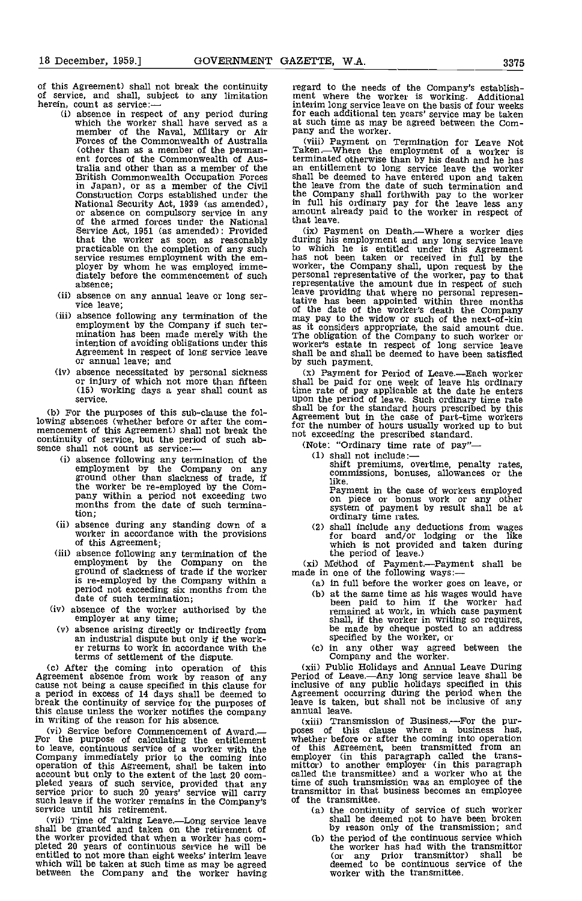of this Agreement) shall not break the continuity of service, and shall, subject to any limitation herein, count as service:—

(i) absence in respect of any period during which the worker shall have served as a member of the Naval, Military or Air Forces of the Commonwealth of Australia (other than as a member of the permanent forces of the Commonwealth of Australia and other than as a member of the British Commonwealth Occupation Forces in Japan), or as a member of the Civil Construction Corps established under the National Security Act, 1939 (as amended), or absence on compulsory service in any of the armed forces under the National Service Act, 1951 (as amended): Provided that the worker as soon as reasonably practicable on the completion of any such service resumes employment with the employer by whom he was employed immediately before the commencement of such absence;

(ii) absence on any annual leave or long service leave;

(iii) absence following any termination of the employment by the Company if such termination has been made merely with the intention of avoiding obligations under this Agreement in respect of long service leave or annual leave; and

(iv) absence necessitated by personal sickness or injury of which not more than fifteen (15) working days a year shall count as service.

(b) For the purposes of this sub-clause the following absences (whether before or after the commencement of this Agreement) shall not break the continuity of service, but the period of such absence shall not count as service:—

(i) absence following any termination of the employment by the Company on any ground other than slackness of trade, if the worker be re-employed by the Company within a period not exceeding two months from the date of such termination;

(ii) absence during any standing down of a worker in accordance with the provisions of this Agreement;

(iii) absence following any termination of the employment by the Company on the ground of slackness of trade if the worker is re-employed by the Company within a period not exceeding six months from the date of such termination;

(iv) absence of the worker authorised by the employer at any time;

(v) absence arising directly or indirectly from an industrial dispute but only if the worker returns to work in accordance with the terms of settlement of the dispute.

(c) After the coming into operation of this Agreement absence from work by reason of any cause not being a cause specified in this clause for a period in excess of 14 days shall be deemed to break the continuity of service for the purposes of this clause unless the worker notifies the company in writing of the reason for his absence.

(vi) Service before Commencement of Award.—For the purpose of calculating the entitlement to leave, continuous service of a worker with the Company immediately prior to the coming into operation of this Agreement, shall be taken into account but only to the extent of the last 20 completed years of such service, provided that any service prior to such 20 years' service will carry such leave if the worker remains in the Company's service until his retirement.

(vii) Time of Taking Leave.—Long service leave shall be granted and taken on the retirement of the worker provided that when a worker has completed 20 years of continuous service he will be entitled to not more than eight weeks' interim leave which will be taken at such time as may be agreed between the Company and the worker having regard to the needs of the Company's establishment where the worker is working. Additional interim long service leave on the basis of four weeks for each additional ten years' service may be taken at such time as may be agreed between the Company and the worker.

(viii) Payment on Termination for Leave Not Taken.—Where the employment of a worker is terminated otherwise than by his death and he has an entitlement to long service leave the worker shall be deemed to have entered upon and taken the leave from the date of such termination and the Company shall forthwith pay to the worker in full his ordinary pay for the leave less any amount already paid to the worker in respect of that leave.

(ix) Payment on Death.—Where a worker dies during his employment and any long service leave to which he is entitled under this Agreement has not been taken or received in full by the worker, the Company shall, upon request by the personal representative of the worker, pay to that representative the amount due in respect of such leave providing that where no personal representative has been appointed within three months of the date of the worker's death the Company may pay to the widow or such of the next-of-kin as it considers appropriate, the said amount due. The obligation of the Company to such worker or worker's estate in respect of long service leave shall be and shall be deemed to have been satisfied by such payment.

(x) Payment for Period of Leave.—Each worker shall be paid for one week of leave his ordinary time rate of pay applicable at the date he enters upon the period of leave. Such ordinary time rate shall be for the standard hours prescribed by this Agreement but in the case of part-time workers for the number of hours usually worked up to but not exceeding the prescribed standard.

(Note: "Ordinary time rate of pay"—

(1) shall not include:—
shift premiums, overtime, penalty rates, commissions, bonuses, allowances or the like.
Payment in the case of workers employed on piece or bonus work or any other system of payment by result shall be at ordinary time rates.

(2) shall include any deductions from wages for board and/or lodging or the like which is not provided and taken during the period of leave.)

(xi) Method of Payment.—Payment shall be made in one of the following ways:—

(a) in full before the worker goes on leave, or

(b) at the same time as his wages would have been paid to him if the worker had remained at work, in which case payment shall, if the worker in writing so requires, be made by cheque posted to an address specified by the worker, or

(c) in any other way agreed between the Company and the worker.

(xii) Public Holidays and Annual Leave During Period of Leave.—Any long service leave shall be inclusive of any public holidays specified in this Agreement occurring during the period when the leave is taken, but shall not be inclusive of any annual leave.

(xiii) Transmission of Business.—For the purposes of this clause where a business has, whether before or after the coming into operation of this Agreement, been transmitted from an employer (in this paragraph called the transmittor) to another employer (in this paragraph called the transmittee) and a worker who at the time of such transmission was an employee of the transmittor in that business becomes an employee of the transmittee.

(a) the continuity of service of such worker shall be deemed not to have been broken by reason only of the transmission; and

(b) the period of the continuous service which the worker has had with the transmittor (or any prior transmittor) shall be deemed to be continuous service of the worker with the transmittee.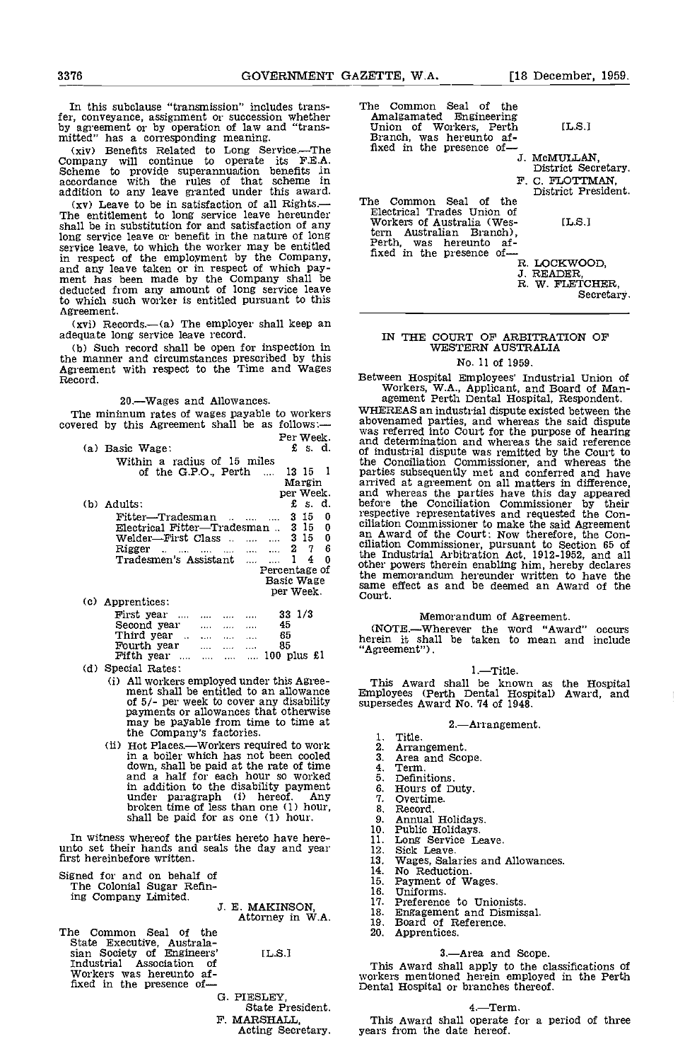In this subclause "transmission" includes transfer, conveyance, assignment or succession whether by agreement or by operation of law and "transmitted" has a corresponding meaning.

(xiv) Benefits Related to Long Service.—The Company will continue to operate its F.E.A. Scheme to provide superannuation benefits in accordance with the rules of that scheme in addition to any leave granted under this award.

(xv) Leave to be in satisfaction of all Rights.—The entitlement to long service leave hereunder shall be in substitution for and satisfaction of any long service leave or benefit in the nature of long service leave, to which the worker may be entitled in respect of the employment by the Company, and any leave taken or in respect of which payment has been made by the Company shall be deducted from any amount of long service leave to which such worker is entitled pursuant to this Agreement.

(xvi) Records.—(a) The employer shall keep an adequate long service leave record.

(b) Such record shall be open for inspection in the manner and circumstances prescribed by this Agreement with respect to the Time and Wages Record.

20.—Wages and Allowances.

The minimum rates of wages payable to workers covered by this Agreement shall be as follows:—

| | Per Week. £ s. d. |
|---|---|
| (a) Basic Wage: | |
| Within a radius of 15 miles of the G.P.O., Perth .... | 13 15 1 |
| | Margin per Week. £ s. d. |
| (b) Adults: | |
| Fitter—Tradesman .. .... .... | 3 15 0 |
| Electrical Fitter—Tradesman .. | 3 15 0 |
| Welder—First Class .. .... .... | 3 15 0 |
| Rigger .. .... .... .... .... | 2 7 6 |
| Tradesmen's Assistant .... .... | 1 4 0 |
| | Percentage of Basic Wage per Week. |
| (c) Apprentices: | |
| First year .... .... .... .... | 33 1/3 |
| Second year .... .... .... | 45 |
| Third year .. .... .... .... | 65 |
| Fourth year .... .... .... | 85 |
| Fifth year .... .... .... .... | 100 plus £1 |

(d) Special Rates:

(i) All workers employed under this Agreement shall be entitled to an allowance of 5/- per week to cover any disability payments or allowances that otherwise may be payable from time to time at the Company's factories.

(ii) Hot Places.—Workers required to work in a boiler which has not been cooled down, shall be paid at the rate of time and a half for each hour so worked in addition to the disability payment under paragraph (i) hereof. Any broken time of less than one (1) hour, shall be paid for as one (1) hour.

In witness whereof the parties hereto have hereunto set their hands and seals the day and year first hereinbefore written.

Signed for and on behalf of The Colonial Sugar Refining Company Limited.

J. E. MAKINSON,
Attorney in W.A.

The Common Seal of the State Executive, Australasian Society of Engineers' Industrial Association of Workers was hereunto affixed in the presence of— [L.S.]

G. PIESLEY,
State President.
F. MARSHALL,
Acting Secretary.

The Common Seal of the Amalgamated Engineering Union of Workers, Perth Branch, was hereunto affixed in the presence of— [L.S.]

J. McMULLAN,
District Secretary.
F. C. FLOTTMAN,
District President.

The Common Seal of the Electrical Trades Union of Workers of Australia (Western Australian Branch), Perth, was hereunto affixed in the presence of— [L.S.]

R. LOCKWOOD,
J. READER,
R. W. FLETCHER,
Secretary.

---

## IN THE COURT OF ARBITRATION OF WESTERN AUSTRALIA

No. 11 of 1959.

Between Hospital Employees' Industrial Union of Workers, W.A., Applicant, and Board of Management Perth Dental Hospital, Respondent.

WHEREAS an industrial dispute existed between the abovenamed parties, and whereas the said dispute was referred into Court for the purpose of hearing and determination and whereas the said reference of industrial dispute was remitted by the Court to the Conciliation Commissioner, and whereas the parties subsequently met and conferred and have arrived at agreement on all matters in difference, and whereas the parties have this day appeared before the Conciliation Commissioner by their respective representatives and requested the Conciliation Commissioner to make the said Agreement an Award of the Court: Now therefore, the Conciliation Commissioner, pursuant to Section 65 of the Industrial Arbitration Act, 1912-1952, and all other powers therein enabling him, hereby declares the memorandum hereunder written to have the same effect as and be deemed an Award of the Court.

### Memorandum of Agreement.

(NOTE.—Wherever the word "Award" occurs herein it shall be taken to mean and include "Agreement").

### 1.—Title.

This Award shall be known as the Hospital Employees (Perth Dental Hospital) Award, and supersedes Award No. 74 of 1948.

### 2.—Arrangement.

1. Title.
2. Arrangement.
3. Area and Scope.
4. Term.
5. Definitions.
6. Hours of Duty.
7. Overtime.
8. Record.
9. Annual Holidays.
10. Public Holidays.
11. Long Service Leave.
12. Sick Leave.
13. Wages, Salaries and Allowances.
14. No Reduction.
15. Payment of Wages.
16. Uniforms.
17. Preference to Unionists.
18. Engagement and Dismissal.
19. Board of Reference.
20. Apprentices.

### 3.—Area and Scope.

This Award shall apply to the classifications of workers mentioned herein employed in the Perth Dental Hospital or branches thereof.

### 4.—Term.

This Award shall operate for a period of three years from the date hereof.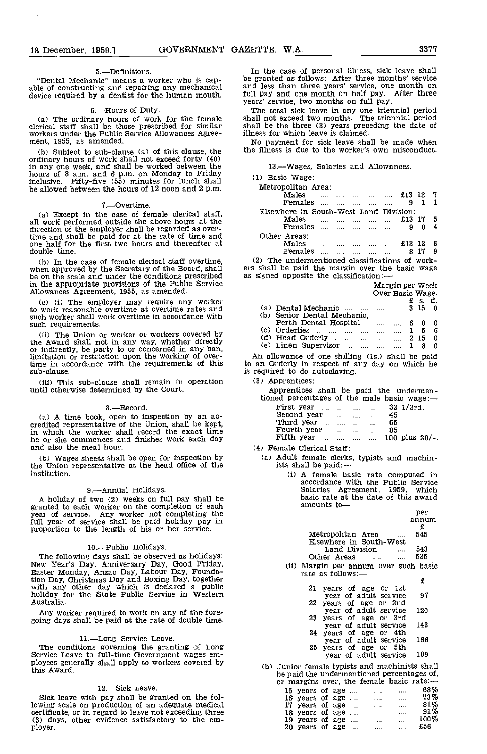5.—Definitions.

"Dental Mechanic" means a worker who is capable of constructing and repairing any mechanical device required by a dentist for the human mouth.

6.—Hours of Duty.

(a) The ordinary hours of work for the female clerical staff shall be those prescribed for similar workers under the Public Service Allowances Agreement, 1955, as amended.

(b) Subject to sub-clause (a) of this clause, the ordinary hours of work shall not exceed forty (40) in any one week, and shall be worked between the hours of 8 a.m. and 6 p.m. on Monday to Friday inclusive. Fifty-five (55) minutes for lunch shall be allowed between the hours of 12 noon and 2 p.m.

7.—Overtime.

(a) Except in the case of female clerical staff, all work performed outside the above hours at the direction of the employer shall be regarded as overtime and shall be paid for at the rate of time and one half for the first two hours and thereafter at double time.

(b) In the case of female clerical staff overtime, when approved by the Secretary of the Board, shall be on the scale and under the conditions prescribed in the appropriate provisions of the Public Service Allowances Agreement, 1955, as amended.

(c) (i) The employer may require any worker to work reasonable overtime at overtime rates and such worker shall work overtime in accordance with such requirements.

(ii) The Union or worker or workers covered by the Award shall not in any way, whether directly or indirectly, be party to or concerned in any ban, limitation or restriction upon the working of overtime in accordance with the requirements of this sub-clause.

(iii) This sub-clause shall remain in operation until otherwise determined by the Court.

8.—Record.

(a) A time book, open to inspection by an accredited representative of the Union, shall be kept, in which the worker shall record the exact time he or she commences and finishes work each day and also the meal hour.

(b) Wages sheets shall be open for inspection by the Union representative at the head office of the institution.

9.—Annual Holidays.

A holiday of two (2) weeks on full pay shall be granted to each worker on the completion of each year of service. Any worker not completing the full year of service shall be paid holiday pay in proportion to the length of his or her service.

10.—Public Holidays.

The following days shall be observed as holidays: New Year's Day, Anniversary Day, Good Friday, Easter Monday, Anzac Day, Labour Day, Foundation Day, Christmas Day and Boxing Day, together with any other day which is declared a public holiday for the State Public Service in Western Australia.

Any worker required to work on any of the foregoing days shall be paid at the rate of double time.

11.—Long Service Leave.

The conditions governing the granting of Long Service Leave to full-time Government wages employees generally shall apply to workers covered by this Award.

12.—Sick Leave.

Sick leave with pay shall be granted on the following scale on production of an adequate medical certificate, or in regard to leave not exceeding three (3) days, other evidence satisfactory to the employer.

In the case of personal illness, sick leave shall be granted as follows: After three months' service and less than three years' service, one month on full pay and one month on half pay. After three years' service, two months on full pay.

The total sick leave in any one triennial period shall not exceed two months. The triennial period shall be the three (3) years preceding the date of illness for which leave is claimed.

No payment for sick leave shall be made when the illness is due to the worker's own misconduct.

13.—Wages, Salaries and Allowances.

(1) Basic Wage:

| | £ | s. | d. |
|---|---|---|---|
| Metropolitan Area: | | | |
| Males | 13 | 18 | 7 |
| Females | 9 | 1 | 1 |
| Elsewhere in South-West Land Division: | | | |
| Males | 13 | 17 | 5 |
| Females | 9 | 0 | 4 |
| Other Areas: | | | |
| Males | 13 | 13 | 6 |
| Females | 8 | 17 | 9 |

(2) The undermentioned classifications of workers shall be paid the margin over the basic wage as signed opposite the classification:—

| | Margin per Week Over Basic Wage. £ s. d. |
|---|---|
| (a) Dental Mechanic | 3 15 0 |
| (b) Senior Dental Mechanic, Perth Dental Hospital | 6 0 0 |
| (c) Orderlies | 1 5 6 |
| (d) Head Orderly | 2 15 0 |
| (e) Linen Supervisor | 1 8 0 |

An allowance of one shilling (1s.) shall be paid to an Orderly in respect of any day on which he is required to do autoclaving.

(3) Apprentices:

Apprentices shall be paid the undermentioned percentages of the male basic wage:—

| | |
|---|---|
| First year | 33 1/3rd. |
| Second year | 45 |
| Third year | 65 |
| Fourth year | 85 |
| Fifth year | 100 plus 20/-. |

(4) Female Clerical Staff:

(a) Adult female clerks, typists and machinists shall be paid:—

(i) A female basic rate computed in accordance with the Public Service Salaries Agreement, 1959, which basic rate at the date of this award amounts to—

| | per annum £ |
|---|---|
| Metropolitan Area | 545 |
| Elsewhere in South-West Land Division | 543 |
| Other Areas | 535 |

(ii) Margin per annum over such basic rate as follows:—

| | £ |
|---|---|
| 21 years of age or 1st year of adult service | 97 |
| 22 years of age or 2nd year of adult service | 120 |
| 23 years of age or 3rd year of adult service | 143 |
| 24 years of age or 4th year of adult service | 166 |
| 25 years of age or 5th year of adult service | 189 |

(b) Junior female typists and machinists shall be paid the undermentioned percentages of, or margins over, the female basic rate:—

| | |
|---|---|
| 15 years of age | 68% |
| 16 years of age | 73% |
| 17 years of age | 81% |
| 18 years of age | 91% |
| 19 years of age | 100% |
| 20 years of age | £56 |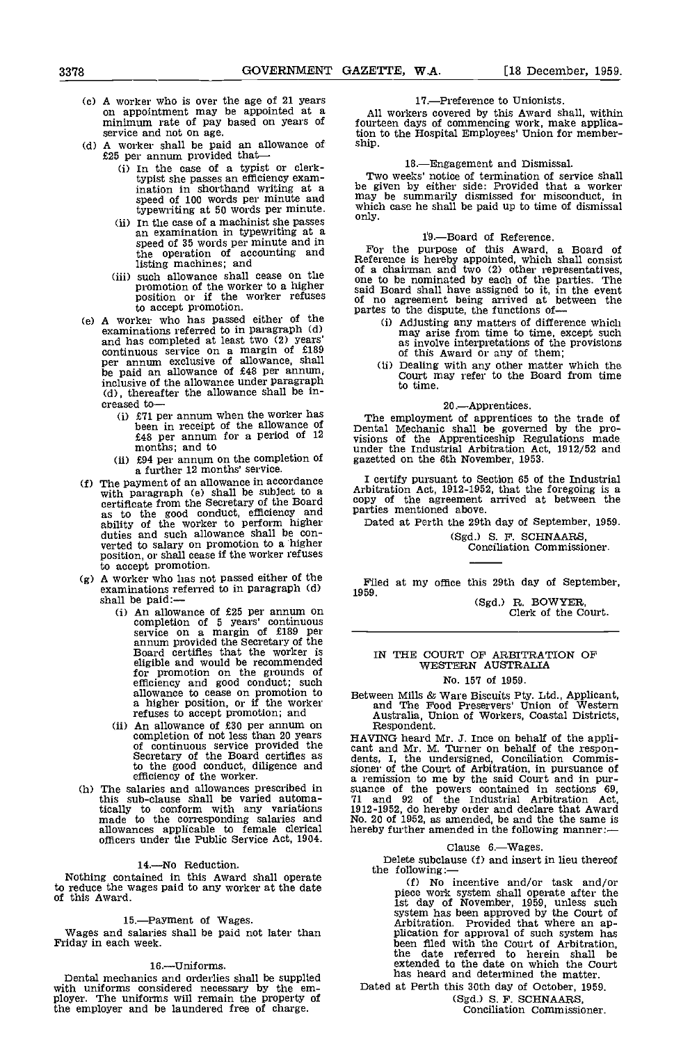(c) A worker who is over the age of 21 years on appointment may be appointed at a minimum rate of pay based on years of service and not on age.

(d) A worker shall be paid an allowance of £25 per annum provided that—

  (i) In the case of a typist or clerk-typist she passes an efficiency examination in shorthand writing at a speed of 100 words per minute and typewriting at 50 words per minute.

  (ii) In the case of a machinist she passes an examination in typewriting at a speed of 35 words per minute and in the operation of accounting and listing machines; and

  (iii) such allowance shall cease on the promotion of the worker to a higher position or if the worker refuses to accept promotion.

(e) A worker who has passed either of the examinations referred to in paragraph (d) and has completed at least two (2) years' continuous service on a margin of £189 per annum exclusive of allowance, shall be paid an allowance of £48 per annum, inclusive of the allowance under paragraph (d), thereafter the allowance shall be increased to—

  (i) £71 per annum when the worker has been in receipt of the allowance of £48 per annum for a period of 12 months; and to

  (ii) £94 per annum on the completion of a further 12 months' service.

(f) The payment of an allowance in accordance with paragraph (e) shall be subject to a certificate from the Secretary of the Board as to the good conduct, efficiency and ability of the worker to perform higher duties and such allowance shall be converted to salary on promotion to a higher position, or shall cease if the worker refuses to accept promotion.

(g) A worker who has not passed either of the examinations referred to in paragraph (d) shall be paid:—

  (i) An allowance of £25 per annum on completion of 5 years' continuous service on a margin of £189 per annum provided the Secretary of the Board certifies that the worker is eligible and would be recommended for promotion on the grounds of efficiency and good conduct; such allowance to cease on promotion to a higher position, or if the worker refuses to accept promotion; and

  (ii) An allowance of £30 per annum on completion of not less than 20 years of continuous service provided the Secretary of the Board certifies as to the good conduct, diligence and efficiency of the worker.

(h) The salaries and allowances prescribed in this sub-clause shall be varied automatically to conform with any variations made to the corresponding salaries and allowances applicable to female clerical officers under the Public Service Act, 1904.

### 14.—No Reduction.

Nothing contained in this Award shall operate to reduce the wages paid to any worker at the date of this Award.

### 15.—Payment of Wages.

Wages and salaries shall be paid not later than Friday in each week.

### 16.—Uniforms.

Dental mechanics and orderlies shall be supplied with uniforms considered necessary by the employer. The uniforms will remain the property of the employer and be laundered free of charge.

### 17.—Preference to Unionists.

All workers covered by this Award shall, within fourteen days of commencing work, make application to the Hospital Employees' Union for membership.

### 18.—Engagement and Dismissal.

Two weeks' notice of termination of service shall be given by either side: Provided that a worker may be summarily dismissed for misconduct, in which case he shall be paid up to time of dismissal only.

### 19.—Board of Reference.

For the purpose of this Award, a Board of Reference is hereby appointed, which shall consist of a chairman and two (2) other representatives, one to be nominated by each of the parties. The said Board shall have assigned to it, in the event of no agreement being arrived at between the partes to the dispute, the functions of—

  (i) Adjusting any matters of difference which may arise from time to time, except such as involve interpretations of the provisions of this Award or any of them;

  (ii) Dealing with any other matter which the Court may refer to the Board from time to time.

### 20.—Apprentices.

The employment of apprentices to the trade of Dental Mechanic shall be governed by the provisions of the Apprenticeship Regulations made under the Industrial Arbitration Act, 1912/52 and gazetted on the 6th November, 1953.

I certify pursuant to Section 65 of the Industrial Arbitration Act, 1912-1952, that the foregoing is a copy of the agreement arrived at between the parties mentioned above.

Dated at Perth the 29th day of September, 1959.

(Sgd.) S. F. SCHNAARS,
Conciliation Commissioner.

Filed at my office this 29th day of September, 1959.

(Sgd.) R. BOWYER,
Clerk of the Court.

---

## IN THE COURT OF ARBITRATION OF WESTERN AUSTRALIA

No. 157 of 1959.

Between Mills & Ware Biscuits Pty. Ltd., Applicant, and The Food Preservers' Union of Western Australia, Union of Workers, Coastal Districts, Respondent.

HAVING heard Mr. J. Ince on behalf of the applicant and Mr. M. Turner on behalf of the respondents, I, the undersigned, Conciliation Commissioner of the Court of Arbitration, in pursuance of a remission to me by the said Court and in pursuance of the powers contained in sections 69, 71 and 92 of the Industrial Arbitration Act, 1912-1952, do hereby order and declare that Award No. 20 of 1952, as amended, be and the same is hereby further amended in the following manner:—

Clause 6.—Wages.

Delete subclause (f) and insert in lieu thereof the following:—

(f) No incentive and/or task and/or piece work system shall operate after the 1st day of November, 1959, unless such system has been approved by the Court of Arbitration. Provided that where an application for approval of such system has been filed with the Court of Arbitration, the date referred to herein shall be extended to the date on which the Court has heard and determined the matter.

Dated at Perth this 30th day of October, 1959.

(Sgd.) S. F. SCHNAARS,
Conciliation Commissioner.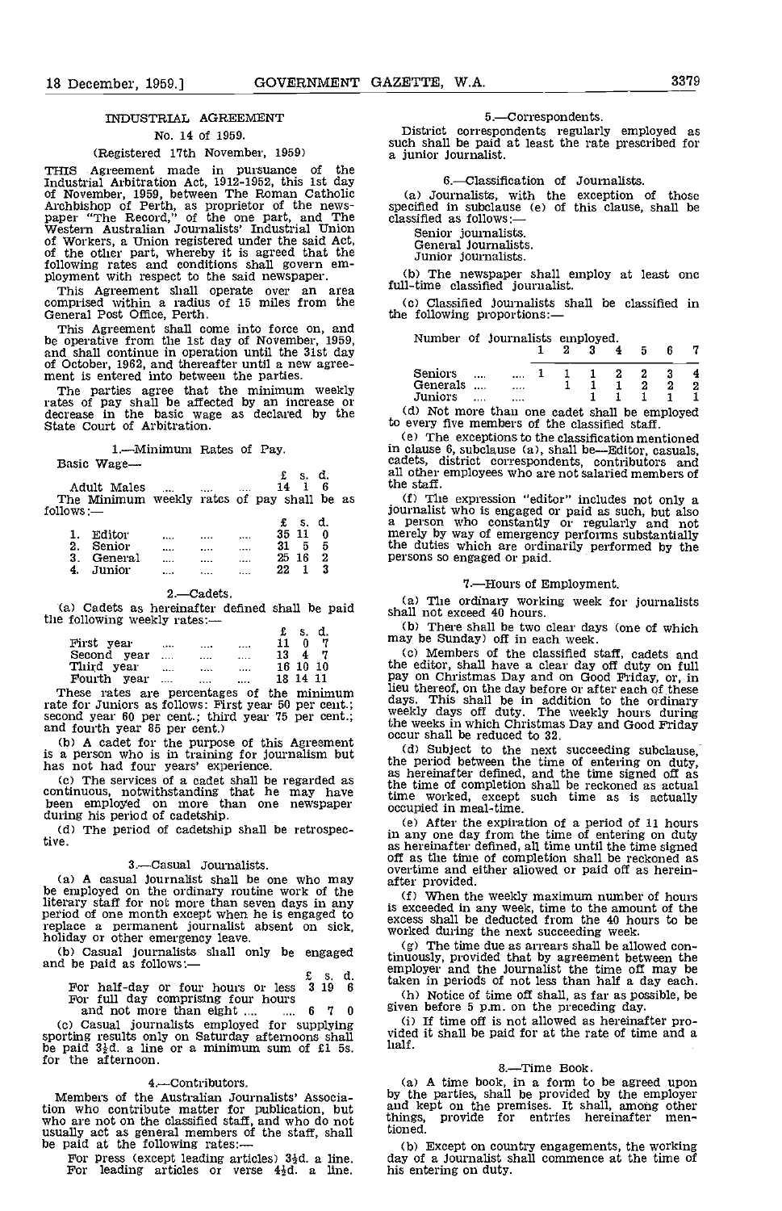## INDUSTRIAL AGREEMENT

### No. 14 of 1959.

(Registered 17th November, 1959)

THIS Agreement made in pursuance of the Industrial Arbitration Act, 1912-1952, this 1st day of November, 1959, between The Roman Catholic Archbishop of Perth, as proprietor of the newspaper "The Record," of the one part, and The Western Australian Journalists' Industrial Union of Workers, a Union registered under the said Act, of the other part, whereby it is agreed that the following rates and conditions shall govern employment with respect to the said newspaper.

This Agreement shall operate over an area comprised within a radius of 15 miles from the General Post Office, Perth.

This Agreement shall come into force on, and be operative from the 1st day of November, 1959, and shall continue in operation until the 31st day of October, 1962, and thereafter until a new agreement is entered into between the parties.

The parties agree that the minimum weekly rates of pay shall be affected by an increase or decrease in the basic wage as declared by the State Court of Arbitration.

#### 1.—Minimum Rates of Pay.

Basic Wage—

| | £ | s. | d. |
|---|---|---|---|
| Adult Males .... .... .... | 14 | 1 | 6 |

The Minimum weekly rates of pay shall be as follows:—

| | £ | s. | d. |
|---|---|---|---|
| 1. Editor .... .... .... | 35 | 11 | 0 |
| 2. Senior .... .... .... | 31 | 5 | 5 |
| 3. General .... .... .... | 25 | 16 | 2 |
| 4. Junior .... .... .... | 22 | 1 | 3 |

#### 2.—Cadets.

(a) Cadets as hereinafter defined shall be paid the following weekly rates:—

| | £ | s. | d. |
|---|---|---|---|
| First year .... .... .... | 11 | 0 | 7 |
| Second year .... .... .... | 13 | 4 | 7 |
| Third year .... .... .... | 16 | 10 | 10 |
| Fourth year .... .... .... | 18 | 14 | 11 |

These rates are percentages of the minimum rate for Juniors as follows: First year 50 per cent.; second year 60 per cent.; third year 75 per cent.; and fourth year 85 per cent.)

(b) A cadet for the purpose of this Agreement is a person who is in training for journalism but has not had four years' experience.

(c) The services of a cadet shall be regarded as continuous, notwithstanding that he may have been employed on more than one newspaper during his period of cadetship.

(d) The period of cadetship shall be retrospective.

#### 3.—Casual Journalists.

(a) A casual journalist shall be one who may be employed on the ordinary routine work of the literary staff for not more than seven days in any period of one month except when he is engaged to replace a permanent journalist absent on sick, holiday or other emergency leave.

(b) Casual journalists shall only be engaged and be paid as follows:—

| | £ | s. | d. |
|---|---|---|---|
| For half-day or four hours or less | 3 | 19 | 6 |
| For full day comprising four hours and not more than eight .... .... | 6 | 7 | 0 |

(c) Casual journalists employed for supplying sporting results only on Saturday afternoons shall be paid 3½d. a line or a minimum sum of £1 5s. for the afternoon.

#### 4.—Contributors.

Members of the Australian Journalists' Association who contribute matter for publication, but who are not on the classified staff, and who do not usually act as general members of the staff, shall be paid at the following rates:—

For press (except leading articles) 3½d. a line.
For leading articles or verse 4½d. a line.

#### 5.—Correspondents.

District correspondents regularly employed as such shall be paid at least the rate prescribed for a junior journalist.

#### 6.—Classification of Journalists.

(a) Journalists, with the exception of those specified in subclause (e) of this clause, shall be classified as follows:—

Senior journalists.
General journalists.
Junior journalists.

(b) The newspaper shall employ at least one full-time classified journalist.

(c) Classified journalists shall be classified in the following proportions:—

| Number of Journalists employed. | 1 | 2 | 3 | 4 | 5 | 6 | 7 |
|---|---|---|---|---|---|---|---|
| Seniors .... .... | 1 | 1 | 1 | 2 | 2 | 3 | 4 |
| Generals .... .... | | 1 | 1 | 1 | 2 | 2 | 2 |
| Juniors .... .... | | | 1 | 1 | 1 | 1 | 1 |

(d) Not more than one cadet shall be employed to every five members of the classified staff.

(e) The exceptions to the classification mentioned in clause 6, subclause (a), shall be—Editor, casuals, cadets, district correspondents, contributors and all other employees who are not salaried members of the staff.

(f) The expression "editor" includes not only a journalist who is engaged or paid as such, but also a person who constantly or regularly and not merely by way of emergency performs substantially the duties which are ordinarily performed by the persons so engaged or paid.

#### 7.—Hours of Employment.

(a) The ordinary working week for journalists shall not exceed 40 hours.

(b) There shall be two clear days (one of which may be Sunday) off in each week.

(c) Members of the classified staff, cadets and the editor, shall have a clear day off duty on full pay on Christmas Day and on Good Friday, or, in lieu thereof, on the day before or after each of these days. This shall be in addition to the ordinary weekly days off duty. The weekly hours during the weeks in which Christmas Day and Good Friday occur shall be reduced to 32.

(d) Subject to the next succeeding subclause, the period between the time of entering on duty, as hereinafter defined, and the time signed off as the time of completion shall be reckoned as actual time worked, except such time as is actually occupied in meal-time.

(e) After the expiration of a period of 11 hours in any one day from the time of entering on duty as hereinafter defined, all time until the time signed off as the time of completion shall be reckoned as overtime and either allowed or paid off as hereinafter provided.

(f) When the weekly maximum number of hours is exceeded in any week, time to the amount of the excess shall be deducted from the 40 hours to be worked during the next succeeding week.

(g) The time due as arrears shall be allowed continuously, provided that by agreement between the employer and the journalist the time off may be taken in periods of not less than half a day each.

(h) Notice of time off shall, as far as possible, be given before 5 p.m. on the preceding day.

(i) If time off is not allowed as hereinafter provided it shall be paid for at the rate of time and a half.

#### 8.—Time Book.

(a) A time book, in a form to be agreed upon by the parties, shall be provided by the employer and kept on the premises. It shall, among other things, provide for entries hereinafter mentioned.

(b) Except on country engagements, the working day of a journalist shall commence at the time of his entering on duty.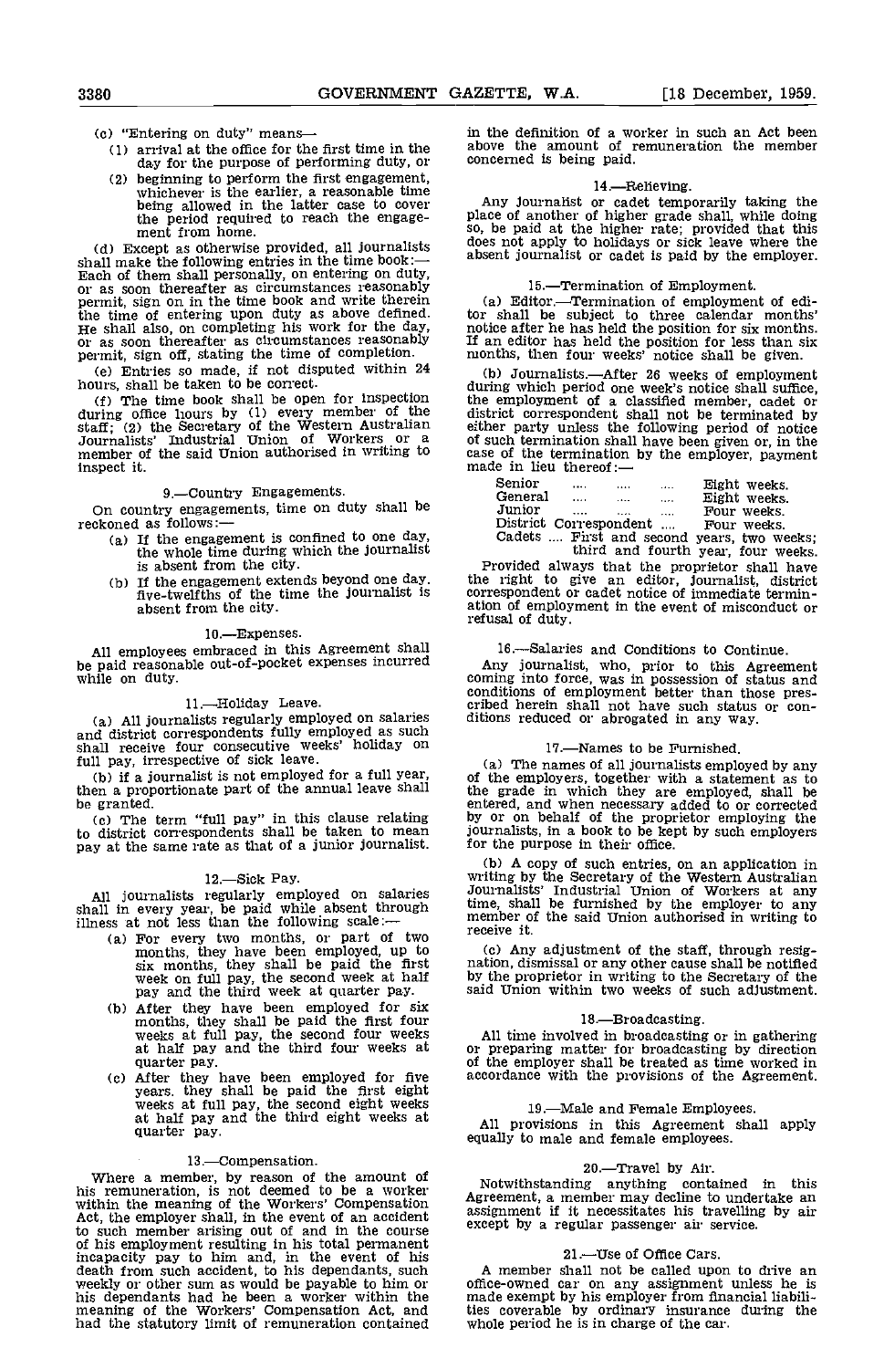(c) "Entering on duty" means—

(1) arrival at the office for the first time in the day for the purpose of performing duty, or

(2) beginning to perform the first engagement, whichever is the earlier, a reasonable time being allowed in the latter case to cover the period required to reach the engagement from home.

(d) Except as otherwise provided, all journalists shall make the following entries in the time book:—Each of them shall personally, on entering on duty, or as soon thereafter as circumstances reasonably permit, sign on in the time book and write therein the time of entering upon duty as above defined. He shall also, on completing his work for the day, or as soon thereafter as circumstances reasonably permit, sign off, stating the time of completion.

(e) Entries so made, if not disputed within 24 hours, shall be taken to be correct.

(f) The time book shall be open for inspection during office hours by (1) every member of the staff; (2) the Secretary of the Western Australian Journalists' Industrial Union of Workers or a member of the said Union authorised in writing to inspect it.

### 9.—Country Engagements.

On country engagements, time on duty shall be reckoned as follows:—

(a) If the engagement is confined to one day, the whole time during which the journalist is absent from the city.

(b) If the engagement extends beyond one day, five-twelfths of the time the journalist is absent from the city.

### 10.—Expenses.

All employees embraced in this Agreement shall be paid reasonable out-of-pocket expenses incurred while on duty.

### 11.—Holiday Leave.

(a) All journalists regularly employed on salaries and district correspondents fully employed as such shall receive four consecutive weeks' holiday on full pay, irrespective of sick leave.

(b) if a journalist is not employed for a full year, then a proportionate part of the annual leave shall be granted.

(c) The term "full pay" in this clause relating to district correspondents shall be taken to mean pay at the same rate as that of a junior journalist.

### 12.—Sick Pay.

All journalists regularly employed on salaries shall in every year, be paid while absent through illness at not less than the following scale:—

(a) For every two months, or part of two months, they have been employed, up to six months, they shall be paid the first week on full pay, the second week at half pay and the third week at quarter pay.

(b) After they have been employed for six months, they shall be paid the first four weeks at full pay, the second four weeks at half pay and the third four weeks at quarter pay.

(c) After they have been employed for five years, they shall be paid the first eight weeks at full pay, the second eight weeks at half pay and the third eight weeks at quarter pay.

### 13.—Compensation.

Where a member, by reason of the amount of his remuneration, is not deemed to be a worker within the meaning of the Workers' Compensation Act, the employer shall, in the event of an accident to such member arising out of and in the course of his employment resulting in his total permanent incapacity pay to him and, in the event of his death from such accident, to his dependants, such weekly or other sum as would be payable to him or his dependants had he been a worker within the meaning of the Workers' Compensation Act, and had the statutory limit of remuneration contained in the definition of a worker in such an Act been above the amount of remuneration the member concerned is being paid.

### 14.—Relieving.

Any journalist or cadet temporarily taking the place of another of higher grade shall, while doing so, be paid at the higher rate; provided that this does not apply to holidays or sick leave where the absent journalist or cadet is paid by the employer.

### 15.—Termination of Employment.

(a) Editor.—Termination of employment of editor shall be subject to three calendar months' notice after he has held the position for six months. If an editor has held the position for less than six months, then four weeks' notice shall be given.

(b) Journalists.—After 26 weeks of employment during which period one week's notice shall suffice, the employment of a classified member, cadet or district correspondent shall not be terminated by either party unless the following period of notice of such termination shall have been given or, in the case of the termination by the employer, payment made in lieu thereof:—

| | |
|---|---|
| Senior | Eight weeks. |
| General | Eight weeks. |
| Junior | Four weeks. |
| District Correspondent | Four weeks. |
| Cadets | First and second years, two weeks; third and fourth year, four weeks. |

Provided always that the proprietor shall have the right to give an editor, journalist, district correspondent or cadet notice of immediate termination of employment in the event of misconduct or refusal of duty.

### 16.—Salaries and Conditions to Continue.

Any journalist, who, prior to this Agreement coming into force, was in possession of status and conditions of employment better than those prescribed herein shall not have such status or conditions reduced or abrogated in any way.

### 17.—Names to be Furnished.

(a) The names of all journalists employed by any of the employers, together with a statement as to the grade in which they are employed, shall be entered, and when necessary added to or corrected by or on behalf of the proprietor employing the journalists, in a book to be kept by such employers for the purpose in their office.

(b) A copy of such entries, on an application in writing by the Secretary of the Western Australian Journalists' Industrial Union of Workers at any time, shall be furnished by the employer to any member of the said Union authorised in writing to receive it.

(c) Any adjustment of the staff, through resignation, dismissal or any other cause shall be notified by the proprietor in writing to the Secretary of the said Union within two weeks of such adjustment.

### 18.—Broadcasting.

All time involved in broadcasting or in gathering or preparing matter for broadcasting by direction of the employer shall be treated as time worked in accordance with the provisions of the Agreement.

### 19.—Male and Female Employees.

All provisions in this Agreement shall apply equally to male and female employees.

### 20.—Travel by Air.

Notwithstanding anything contained in this Agreement, a member may decline to undertake an assignment if it necessitates his travelling by air except by a regular passenger air service.

### 21.—Use of Office Cars.

A member shall not be called upon to drive an office-owned car on any assignment unless he is made exempt by his employer from financial liabilities coverable by ordinary insurance during the whole period he is in charge of the car.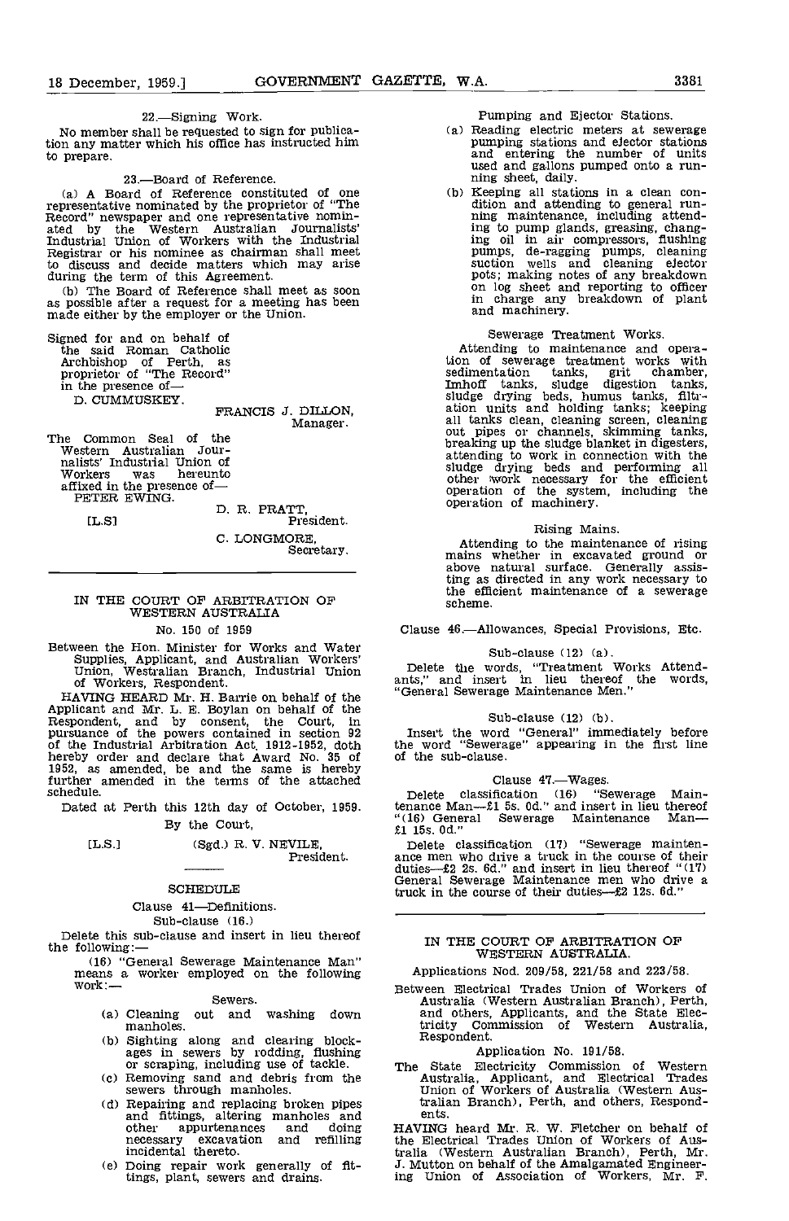22.—Signing Work.

No member shall be requested to sign for publication any matter which his office has instructed him to prepare.

23.—Board of Reference.

(a) A Board of Reference constituted of one representative nominated by the proprietor of "The Record" newspaper and one representative nominated by the Western Australian Journalists' Industrial Union of Workers with the Industrial Registrar or his nominee as chairman shall meet to discuss and decide matters which may arise during the term of this Agreement.

(b) The Board of Reference shall meet as soon as possible after a request for a meeting has been made either by the employer or the Union.

Signed for and on behalf of the said Roman Catholic Archbishop of Perth, as proprietor of "The Record" in the presence of—
D. CUMMUSKEY.

FRANCIS J. DILLON,
Manager.

The Common Seal of the Western Australian Journalists' Industrial Union of Workers was hereunto affixed in the presence of—
PETER EWING.

[L.S]

D. R. PRATT,
President.

C. LONGMORE,
Secretary.

---

## IN THE COURT OF ARBITRATION OF WESTERN AUSTRALIA

No. 150 of 1959

Between the Hon. Minister for Works and Water Supplies, Applicant, and Australian Workers' Union, Westralian Branch, Industrial Union of Workers, Respondent.

HAVING HEARD Mr. H. Barrie on behalf of the Applicant and Mr. L. E. Boylan on behalf of the Respondent, and by consent, the Court, in pursuance of the powers contained in section 92 of the Industrial Arbitration Act, 1912-1952, doth hereby order and declare that Award No. 35 of 1952, as amended, be and the same is hereby further amended in the terms of the attached schedule.

Dated at Perth this 12th day of October, 1959.

By the Court,

[L.S.]

(Sgd.) R. V. NEVILE,
President.

### SCHEDULE

Clause 41—Definitions.

Sub-clause (16.)

Delete this sub-clause and insert in lieu thereof the following:—

(16) "General Sewerage Maintenance Man" means a worker employed on the following work:—

Sewers.

(a) Cleaning out and washing down manholes.

(b) Sighting along and clearing blockages in sewers by rodding, flushing or scraping, including use of tackle.

(c) Removing sand and debris from the sewers through manholes.

(d) Repairing and replacing broken pipes and fittings, altering manholes and other appurtenances and doing necessary excavation and refilling incidental thereto.

(e) Doing repair work generally of fittings, plant, sewers and drains.

Pumping and Ejector Stations.

(a) Reading electric meters at sewerage pumping stations and ejector stations and entering the number of units used and gallons pumped onto a running sheet, daily.

(b) Keeping all stations in a clean condition and attending to general running maintenance, including attending to pump glands, greasing, changing oil in air compressors, flushing pumps, de-ragging pumps, cleaning suction wells and cleaning ejector pots; making notes of any breakdown on log sheet and reporting to officer in charge any breakdown of plant and machinery.

Sewerage Treatment Works.

Attending to maintenance and operation of sewerage treatment works with sedimentation tanks, grit chamber, Imhoff tanks, sludge digestion tanks, sludge drying beds, humus tanks, filtration units and holding tanks; keeping all tanks clean, cleaning screen, cleaning out pipes or channels, skimming tanks, breaking up the sludge blanket in digesters, attending to work in connection with the sludge drying beds and performing all other work necessary for the efficient operation of the system, including the operation of machinery.

Rising Mains.

Attending to the maintenance of rising mains whether in excavated ground or above natural surface. Generally assisting as directed in any work necessary to the efficient maintenance of a sewerage scheme.

Clause 46.—Allowances, Special Provisions, Etc.

Sub-clause (12) (a).

Delete the words, "Treatment Works Attendants," and insert in lieu thereof the words, "General Sewerage Maintenance Men."

Sub-clause (12) (b).

Insert the word "General" immediately before the word "Sewerage" appearing in the first line of the sub-clause.

Clause 47.—Wages.

Delete classification (16) "Sewerage Maintenance Man—£1 5s. 0d." and insert in lieu thereof "(16) General Sewerage Maintenance Man—£1 15s. 0d."

Delete classification (17) "Sewerage maintenance men who drive a truck in the course of their duties—£2 2s. 6d." and insert in lieu thereof "(17) General Sewerage Maintenance men who drive a truck in the course of their duties—£2 12s. 6d."

---

## IN THE COURT OF ARBITRATION OF WESTERN AUSTRALIA.

Applications Nod. 209/58, 221/58 and 223/58.

Between Electrical Trades Union of Workers of Australia (Western Australian Branch), Perth, and others, Applicants, and the State Electricity Commission of Western Australia, Respondent.

Application No. 191/58.

The State Electricity Commission of Western Australia, Applicant, and Electrical Trades Union of Workers of Australia (Western Australian Branch), Perth, and others, Respondents.

HAVING heard Mr. R. W. Fletcher on behalf of the Electrical Trades Union of Workers of Australia (Western Australian Branch), Perth, Mr. J. Mutton on behalf of the Amalgamated Engineering Union of Association of Workers, Mr. F.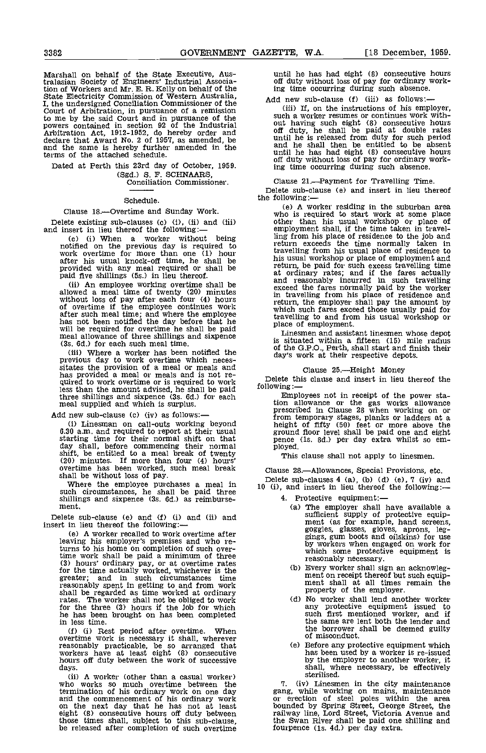Marshall on behalf of the State Executive, Australasian Society of Engineers' Industrial Association of Workers and Mr. E. R. Kelly on behalf of the State Electricity Commission of Western Australia, I, the undersigned Conciliation Commissioner of the Court of Arbitration, in pursuance of a remission to me by the said Court and in pursuance of the powers contained in section 92 of the Industrial Arbitration Act, 1912-1952, do hereby order and declare that Award No. 2 of 1957, as amended, be and the same is hereby further amended in the terms of the attached schedule.

Dated at Perth this 23rd day of October, 1959.

(Sgd.) S. F. SCHNAARS,
Conciliation Commissioner.

---

Schedule.

Clause 18.—Overtime and Sunday Work.

Delete existing sub-clauses (c) (i), (ii) and (iii) and insert in lieu thereof the following:—

(c) (i) When a worker without being notified on the previous day is required to work overtime for more than one (1) hour after his usual knock-off time, he shall be provided with any meal required or shall be paid five shillings (5s.) in lieu thereof.

(ii) An employee working overtime shall be allowed a meal time of twenty (20) minutes without loss of pay after each four (4) hours of overtime if the employee continues work after such meal time; and where the employee has not been notified the day before that he will be required for overtime he shall be paid meal allowance of three shillings and sixpence (3s. 6d.) for each such meal time.

(iii) Where a worker has been notified the previous day to work overtime which necessitates the provision of a meal or meals and has provided a meal or meals and is not required to work overtime or is required to work less than the amount advised, he shall be paid three shillings and sixpence (3s. 6d.) for each meal supplied and which is surplus.

Add new sub-clause (c) (iv) as follows:—

(i) Linesman on call-outs working beyond 6.30 a.m. and required to report at their usual starting time for their normal shift on that day shall, before commencing their normal shift, be entitled to a meal break of twenty (20) minutes. If more than four (4) hours' overtime has been worked, such meal break shall be without loss of pay.

Where the employee purchases a meal in such circumstances, he shall be paid three shillings and sixpence (3s. 6d.) as reimbursement.

Delete sub-clause (e) and (f) (i) and (ii) and insert in lieu thereof the following:—

(e) A worker recalled to work overtime after leaving his employer's premises and who returns to his home on completion of such overtime work shall be paid a minimum of three (3) hours' ordinary pay, or at overtime rates for the time actually worked, whichever is the greater; and in such circumstances time reasonably spent in getting to and from work shall be regarded as time worked at ordinary rates. The worker shall not be obliged to work for the three (3) hours if the job for which he has been brought on has been completed in less time.

(f) (i) Rest period after overtime. When overtime work is necessary it shall, wherever reasonably practicable, be so arranged that workers have at least eight (8) consecutive hours off duty between the work of successive days.

(ii) A worker (other than a casual worker) who works so much overtime between the termination of his ordinary work on one day and the commencement of his ordinary work on the next day that he has not at least eight (8) consecutive hours off duty between those times shall, subject to this sub-clause, be released after completion of such overtime until he has had eight (8) consecutive hours off duty without loss of pay for ordinary working time occurring during such absence.

Add new sub-clause (f) (iii) as follows:—

(iii) If, on the instructions of his employer, such a worker resumes or continues work without having such eight (8) consecutive hours off duty, he shall be paid at double rates until he is released from duty for such period and he shall then be entitled to be absent until he has had eight (8) consecutive hours off duty without loss of pay for ordinary working time occurring during such absence.

Clause 21.—Payment for Travelling Time.

Delete sub-clause (e) and insert in lieu thereof the following:—

(e) A worker residing in the suburban area who is required to start work at some place other than his usual workshop or place of employment shall, if the time taken in travelling from his place of residence to the job and return exceeds the time normally taken in travelling from his usual place of residence to his usual workshop or place of employment and return, be paid for such excess travelling time at ordinary rates; and if the fares actually and reasonably incurred in such travelling exceed the fares normally paid by the worker in travelling from his place of residence and return, the employer shall pay the amount by which such fares exceed those usually paid for travelling to and from his usual workshop or place of employment.

Linesmen and assistant linesmen whose depot is situated within a fifteen (15) mile radius of the G.P.O., Perth, shall start and finish their day's work at their respective depots.

Clause 25.—Height Money

Delete this clause and insert in lieu thereof the following:—

Employees not in receipt of the power station allowance or the gas works allowance prescribed in Clause 28 when working on or from temporary stages, planks or ladders at a height of fifty (50) feet or more above the ground floor level shall be paid one and eight pence (1s. 8d.) per day extra whilst so employed.

This clause shall not apply to linesmen.

Clause 28.—Allowances, Special Provisions, etc.

Delete sub-clauses 4 (a), (b) (d) (e), 7 (iv) and 10 (i), and insert in lieu thereof the following:—

4. Protective equipment:—

(a) The employer shall have available a sufficient supply of protective equipment (as for example, hand screens, goggles, glasses, gloves, aprons, leggings, gum boots and oilskins) for use by workers when engaged on work for which some protective equipment is reasonably necessary.

(b) Every worker shall sign an acknowledgment on receipt thereof but such equipment shall at all times remain the property of the employer.

(d) No worker shall lend another worker any protective equipment issued to such first mentioned worker, and if the same are lent both the lender and the borrower shall be deemed guilty of misconduct.

(e) Before any protective equipment which has been used by a worker is re-issued by the employer to another worker, it shall, where necessary, be effectively sterilised.

7. (iv) Linesmen in the city maintenance gang, while working on mains, maintenance or erection of steel poles within the area bounded by Spring Street, George Street, the railway line, Lord Street, Victoria Avenue and the Swan River shall be paid one shilling and fourpence (1s. 4d.) per day extra.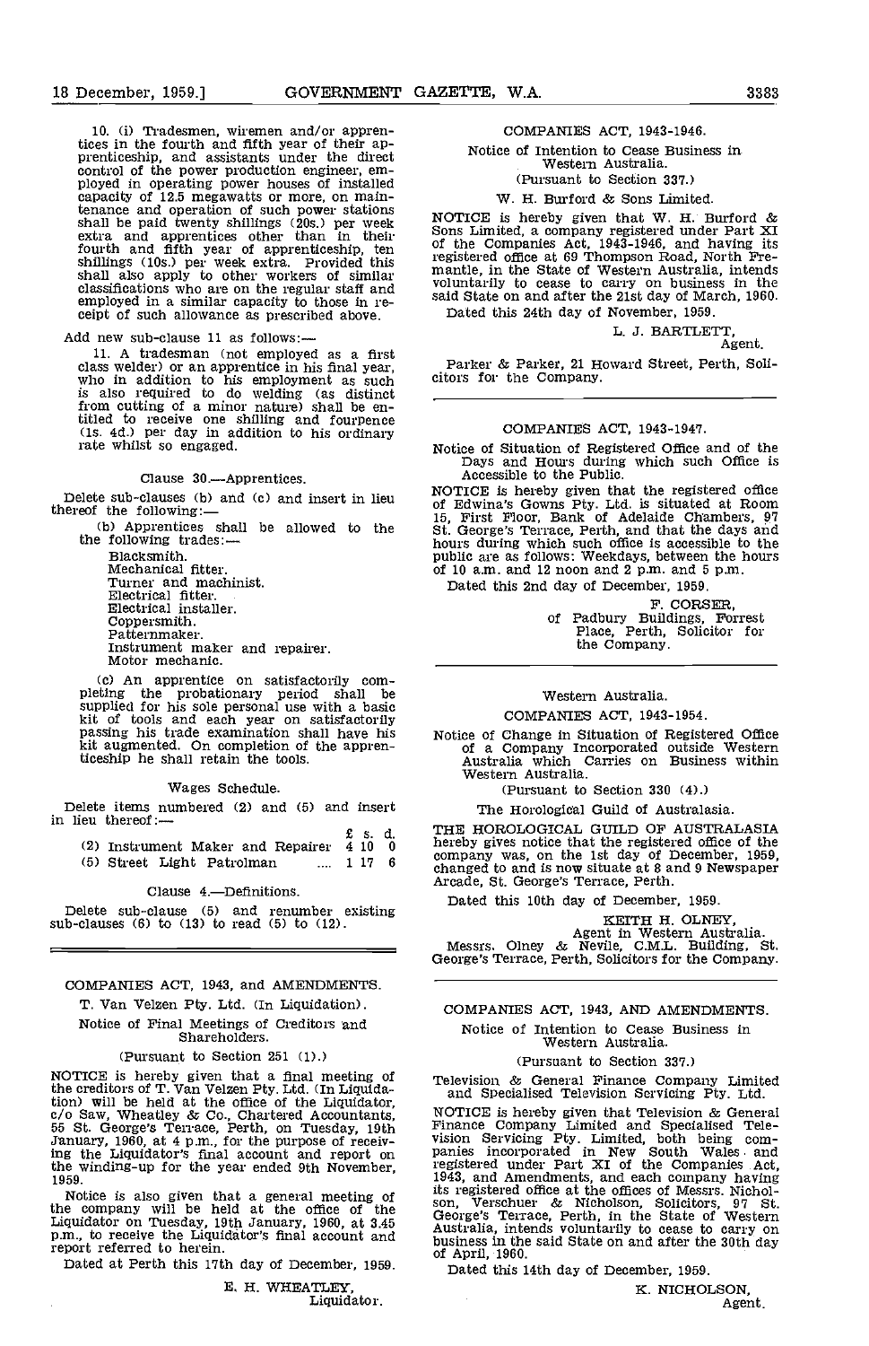10. (i) Tradesmen, wiremen and/or apprentices in the fourth and fifth year of their apprenticeship, and assistants under the direct control of the power production engineer, employed in operating power houses of installed capacity of 12.5 megawatts or more, on maintenance and operation of such power stations shall be paid twenty shillings (20s.) per week extra and apprentices other than in their fourth and fifth year of apprenticeship, ten shillings (10s.) per week extra. Provided this shall also apply to other workers of similar classifications who are on the regular staff and employed in a similar capacity to those in receipt of such allowance as prescribed above.

Add new sub-clause 11 as follows:—

11. A tradesman (not employed as a first class welder) or an apprentice in his final year, who in addition to his employment as such is also required to do welding (as distinct from cutting of a minor nature) shall be entitled to receive one shilling and fourpence (1s. 4d.) per day in addition to his ordinary rate whilst so engaged.

Clause 30.—Apprentices.

Delete sub-clauses (b) and (c) and insert in lieu thereof the following:—

(b) Apprentices shall be allowed to the the following trades:—

Blacksmith.
Mechanical fitter.
Turner and machinist.
Electrical fitter.
Electrical installer.
Coppersmith.
Patternmaker.
Instrument maker and repairer.
Motor mechanic.

(c) An apprentice on satisfactorily completing the probationary period shall be supplied for his sole personal use with a basic kit of tools and each year on satisfactorily passing his trade examination shall have his kit augmented. On completion of the apprenticeship he shall retain the tools.

Wages Schedule.

Delete items numbered (2) and (5) and insert in lieu thereof:—

| | £ | s. | d. |
|---|---|---|---|
| (2) Instrument Maker and Repairer | 4 | 10 | 0 |
| (5) Street Light Patrolman .... | 1 | 17 | 6 |

Clause 4.—Definitions.

Delete sub-clause (5) and renumber existing sub-clauses (6) to (13) to read (5) to (12).

---

COMPANIES ACT, 1943, and AMENDMENTS.

T. Van Velzen Pty. Ltd. (In Liquidation).

Notice of Final Meetings of Creditors and Shareholders.

(Pursuant to Section 251 (1).)

NOTICE is hereby given that a final meeting of the creditors of T. Van Velzen Pty. Ltd. (In Liquidation) will be held at the office of the Liquidator, c/o Saw, Wheatley & Co., Chartered Accountants, 55 St. George's Terrace, Perth, on Tuesday, 19th January, 1960, at 4 p.m., for the purpose of receiving the Liquidator's final account and report on the winding-up for the year ended 9th November, 1959.

Notice is also given that a general meeting of the company will be held at the office of the Liquidator on Tuesday, 19th January, 1960, at 3.45 p.m., to receive the Liquidator's final account and report referred to herein.

Dated at Perth this 17th day of December, 1959.

E. H. WHEATLEY,
Liquidator.

---

COMPANIES ACT, 1943-1946.

Notice of Intention to Cease Business in Western Australia.

(Pursuant to Section 337.)

W. H. Burford & Sons Limited.

NOTICE is hereby given that W. H. Burford & Sons Limited, a company registered under Part XI of the Companies Act, 1943-1946, and having its registered office at 69 Thompson Road, North Fremantle, in the State of Western Australia, intends voluntarily to cease to carry on business in the said State on and after the 21st day of March, 1960.

Dated this 24th day of November, 1959.

L. J. BARTLETT,
Agent.

Parker & Parker, 21 Howard Street, Perth, Solicitors for the Company.

---

COMPANIES ACT, 1943-1947.

Notice of Situation of Registered Office and of the Days and Hours during which such Office is Accessible to the Public.

NOTICE is hereby given that the registered office of Edwina's Gowns Pty. Ltd. is situated at Room 15, First Floor, Bank of Adelaide Chambers, 97 St. George's Terrace, Perth, and that the days and hours during which such office is accessible to the public are as follows: Weekdays, between the hours of 10 a.m. and 12 noon and 2 p.m. and 5 p.m.

Dated this 2nd day of December, 1959.

F. CORSER,
of Padbury Buildings, Forrest Place, Perth, Solicitor for the Company.

---

Western Australia.

COMPANIES ACT, 1943-1954.

Notice of Change in Situation of Registered Office of a Company Incorporated outside Western Australia which Carries on Business within Western Australia.

(Pursuant to Section 330 (4).)

The Horological Guild of Australasia.

THE HOROLOGICAL GUILD OF AUSTRALASIA hereby gives notice that the registered office of the company was, on the 1st day of December, 1959, changed to and is now situate at 8 and 9 Newspaper Arcade, St. George's Terrace, Perth.

Dated this 10th day of December, 1959.

KEITH H. OLNEY,
Agent in Western Australia.

Messrs. Olney & Nevile, C.M.L. Building, St. George's Terrace, Perth, Solicitors for the Company.

---

COMPANIES ACT, 1943, AND AMENDMENTS.

Notice of Intention to Cease Business in Western Australia.

(Pursuant to Section 337.)

Television & General Finance Company Limited and Specialised Television Servicing Pty. Ltd.

NOTICE is hereby given that Television & General Finance Company Limited and Specialised Television Servicing Pty. Limited, both being companies incorporated in New South Wales and registered under Part XI of the Companies Act, 1943, and Amendments, and each company having its registered office at the offices of Messrs. Nicholson, Verschuer & Nicholson, Solicitors, 97 St. George's Terrace, Perth, in the State of Western Australia, intends voluntarily to cease to carry on business in the said State on and after the 30th day of April, 1960.

Dated this 14th day of December, 1959.

K. NICHOLSON,
Agent.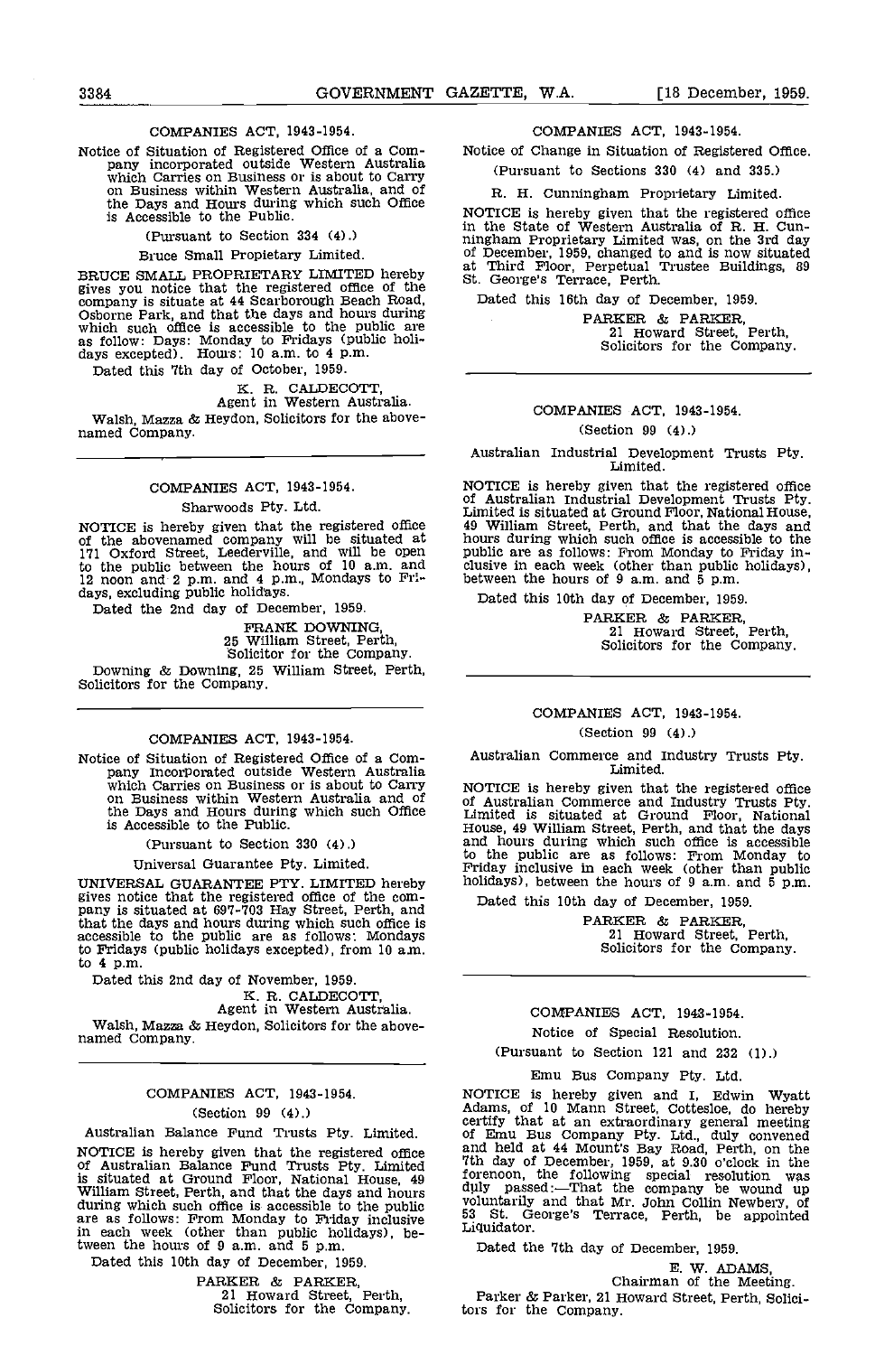COMPANIES ACT, 1943-1954.

Notice of Situation of Registered Office of a Company incorporated outside Western Australia which Carries on Business or is about to Carry on Business within Western Australia, and of the Days and Hours during which such Office is Accessible to the Public.

(Pursuant to Section 334 (4).)

Bruce Small Propietary Limited.

BRUCE SMALL PROPRIETARY LIMITED hereby gives you notice that the registered office of the company is situate at 44 Scarborough Beach Road, Osborne Park, and that the days and hours during which such office is accessible to the public are as follow: Days: Monday to Fridays (public holidays excepted). Hours: 10 a.m. to 4 p.m.

Dated this 7th day of October, 1959.

K. R. CALDECOTT,
Agent in Western Australia.

Walsh, Mazza & Heydon, Solicitors for the abovenamed Company.

---

COMPANIES ACT, 1943-1954.

Sharwoods Pty. Ltd.

NOTICE is hereby given that the registered office of the abovenamed company will be situated at 171 Oxford Street, Leederville, and will be open to the public between the hours of 10 a.m. and 12 noon and 2 p.m. and 4 p.m., Mondays to Fridays, excluding public holidays.

Dated the 2nd day of December, 1959.

FRANK DOWNING,
25 William Street, Perth,
Solicitor for the Company.

Downing & Downing, 25 William Street, Perth, Solicitors for the Company.

---

COMPANIES ACT, 1943-1954.

Notice of Situation of Registered Office of a Company Incorporated outside Western Australia which Carries on Business or is about to Carry on Business within Western Australia and of the Days and Hours during which such Office is Accessible to the Public.

(Pursuant to Section 330 (4).)

Universal Guarantee Pty. Limited.

UNIVERSAL GUARANTEE PTY. LIMITED hereby gives notice that the registered office of the company is situated at 697-703 Hay Street, Perth, and that the days and hours during which such office is accessible to the public are as follows: Mondays to Fridays (public holidays excepted), from 10 a.m. to 4 p.m.

Dated this 2nd day of November, 1959.

K. R. CALDECOTT,
Agent in Western Australia.

Walsh, Mazza & Heydon, Solicitors for the abovenamed Company.

---

COMPANIES ACT, 1943-1954.

(Section 99 (4).)

Australian Balance Fund Trusts Pty. Limited.

NOTICE is hereby given that the registered office of Australian Balance Fund Trusts Pty. Limited is situated at Ground Floor, National House, 49 William Street, Perth, and that the days and hours during which such office is accessible to the public are as follows: From Monday to Friday inclusive in each week (other than public holidays), between the hours of 9 a.m. and 5 p.m.

Dated this 10th day of December, 1959.

PARKER & PARKER,
21 Howard Street, Perth,
Solicitors for the Company.

---

COMPANIES ACT, 1943-1954.

Notice of Change in Situation of Registered Office.

(Pursuant to Sections 330 (4) and 335.)

R. H. Cunningham Proprietary Limited.

NOTICE is hereby given that the registered office in the State of Western Australia of R. H. Cunningham Proprietary Limited was, on the 3rd day of December, 1959, changed to and is now situated at Third Floor, Perpetual Trustee Buildings, 89 St. George's Terrace, Perth.

Dated this 16th day of December, 1959.

PARKER & PARKER,
21 Howard Street, Perth,
Solicitors for the Company.

---

COMPANIES ACT, 1943-1954.

(Section 99 (4).)

Australian Industrial Development Trusts Pty. Limited.

NOTICE is hereby given that the registered office of Australian Industrial Development Trusts Pty. Limited is situated at Ground Floor, National House, 49 William Street, Perth, and that the days and hours during which such office is accessible to the public are as follows: From Monday to Friday inclusive in each week (other than public holidays), between the hours of 9 a.m. and 5 p.m.

Dated this 10th day of December, 1959.

PARKER & PARKER,
21 Howard Street, Perth,
Solicitors for the Company.

---

COMPANIES ACT, 1943-1954.

(Section 99 (4).)

Australian Commerce and Industry Trusts Pty. Limited.

NOTICE is hereby given that the registered office of Australian Commerce and Industry Trusts Pty. Limited is situated at Ground Floor, National House, 49 William Street, Perth, and that the days and hours during which such office is accessible to the public are as follows: From Monday to Friday inclusive in each week (other than public holidays), between the hours of 9 a.m. and 5 p.m.

Dated this 10th day of December, 1959.

PARKER & PARKER,
21 Howard Street, Perth,
Solicitors for the Company.

---

COMPANIES ACT, 1943-1954.

Notice of Special Resolution.

(Pursuant to Section 121 and 232 (1).)

Emu Bus Company Pty. Ltd.

NOTICE is hereby given and I, Edwin Wyatt Adams, of 10 Mann Street, Cottesloe, do hereby certify that at an extraordinary general meeting of Emu Bus Company Pty. Ltd., duly convened and held at 44 Mount's Bay Road, Perth, on the 7th day of December, 1959, at 9.30 o'clock in the forenoon, the following special resolution was duly passed:—That the company be wound up voluntarily and that Mr. John Collin Newbery, of 53 St. George's Terrace, Perth, be appointed Liquidator.

Dated the 7th day of December, 1959.

E. W. ADAMS,
Chairman of the Meeting.

Parker & Parker, 21 Howard Street, Perth, Solicitors for the Company.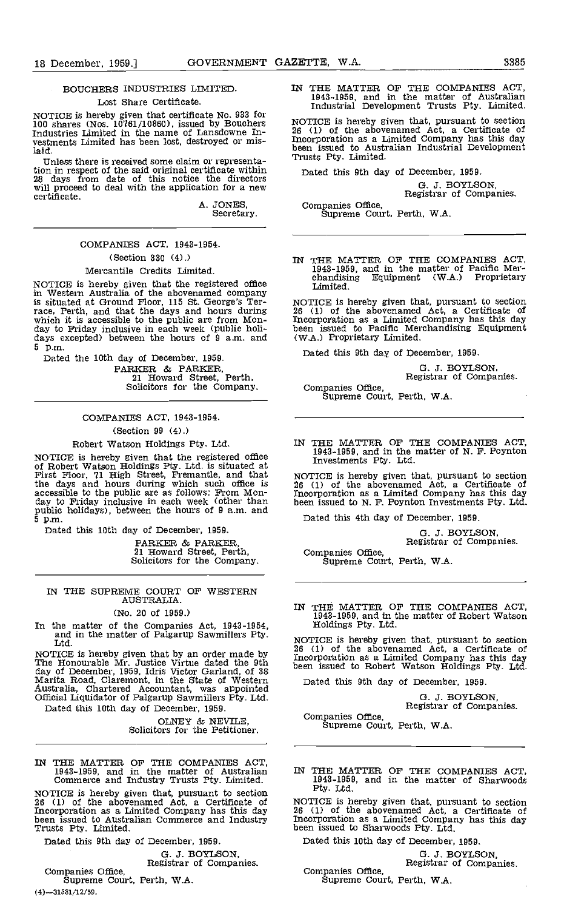## BOUCHERS INDUSTRIES LIMITED.

Lost Share Certificate.

NOTICE is hereby given that certificate No. 933 for 100 shares (Nos. 10761/10860), issued by Bouchers Industries Limited in the name of Lansdowne Investments Limited has been lost, destroyed or mislaid.

Unless there is received some claim or representation in respect of the said original certificate within 28 days from date of this notice the directors will proceed to deal with the application for a new certificate.

A. JONES,
Secretary.

---

## COMPANIES ACT, 1943-1954.

(Section 330 (4).)

Mercantile Credits Limited.

NOTICE is hereby given that the registered office in Western Australia of the abovenamed company is situated at Ground Floor, 115 St. George's Terrace, Perth, and that the days and hours during which it is accessible to the public are from Monday to Friday inclusive in each week (public holidays excepted) between the hours of 9 a.m. and 5 p.m.

Dated the 10th day of December, 1959.

PARKER & PARKER,
21 Howard Street, Perth,
Solicitors for the Company.

---

## COMPANIES ACT, 1943-1954.

(Section 99 (4).)

Robert Watson Holdings Pty. Ltd.

NOTICE is hereby given that the registered office of Robert Watson Holdings Pty. Ltd. is situated at First Floor, 71 High Street, Fremantle, and that the days and hours during which such office is accessible to the public are as follows: From Monday to Friday inclusive in each week (other than public holidays), between the hours of 9 a.m. and 5 p.m.

Dated this 10th day of December, 1959.

PARKER & PARKER,
21 Howard Street, Perth,
Solicitors for the Company.

---

## IN THE SUPREME COURT OF WESTERN AUSTRALIA.

(No. 20 of 1959.)

In the matter of the Companies Act, 1943-1954, and in the matter of Palgarup Sawmillers Pty. Ltd.

NOTICE is hereby given that by an order made by The Honourable Mr. Justice Virtue dated the 9th day of December, 1959, Idris Victor Garland, of 38 Marita Road, Claremont, in the State of Western Australia, Chartered Accountant, was appointed Official Liquidator of Palgarup Sawmillers Pty. Ltd.

Dated this 10th day of December, 1959.

OLNEY & NEVILE,
Solicitors for the Petitioner.

---

IN THE MATTER OF THE COMPANIES ACT, 1943-1959, and in the matter of Australian Commerce and Industry Trusts Pty. Limited.

NOTICE is hereby given that, pursuant to section 26 (1) of the abovenamed Act, a Certificate of Incorporation as a Limited Company has this day been issued to Australian Commerce and Industry Trusts Pty. Limited.

Dated this 9th day of December, 1959.

G. J. BOYLSON,
Registrar of Companies.

Companies Office,
Supreme Court, Perth, W.A.

(4)—31581/12/59.

---

IN THE MATTER OF THE COMPANIES ACT, 1943-1959, and in the matter of Australian Industrial Development Trusts Pty. Limited.

NOTICE is hereby given that, pursuant to section 26 (1) of the abovenamed Act, a Certificate of Incorporation as a Limited Company has this day been issued to Australian Industrial Development Trusts Pty. Limited.

Dated this 9th day of December, 1959.

G. J. BOYLSON,
Registrar of Companies.

Companies Office,
Supreme Court, Perth, W.A.

---

IN THE MATTER OF THE COMPANIES ACT, 1943-1959, and in the matter of Pacific Merchandising Equipment (W.A.) Proprietary Limited.

NOTICE is hereby given that, pursuant to section 26 (1) of the abovenamed Act, a Certificate of Incorporation as a Limited Company has this day been issued to Pacific Merchandising Equipment (W.A.) Proprietary Limited.

Dated this 9th day of December, 1959.

G. J. BOYLSON,
Registrar of Companies.

Companies Office,
Supreme Court, Perth, W.A.

---

IN THE MATTER OF THE COMPANIES ACT, 1943-1959, and in the matter of N. F. Poynton Investments Pty. Ltd.

NOTICE is hereby given that, pursuant to section 26 (1) of the abovenamed Act, a Certificate of Incorporation as a Limited Company has this day been issued to N. F. Poynton Investments Pty. Ltd.

Dated this 4th day of December, 1959.

G. J. BOYLSON,
Registrar of Companies.

Companies Office,
Supreme Court, Perth, W.A.

---

IN THE MATTER OF THE COMPANIES ACT, 1943-1959, and in the matter of Robert Watson Holdings Pty. Ltd.

NOTICE is hereby given that, pursuant to section 26 (1) of the abovenamed Act, a Certificate of Incorporation as a Limited Company has this day been issued to Robert Watson Holdings Pty. Ltd.

Dated this 9th day of December, 1959.

G. J. BOYLSON,
Registrar of Companies.

Companies Office,
Supreme Court, Perth, W.A.

---

IN THE MATTER OF THE COMPANIES ACT, 1943-1959, and in the matter of Sharwoods Pty. Ltd.

NOTICE is hereby given that, pursuant to section 26 (1) of the abovenamed Act, a Certificate of Incorporation as a Limited Company has this day been issued to Sharwoods Pty. Ltd.

Dated this 10th day of December, 1959.

G. J. BOYLSON,
Registrar of Companies.

Companies Office,
Supreme Court, Perth, W.A.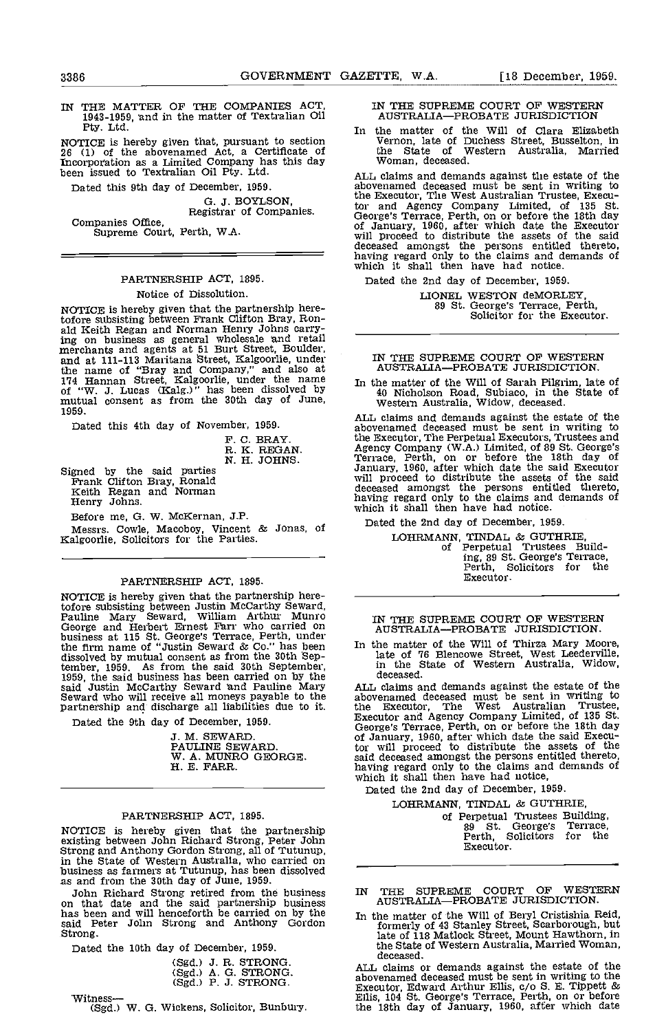IN THE MATTER OF THE COMPANIES ACT, 1943-1959, and in the matter of Textralian Oil Pty. Ltd.

NOTICE is hereby given that, pursuant to section 26 (1) of the abovenamed Act, a Certificate of Incorporation as a Limited Company has this day been issued to Textralian Oil Pty. Ltd.

Dated this 9th day of December, 1959.

G. J. BOYLSON,
Registrar of Companies.

Companies Office,
Supreme Court, Perth, W.A.

---

PARTNERSHIP ACT, 1895.

Notice of Dissolution.

NOTICE is hereby given that the partnership heretofore subsisting between Frank Clifton Bray, Ronald Keith Regan and Norman Henry Johns carrying on business as general wholesale and retail merchants and agents at 51 Burt Street, Boulder, and at 111-113 Maritana Street, Kalgoorlie, under the name of "Bray and Company," and also at 174 Hannan Street, Kalgoorlie, under the name of "W. J. Lucas (Kalg.)" has been dissolved by mutual consent as from the 30th day of June, 1959.

Dated this 4th day of November, 1959.

F. C. BRAY.
R. K. REGAN.
N. H. JOHNS.

Signed by the said parties Frank Clifton Bray, Ronald Keith Regan and Norman Henry Johns.

Before me, G. W. McKernan, J.P.

Messrs. Cowle, Macoboy, Vincent & Jonas, of Kalgoorlie, Solicitors for the Parties.

---

PARTNERSHIP ACT, 1895.

NOTICE is hereby given that the partnership heretofore subsisting between Justin McCarthy Seward, Pauline Mary Seward, William Arthur Munro George and Herbert Ernest Farr who carried on business at 115 St. George's Terrace, Perth, under the firm name of "Justin Seward & Co." has been dissolved by mutual consent as from the 30th September, 1959. As from the said 30th September, 1959, the said business has been carried on by the said Justin McCarthy Seward and Pauline Mary Seward who will receive all moneys payable to the partnership and discharge all liabilities due to it.

Dated the 9th day of December, 1959.

J. M. SEWARD.
PAULINE SEWARD.
W. A. MUNRO GEORGE.
H. E. FARR.

---

PARTNERSHIP ACT, 1895.

NOTICE is hereby given that the partnership existing between John Richard Strong, Peter John Strong and Anthony Gordon Strong, all of Tutunup, in the State of Western Australia, who carried on business as farmers at Tutunup, has been dissolved as and from the 30th day of June, 1959.

John Richard Strong retired from the business on that date and the said partnership business has been and will henceforth be carried on by the said Peter John Strong and Anthony Gordon Strong.

Dated the 10th day of December, 1959.

(Sgd.) J. R. STRONG.
(Sgd.) A. G. STRONG.
(Sgd.) P. J. STRONG.

Witness—
(Sgd.) W. G. Wickens, Solicitor, Bunbury.

---

IN THE SUPREME COURT OF WESTERN AUSTRALIA—PROBATE JURISDICTION

In the matter of the Will of Clara Elizabeth Vernon, late of Duchess Street, Busselton, in the State of Western Australia, Married Woman, deceased.

ALL claims and demands against the estate of the abovenamed deceased must be sent in writing to the Executor, The West Australian Trustee, Executor and Agency Company Limited, of 135 St. George's Terrace, Perth, on or before the 18th day of January, 1960, after which date the Executor will proceed to distribute the assets of the said deceased amongst the persons entitled thereto, having regard only to the claims and demands of which it shall then have had notice.

Dated the 2nd day of December, 1959.

LIONEL WESTON deMORLEY,
89 St. George's Terrace, Perth,
Solicitor for the Executor.

---

IN THE SUPREME COURT OF WESTERN AUSTRALIA—PROBATE JURISDICTION.

In the matter of the Will of Sarah Pilgrim, late of 40 Nicholson Road, Subiaco, in the State of Western Australia, Widow, deceased.

ALL claims and demands against the estate of the abovenamed deceased must be sent in writing to the Executor, The Perpetual Executors, Trustees and Agency Company (W.A.) Limited, of 89 St. George's Terrace, Perth, on or before the 18th day of January, 1960, after which date the said Executor will proceed to distribute the assets of the said deceased amongst the persons entitled thereto, having regard only to the claims and demands of which it shall then have had notice.

Dated the 2nd day of December, 1959.

LOHRMANN, TINDAL & GUTHRIE,
of Perpetual Trustees Building, 89 St. George's Terrace, Perth, Solicitors for the Executor.

---

IN THE SUPREME COURT OF WESTERN AUSTRALIA—PROBATE JURISDICTION.

In the matter of the Will of Thirza Mary Moore, late of 76 Blencowe Street, West Leederville, in the State of Western Australia, Widow, deceased.

ALL claims and demands against the estate of the abovenamed deceased must be sent in writing to the Executor, The West Australian Trustee, Executor and Agency Company Limited, of 135 St. George's Terrace, Perth, on or before the 18th day of January, 1960, after which date the said Executor will proceed to distribute the assets of the said deceased amongst the persons entitled thereto, having regard only to the claims and demands of which it shall then have had notice.

Dated the 2nd day of December, 1959.

LOHRMANN, TINDAL & GUTHRIE,
of Perpetual Trustees Building, 89 St. George's Terrace, Perth, Solicitors for the Executor.

---

IN THE SUPREME COURT OF WESTERN AUSTRALIA—PROBATE JURISDICTION.

In the matter of the Will of Beryl Cristishia Reid, formerly of 43 Stanley Street, Scarborough, but late of 118 Matlock Street, Mount Hawthorn, in the State of Western Australia, Married Woman, deceased.

ALL claims or demands against the estate of the abovenamed deceased must be sent in writing to the Executor, Edward Arthur Ellis, c/o S. E. Tippett & Ellis, 104 St. George's Terrace, Perth, on or before the 18th day of January, 1960, after which date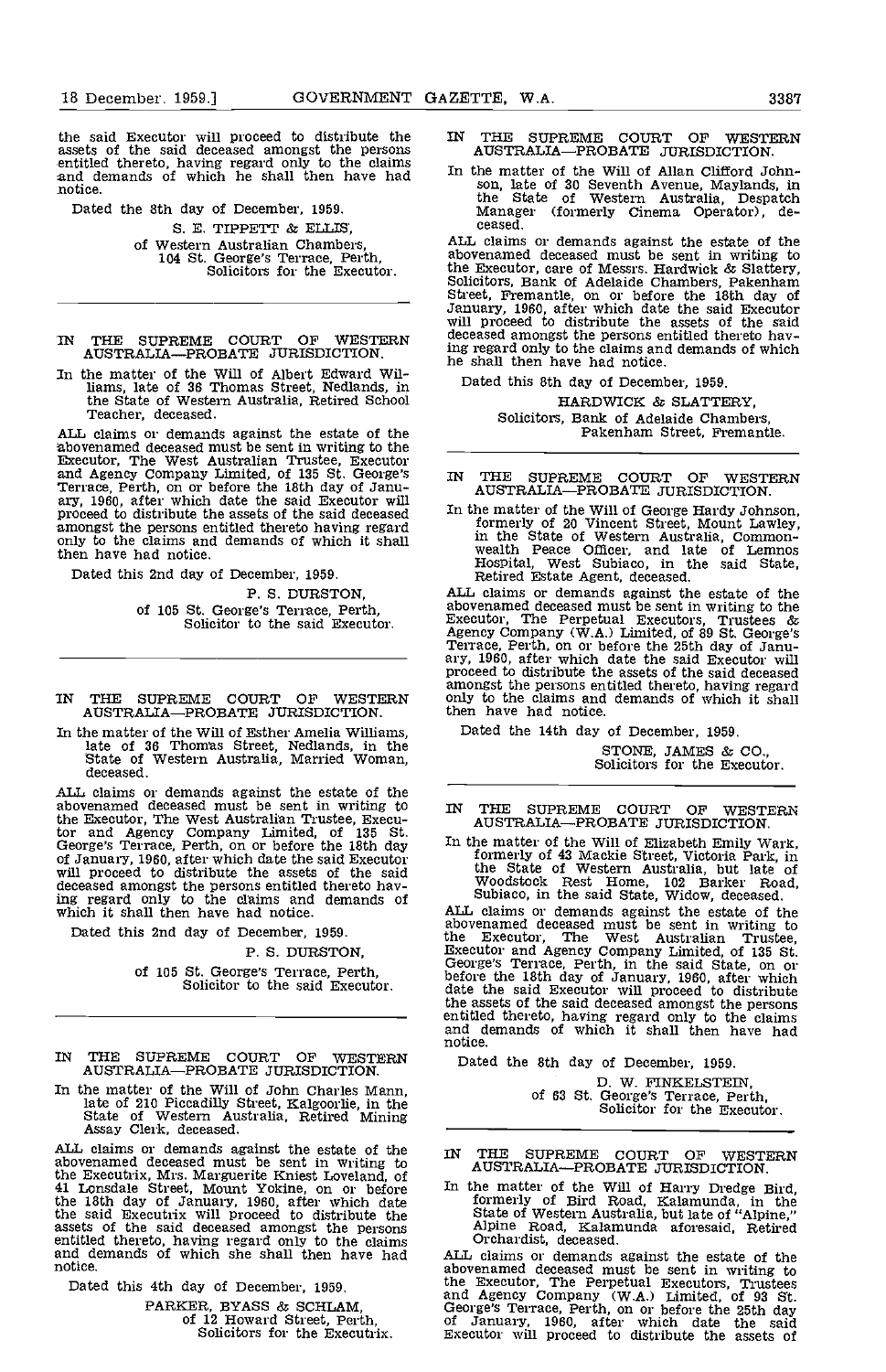the said Executor will proceed to distribute the assets of the said deceased amongst the persons entitled thereto, having regard only to the claims and demands of which he shall then have had notice.

Dated the 8th day of December, 1959.

S. E. TIPPETT & ELLIS,
of Western Australian Chambers,
104 St. George's Terrace, Perth,
Solicitors for the Executor.

---

IN THE SUPREME COURT OF WESTERN AUSTRALIA—PROBATE JURISDICTION.

In the matter of the Will of Albert Edward Williams, late of 36 Thomas Street, Nedlands, in the State of Western Australia, Retired School Teacher, deceased.

ALL claims or demands against the estate of the abovenamed deceased must be sent in writing to the Executor, The West Australian Trustee, Executor and Agency Company Limited, of 135 St. George's Terrace, Perth, on or before the 18th day of January, 1960, after which date the said Executor will proceed to distribute the assets of the said deceased amongst the persons entitled thereto having regard only to the claims and demands of which it shall then have had notice.

Dated this 2nd day of December, 1959.

P. S. DURSTON,
of 105 St. George's Terrace, Perth,
Solicitor to the said Executor.

---

IN THE SUPREME COURT OF WESTERN AUSTRALIA—PROBATE JURISDICTION.

In the matter of the Will of Esther Amelia Williams, late of 36 Thomas Street, Nedlands, in the State of Western Australia, Married Woman, deceased.

ALL claims or demands against the estate of the abovenamed deceased must be sent in writing to the Executor, The West Australian Trustee, Executor and Agency Company Limited, of 135 St. George's Terrace, Perth, on or before the 18th day of January, 1960, after which date the said Executor will proceed to distribute the assets of the said deceased amongst the persons entitled thereto having regard only to the claims and demands of which it shall then have had notice.

Dated this 2nd day of December, 1959.

P. S. DURSTON,
of 105 St. George's Terrace, Perth,
Solicitor to the said Executor.

---

IN THE SUPREME COURT OF WESTERN AUSTRALIA—PROBATE JURISDICTION.

In the matter of the Will of John Charles Mann, late of 210 Piccadilly Street, Kalgoorlie, in the State of Western Australia, Retired Mining Assay Clerk, deceased.

ALL claims or demands against the estate of the abovenamed deceased must be sent in writing to the Executrix, Mrs. Marguerite Kniest Loveland, of 41 Lonsdale Street, Mount Yokine, on or before the 18th day of January, 1960, after which date the said Executrix will proceed to distribute the assets of the said deceased amongst the persons entitled thereto, having regard only to the claims and demands of which she shall then have had notice.

Dated this 4th day of December, 1959.

PARKER, BYASS & SCHLAM,
of 12 Howard Street, Perth,
Solicitors for the Executrix.

---

IN THE SUPREME COURT OF WESTERN AUSTRALIA—PROBATE JURISDICTION.

In the matter of the Will of Allan Clifford Johnson, late of 30 Seventh Avenue, Maylands, in the State of Western Australia, Despatch Manager (formerly Cinema Operator), deceased.

ALL claims or demands against the estate of the abovenamed deceased must be sent in writing to the Executor, care of Messrs. Hardwick & Slattery, Solicitors, Bank of Adelaide Chambers, Pakenham Street, Fremantle, on or before the 18th day of January, 1960, after which date the said Executor will proceed to distribute the assets of the said deceased amongst the persons entitled thereto having regard only to the claims and demands of which he shall then have had notice.

Dated this 8th day of December, 1959.

HARDWICK & SLATTERY,
Solicitors, Bank of Adelaide Chambers,
Pakenham Street, Fremantle.

---

IN THE SUPREME COURT OF WESTERN AUSTRALIA—PROBATE JURISDICTION.

In the matter of the Will of George Hardy Johnson, formerly of 20 Vincent Street, Mount Lawley, in the State of Western Australia, Commonwealth Peace Officer, and late of Lemnos Hospital, West Subiaco, in the said State, Retired Estate Agent, deceased.

ALL claims or demands against the estate of the abovenamed deceased must be sent in writing to the Executor, The Perpetual Executors, Trustees & Agency Company (W.A.) Limited, of 89 St. George's Terrace, Perth, on or before the 25th day of January, 1960, after which date the said Executor will proceed to distribute the assets of the said deceased amongst the persons entitled thereto, having regard only to the claims and demands of which it shall then have had notice.

Dated the 14th day of December, 1959.

STONE, JAMES & CO.,
Solicitors for the Executor.

---

IN THE SUPREME COURT OF WESTERN AUSTRALIA—PROBATE JURISDICTION.

In the matter of the Will of Elizabeth Emily Wark, formerly of 43 Mackie Street, Victoria Park, in the State of Western Australia, but late of Woodstock Rest Home, 102 Barker Road, Subiaco, in the said State, Widow, deceased.

ALL claims or demands against the estate of the abovenamed deceased must be sent in writing to the Executor, The West Australian Trustee, Executor and Agency Company Limited, of 135 St. George's Terrace, Perth, in the said State, on or before the 18th day of January, 1960, after which date the said Executor will proceed to distribute the assets of the said deceased amongst the persons entitled thereto, having regard only to the claims and demands of which it shall then have had notice.

Dated the 8th day of December, 1959.

D. W. FINKELSTEIN,
of 63 St. George's Terrace, Perth,
Solicitor for the Executor.

---

IN THE SUPREME COURT OF WESTERN AUSTRALIA—PROBATE JURISDICTION.

In the matter of the Will of Harry Dredge Bird, formerly of Bird Road, Kalamunda, in the State of Western Australia, but late of "Alpine," Alpine Road, Kalamunda aforesaid, Retired Orchardist, deceased.

ALL claims or demands against the estate of the abovenamed deceased must be sent in writing to the Executor, The Perpetual Executors, Trustees and Agency Company (W.A.) Limited, of 93 St. George's Terrace, Perth, on or before the 25th day of January, 1960, after which date the said Executor will proceed to distribute the assets of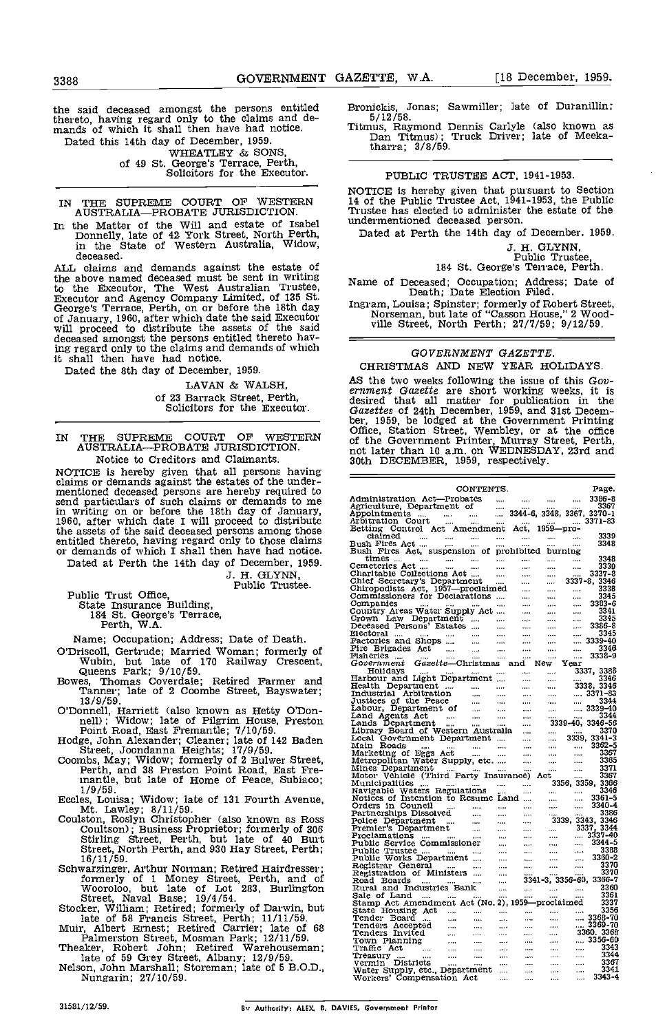the said deceased amongst the persons entitled thereto, having regard only to the claims and demands of which it shall then have had notice.

Dated this 14th day of December, 1959.

WHEATLEY & SONS,
of 49 St. George's Terrace, Perth,
Solicitors for the Executor.

---

IN THE SUPREME COURT OF WESTERN AUSTRALIA—PROBATE JURISDICTION.

In the Matter of the Will and estate of Isabel Donnelly, late of 42 York Street, North Perth, in the State of Western Australia, Widow, deceased.

ALL claims and demands against the estate of the above named deceased must be sent in writing to the Executor, The West Australian Trustee, Executor and Agency Company Limited, of 135 St. George's Terrace, Perth, on or before the 18th day of January, 1960, after which date the said Executor will proceed to distribute the assets of the said deceased amongst the persons entitled thereto having regard only to the claims and demands of which it shall then have had notice.

Dated the 8th day of December, 1959.

LAVAN & WALSH,
of 23 Barrack Street, Perth,
Solicitors for the Executor.

---

IN THE SUPREME COURT OF WESTERN AUSTRALIA—PROBATE JURISDICTION.

Notice to Creditors and Claimants.

NOTICE is hereby given that all persons having claims or demands against the estates of the undermentioned deceased persons are hereby required to send particulars of such claims or demands to me in writing on or before the 18th day of January, 1960, after which date I will proceed to distribute the assets of the said deceased persons among those entitled thereto, having regard only to those claims or demands of which I shall then have had notice.

Dated at Perth the 14th day of December, 1959.

J. H. GLYNN,
Public Trustee.

Public Trust Office,
State Insurance Building,
184 St. George's Terrace,
Perth, W.A.

Name; Occupation; Address; Date of Death.

O'Driscoll, Gertrude; Married Woman; formerly of Wubin, but late of 170 Railway Crescent, Queens Park; 9/10/59.

Bowes, Thomas Coverdale; Retired Farmer and Tanner; late of 2 Coombe Street, Bayswater; 13/9/59.

O'Donnell, Harriett (also known as Hetty O'Donnell); Widow; late of Pilgrim House, Preston Point Road, East Fremantle; 7/10/59.

Hodge, John Alexander; Cleaner; late of 142 Baden Street, Joondanna Heights; 17/9/59.

Coombs, May; Widow; formerly of 2 Bulwer Street, Perth, and 38 Preston Point Road, East Fremantle, but late of Home of Peace, Subiaco; 1/9/59.

Eccles, Louisa; Widow; late of 131 Fourth Avenue, Mt. Lawley; 8/11/59.

Coulston, Roslyn Christopher (also known as Ross Coultson); Business Proprietor; formerly of 306 Stirling Street, Perth, but late of 40 Burt Street, North Perth, and 930 Hay Street, Perth; 16/11/59.

Schwarzinger, Arthur Norman; Retired Hairdresser; formerly of 1 Money Street, Perth, and of Wooroloo, but late of Lot 283, Burlington Street, Naval Base; 19/4/54.

Stocker, William; Retired; formerly of Darwin, but late of 58 Francis Street, Perth; 11/11/59.

Muir, Albert Ernest; Retired Carrier; late of 68 Palmerston Street, Mosman Park; 12/11/59.

Theaker, Robert John; Retired Warehouseman; late of 59 Grey Street, Albany; 12/9/59.

Nelson, John Marshall; Storeman; late of 5 B.O.D., Nungarin; 27/10/59.

Bronickis, Jonas; Sawmiller; late of Duranillin; 5/12/58.

Titmus, Raymond Dennis Carlyle (also known as Dan Titmus); Truck Driver; late of Meekatharra; 3/8/59.

---

PUBLIC TRUSTEE ACT, 1941-1953.

NOTICE is hereby given that pursuant to Section 14 of the Public Trustee Act, 1941-1953, the Public Trustee has elected to administer the estate of the undermentioned deceased person.

Dated at Perth the 14th day of December, 1959.

J. H. GLYNN,
Public Trustee,
184 St. George's Terrace, Perth.

Name of Deceased; Occupation; Address; Date of Death; Date Election Filed.

Ingram, Louisa; Spinster; formerly of Robert Street, Norseman, but late of "Casson House," 2 Woodville Street, North Perth; 27/7/59; 9/12/59.

---

*GOVERNMENT GAZETTE.*

CHRISTMAS AND NEW YEAR HOLIDAYS.

AS the two weeks following the issue of this *Government Gazette* are short working weeks, it is desired that all matter for publication in the *Gazettes* of 24th December, 1959, and 31st December, 1959, be lodged at the Government Printing Office, Station Street, Wembley, or at the office of the Government Printer, Murray Street, Perth, not later than 10 a.m. on WEDNESDAY, 23rd and 30th DECEMBER, 1959, respectively.

---

CONTENTS.

| | Page. |
|---|---|
| Administration Act—Probates | 3386-8 |
| Agriculture, Department of | 3367 |
| Appointments | 3344-6, 3348, 3367, 3370-1 |
| Arbitration Court | 3371-83 |
| Betting Control Act Amendment Act, 1959—proclaimed | 3339 |
| Bush Fires Act | 3348 |
| Bush Fires Act, suspension of prohibited burning times | 3348 |
| Cemeteries Act | 3339 |
| Charitable Collections Act | 3337-8 |
| Chief Secretary's Department | 3337-8, 3346 |
| Chiropodists Act, 1957—proclaimed | 3338 |
| Commissioners for Declarations | 3345 |
| Companies | 3383-6 |
| Country Areas Water Supply Act | 3341 |
| Crown Law Department | 3345 |
| Deceased Persons' Estates | 3386-8 |
| Electoral | 3345 |
| Factories and Shops | 3339-40 |
| Fire Brigades Act | 3346 |
| Fisheries | 3338-9 |
| *Government Gazette*—Christmas and New Year Holidays | 3337, 3388 |
| Harbour and Light Department | 3346 |
| Health Department | 3338, 3346 |
| Industrial Arbitration | 3371-83 |
| Justices of the Peace | 3344 |
| Labour, Department of | 3339-40 |
| Land Agents Act | 3344 |
| Lands Department | 3339-40, 3346-56 |
| Library Board of Western Australia | 3370 |
| Local Government Department | 3339, 3341-3 |
| Main Roads | 3362-5 |
| Marketing of Eggs Act | 3367 |
| Metropolitan Water Supply, etc. | 3365 |
| Mines Department | 3371 |
| Motor Vehicle (Third Party Insurance) Act | 3367 |
| Municipalities | 3356, 3359, 3366 |
| Navigable Waters Regulations | 3346 |
| Notices of Intention to Resume Land | 3361-5 |
| Orders in Council | 3340-4 |
| Partnerships Dissolved | 3386 |
| Police Department | 3339, 3343, 3346 |
| Premier's Department | 3337, 3344 |
| Proclamations | 3337-40 |
| Public Service Commissioner | 3344-5 |
| Public Trustee | 3388 |
| Public Works Department | 3360-2 |
| Registrar General | 3370 |
| Registration of Ministers | 3370 |
| Road Boards | 3341-3, 3356-60, 3366-7 |
| Rural and Industries Bank | 3360 |
| Sale of Land | 3361 |
| Stamp Act Amendment Act (No. 2), 1959—proclaimed | 3337 |
| State Housing Act | 3356 |
| Tender Board | 3368-70 |
| Tenders Accepted | 3369-70 |
| Tenders Invited | 3360, 3368 |
| Town Planning | 3356-60 |
| Traffic Act | 3343 |
| Treasury | 3344 |
| Vermin Districts | 3367 |
| Water Supply, etc., Department | 3341 |
| Workers' Compensation Act | 3343-4 |

31581/12/59.

By Authority: ALEX. B. DAVIES, Government Printer